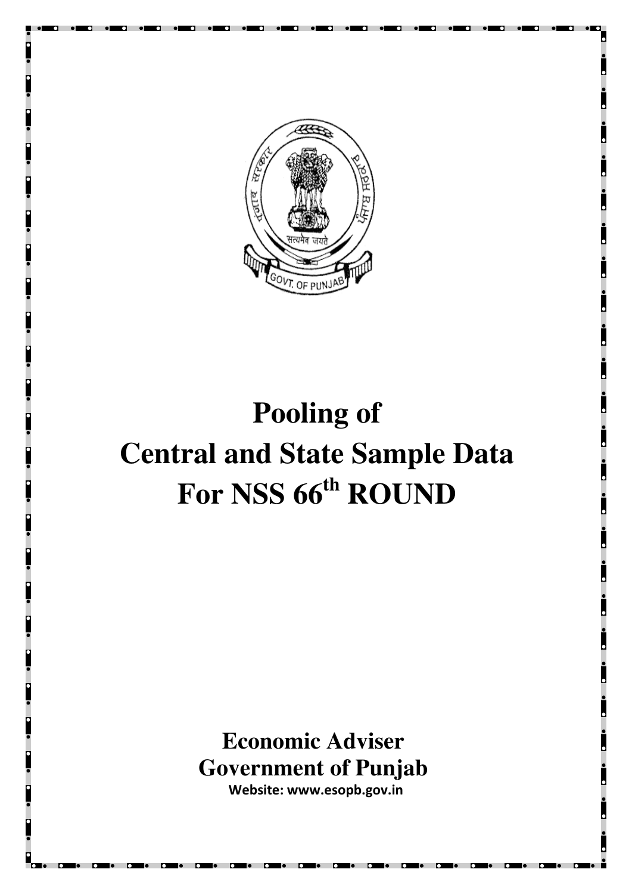# Pooling of Central and State Sample Data For NSS 66th ROUND

**Economic Adviser**
**Government of Punjab**
**Website: www.esopb.gov.in**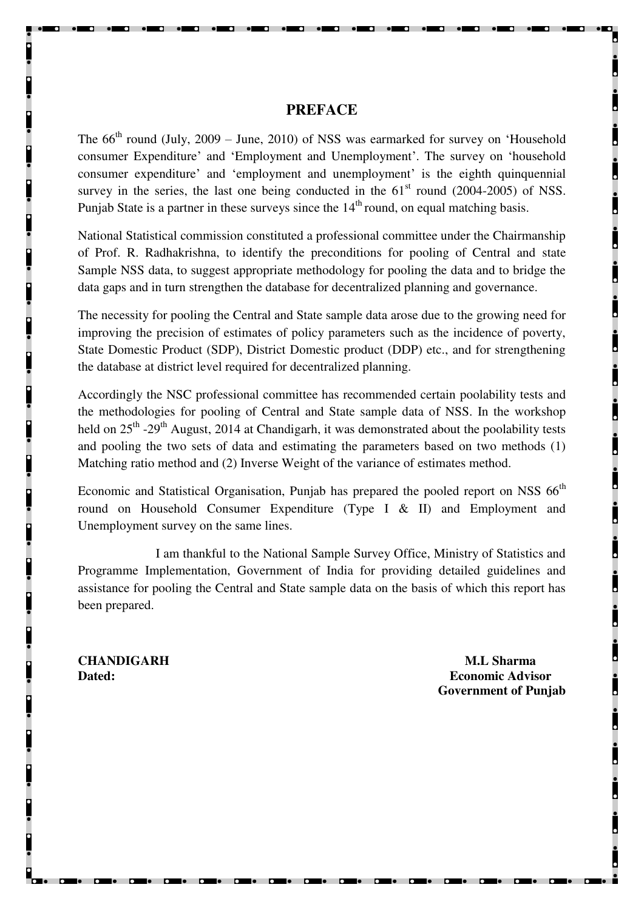# PREFACE

The $66^{th}$ round (July, 2009 – June, 2010) of NSS was earmarked for survey on 'Household consumer Expenditure' and 'Employment and Unemployment'. The survey on 'household consumer expenditure' and 'employment and unemployment' is the eighth quinquennial survey in the series, the last one being conducted in the $61^{st}$ round (2004-2005) of NSS. Punjab State is a partner in these surveys since the $14^{th}$ round, on equal matching basis.

National Statistical commission constituted a professional committee under the Chairmanship of Prof. R. Radhakrishna, to identify the preconditions for pooling of Central and state Sample NSS data, to suggest appropriate methodology for pooling the data and to bridge the data gaps and in turn strengthen the database for decentralized planning and governance.

The necessity for pooling the Central and State sample data arose due to the growing need for improving the precision of estimates of policy parameters such as the incidence of poverty, State Domestic Product (SDP), District Domestic product (DDP) etc., and for strengthening the database at district level required for decentralized planning.

Accordingly the NSC professional committee has recommended certain poolability tests and the methodologies for pooling of Central and State sample data of NSS. In the workshop held on $25^{th}$ -$29^{th}$ August, 2014 at Chandigarh, it was demonstrated about the poolability tests and pooling the two sets of data and estimating the parameters based on two methods (1) Matching ratio method and (2) Inverse Weight of the variance of estimates method.

Economic and Statistical Organisation, Punjab has prepared the pooled report on NSS $66^{th}$ round on Household Consumer Expenditure (Type I & II) and Employment and Unemployment survey on the same lines.

I am thankful to the National Sample Survey Office, Ministry of Statistics and Programme Implementation, Government of India for providing detailed guidelines and assistance for pooling the Central and State sample data on the basis of which this report has been prepared.

**CHANDIGARH**
**Dated:**

**M.L Sharma**
**Economic Advisor**
**Government of Punjab**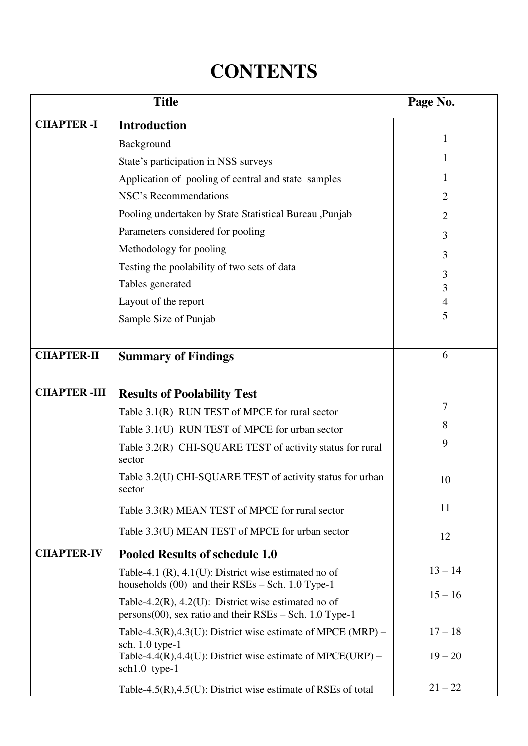# CONTENTS

| Title | | Page No. |
|---|---|---|
| **CHAPTER -I** | **Introduction** | |
| | Background | 1 |
| | State's participation in NSS surveys | 1 |
| | Application of pooling of central and state samples | 1 |
| | NSC's Recommendations | 2 |
| | Pooling undertaken by State Statistical Bureau ,Punjab | 2 |
| | Parameters considered for pooling | 3 |
| | Methodology for pooling | 3 |
| | Testing the poolability of two sets of data | 3 |
| | Tables generated | 3 |
| | Layout of the report | 4 |
| | Sample Size of Punjab | 5 |
| **CHAPTER-II** | **Summary of Findings** | 6 |
| **CHAPTER -III** | **Results of Poolability Test** | |
| | Table 3.1(R) RUN TEST of MPCE for rural sector | 7 |
| | Table 3.1(U) RUN TEST of MPCE for urban sector | 8 |
| | Table 3.2(R) CHI-SQUARE TEST of activity status for rural sector | 9 |
| | Table 3.2(U) CHI-SQUARE TEST of activity status for urban sector | 10 |
| | Table 3.3(R) MEAN TEST of MPCE for rural sector | 11 |
| | Table 3.3(U) MEAN TEST of MPCE for urban sector | 12 |
| **CHAPTER-IV** | **Pooled Results of schedule 1.0** | |
| | Table-4.1 (R), 4.1(U): District wise estimated no of households (00) and their RSEs – Sch. 1.0 Type-1 | 13 – 14 |
| | Table-4.2(R), 4.2(U): District wise estimated no of persons(00), sex ratio and their RSEs – Sch. 1.0 Type-1 | 15 – 16 |
| | Table-4.3(R),4.3(U): District wise estimate of MPCE (MRP) – sch. 1.0 type-1 | 17 – 18 |
| | Table-4.4(R),4.4(U): District wise estimate of MPCE(URP) – sch1.0 type-1 | 19 – 20 |
| | Table-4.5(R),4.5(U): District wise estimate of RSEs of total | 21 – 22 |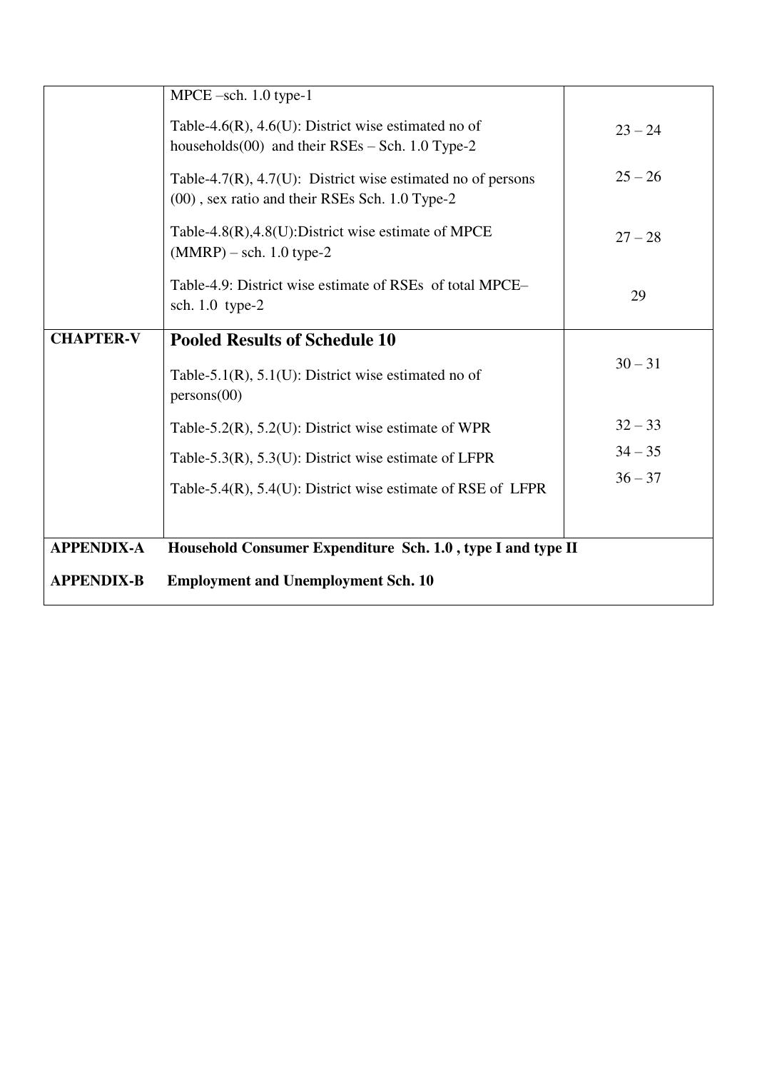| | | |
|---|---|---|
| | MPCE –sch. 1.0 type-1 | |
| | Table-4.6(R), 4.6(U): District wise estimated no of households(00) and their RSEs – Sch. 1.0 Type-2 | 23 – 24 |
| | Table-4.7(R), 4.7(U): District wise estimated no of persons (00) , sex ratio and their RSEs Sch. 1.0 Type-2 | 25 – 26 |
| | Table-4.8(R),4.8(U):District wise estimate of MPCE (MMRP) – sch. 1.0 type-2 | 27 – 28 |
| | Table-4.9: District wise estimate of RSEs of total MPCE– sch. 1.0 type-2 | 29 |
| **CHAPTER-V** | **Pooled Results of Schedule 10** | |
| | Table-5.1(R), 5.1(U): District wise estimated no of persons(00) | 30 – 31 |
| | Table-5.2(R), 5.2(U): District wise estimate of WPR | 32 – 33 |
| | Table-5.3(R), 5.3(U): District wise estimate of LFPR | 34 – 35 |
| | Table-5.4(R), 5.4(U): District wise estimate of RSE of LFPR | 36 – 37 |
| **APPENDIX-A** | **Household Consumer Expenditure Sch. 1.0 , type I and type II** | |
| **APPENDIX-B** | **Employment and Unemployment Sch. 10** | |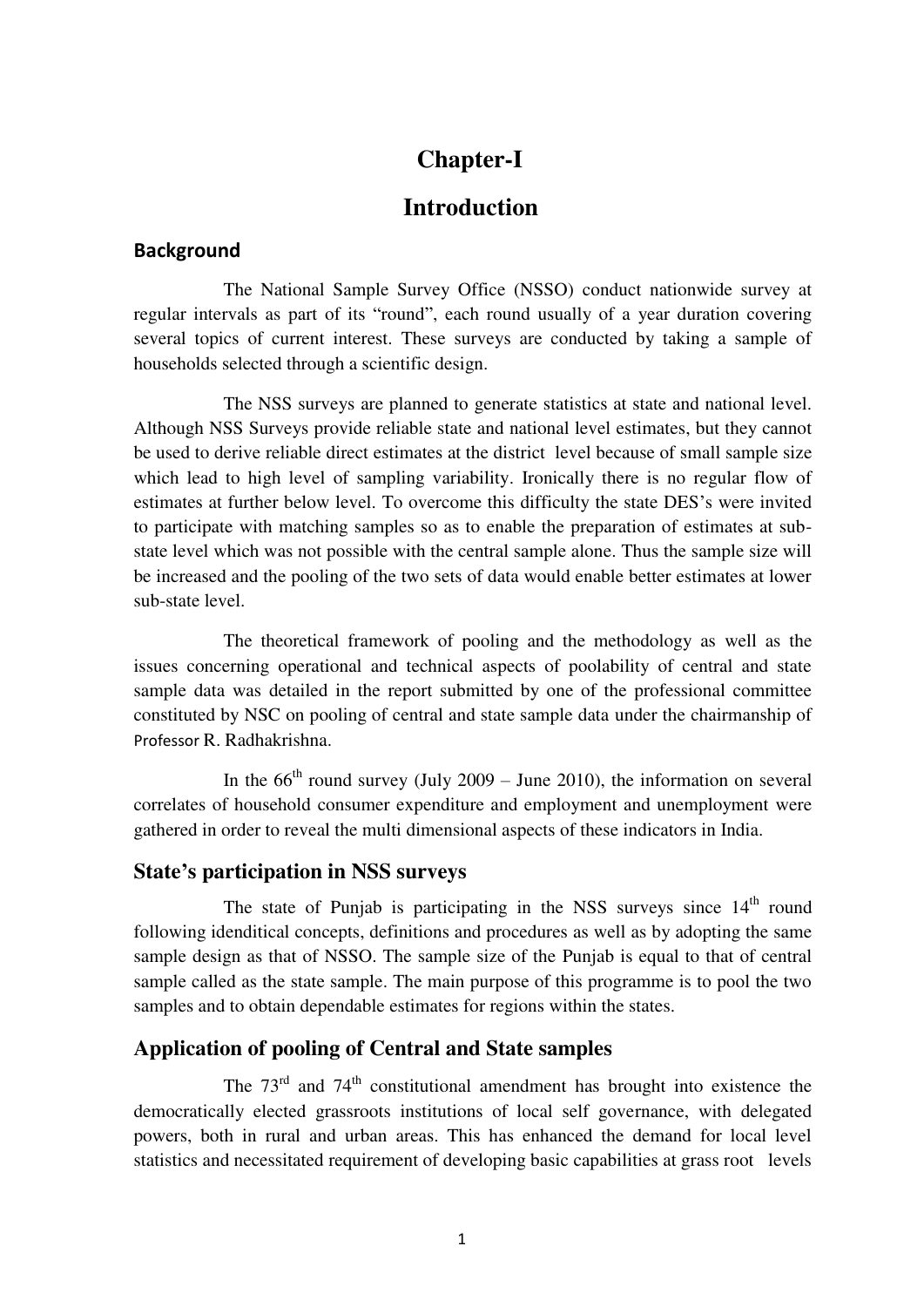# Chapter-I

# Introduction

## Background

The National Sample Survey Office (NSSO) conduct nationwide survey at regular intervals as part of its "round", each round usually of a year duration covering several topics of current interest. These surveys are conducted by taking a sample of households selected through a scientific design.

The NSS surveys are planned to generate statistics at state and national level. Although NSS Surveys provide reliable state and national level estimates, but they cannot be used to derive reliable direct estimates at the district level because of small sample size which lead to high level of sampling variability. Ironically there is no regular flow of estimates at further below level. To overcome this difficulty the state DES's were invited to participate with matching samples so as to enable the preparation of estimates at sub-state level which was not possible with the central sample alone. Thus the sample size will be increased and the pooling of the two sets of data would enable better estimates at lower sub-state level.

The theoretical framework of pooling and the methodology as well as the issues concerning operational and technical aspects of poolability of central and state sample data was detailed in the report submitted by one of the professional committee constituted by NSC on pooling of central and state sample data under the chairmanship of Professor R. Radhakrishna.

In the 66th round survey (July 2009 – June 2010), the information on several correlates of household consumer expenditure and employment and unemployment were gathered in order to reveal the multi dimensional aspects of these indicators in India.

## State's participation in NSS surveys

The state of Punjab is participating in the NSS surveys since 14th round following idenditical concepts, definitions and procedures as well as by adopting the same sample design as that of NSSO. The sample size of the Punjab is equal to that of central sample called as the state sample. The main purpose of this programme is to pool the two samples and to obtain dependable estimates for regions within the states.

## Application of pooling of Central and State samples

The 73rd and 74th constitutional amendment has brought into existence the democratically elected grassroots institutions of local self governance, with delegated powers, both in rural and urban areas. This has enhanced the demand for local level statistics and necessitated requirement of developing basic capabilities at grass root levels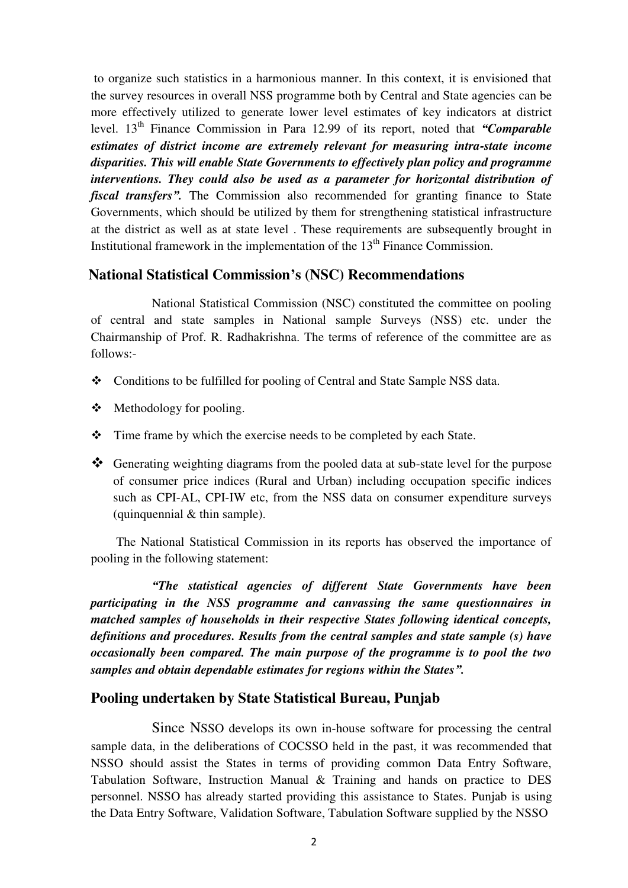to organize such statistics in a harmonious manner. In this context, it is envisioned that the survey resources in overall NSS programme both by Central and State agencies can be more effectively utilized to generate lower level estimates of key indicators at district level. 13th Finance Commission in Para 12.99 of its report, noted that ***"Comparable estimates of district income are extremely relevant for measuring intra-state income disparities. This will enable State Governments to effectively plan policy and programme interventions. They could also be used as a parameter for horizontal distribution of fiscal transfers".*** The Commission also recommended for granting finance to State Governments, which should be utilized by them for strengthening statistical infrastructure at the district as well as at state level . These requirements are subsequently brought in Institutional framework in the implementation of the 13th Finance Commission.

## National Statistical Commission's (NSC) Recommendations

National Statistical Commission (NSC) constituted the committee on pooling of central and state samples in National sample Surveys (NSS) etc. under the Chairmanship of Prof. R. Radhakrishna. The terms of reference of the committee are as follows:-

- Conditions to be fulfilled for pooling of Central and State Sample NSS data.
- Methodology for pooling.
- Time frame by which the exercise needs to be completed by each State.
- Generating weighting diagrams from the pooled data at sub-state level for the purpose of consumer price indices (Rural and Urban) including occupation specific indices such as CPI-AL, CPI-IW etc, from the NSS data on consumer expenditure surveys (quinquennial & thin sample).

The National Statistical Commission in its reports has observed the importance of pooling in the following statement:

***"The statistical agencies of different State Governments have been participating in the NSS programme and canvassing the same questionnaires in matched samples of households in their respective States following identical concepts, definitions and procedures. Results from the central samples and state sample (s) have occasionally been compared. The main purpose of the programme is to pool the two samples and obtain dependable estimates for regions within the States".***

## Pooling undertaken by State Statistical Bureau, Punjab

Since NSSO develops its own in-house software for processing the central sample data, in the deliberations of COCSSO held in the past, it was recommended that NSSO should assist the States in terms of providing common Data Entry Software, Tabulation Software, Instruction Manual & Training and hands on practice to DES personnel. NSSO has already started providing this assistance to States. Punjab is using the Data Entry Software, Validation Software, Tabulation Software supplied by the NSSO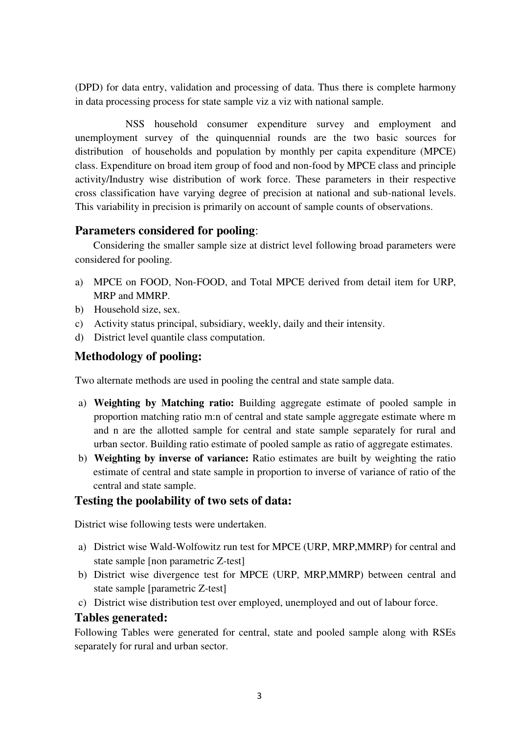(DPD) for data entry, validation and processing of data. Thus there is complete harmony in data processing process for state sample viz a viz with national sample.

NSS household consumer expenditure survey and employment and unemployment survey of the quinquennial rounds are the two basic sources for distribution of households and population by monthly per capita expenditure (MPCE) class. Expenditure on broad item group of food and non-food by MPCE class and principle activity/Industry wise distribution of work force. These parameters in their respective cross classification have varying degree of precision at national and sub-national levels. This variability in precision is primarily on account of sample counts of observations.

## **Parameters considered for pooling**:

Considering the smaller sample size at district level following broad parameters were considered for pooling.

a) MPCE on FOOD, Non-FOOD, and Total MPCE derived from detail item for URP, MRP and MMRP.
b) Household size, sex.
c) Activity status principal, subsidiary, weekly, daily and their intensity.
d) District level quantile class computation.

## **Methodology of pooling:**

Two alternate methods are used in pooling the central and state sample data.

a) **Weighting by Matching ratio:** Building aggregate estimate of pooled sample in proportion matching ratio m:n of central and state sample aggregate estimate where m and n are the allotted sample for central and state sample separately for rural and urban sector. Building ratio estimate of pooled sample as ratio of aggregate estimates.
b) **Weighting by inverse of variance:** Ratio estimates are built by weighting the ratio estimate of central and state sample in proportion to inverse of variance of ratio of the central and state sample.

## **Testing the poolability of two sets of data:**

District wise following tests were undertaken.

a) District wise Wald-Wolfowitz run test for MPCE (URP, MRP,MMRP) for central and state sample [non parametric Z-test]
b) District wise divergence test for MPCE (URP, MRP,MMRP) between central and state sample [parametric Z-test]
c) District wise distribution test over employed, unemployed and out of labour force.

## **Tables generated:**

Following Tables were generated for central, state and pooled sample along with RSEs separately for rural and urban sector.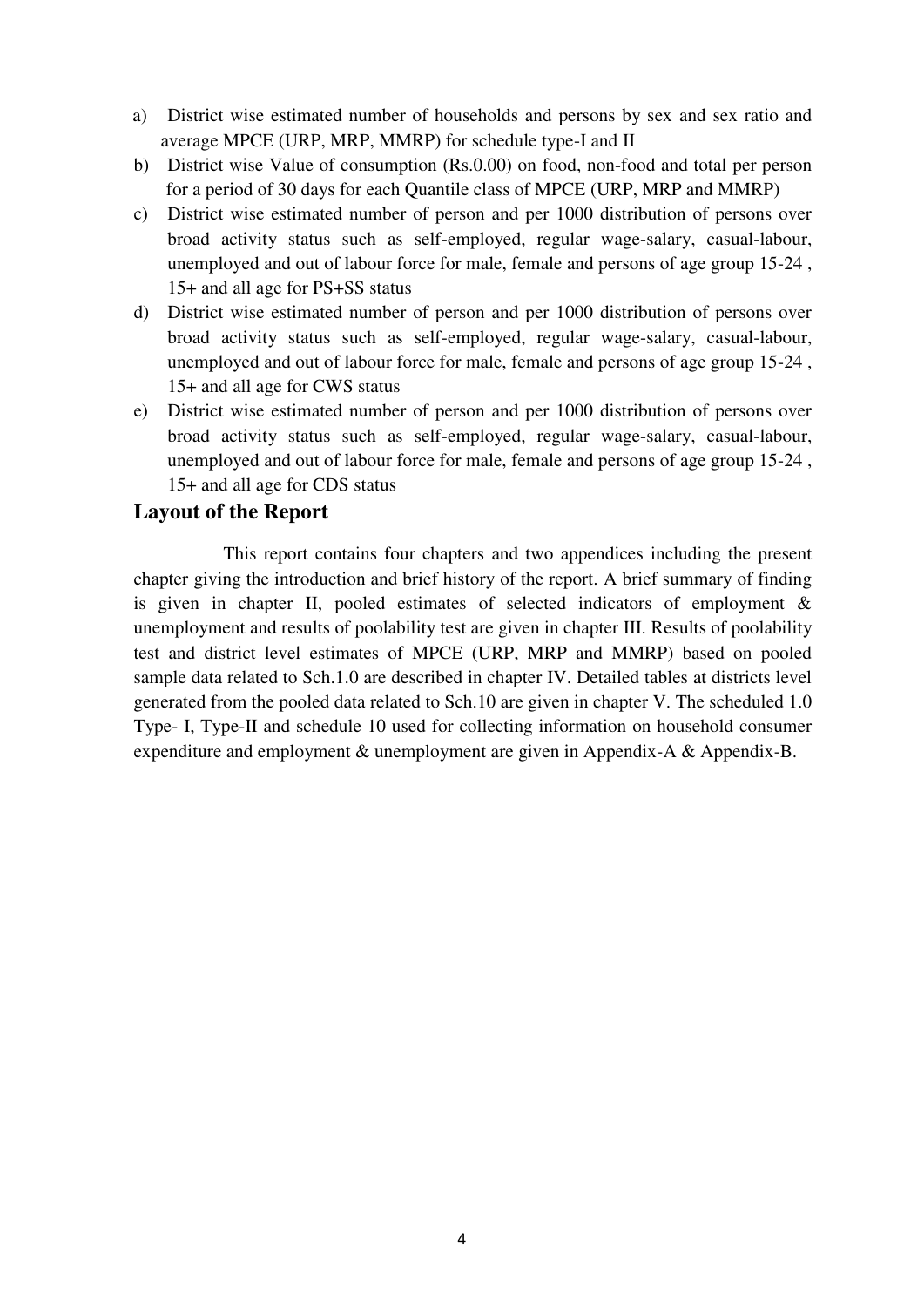a) District wise estimated number of households and persons by sex and sex ratio and average MPCE (URP, MRP, MMRP) for schedule type-I and II
b) District wise Value of consumption (Rs.0.00) on food, non-food and total per person for a period of 30 days for each Quantile class of MPCE (URP, MRP and MMRP)
c) District wise estimated number of person and per 1000 distribution of persons over broad activity status such as self-employed, regular wage-salary, casual-labour, unemployed and out of labour force for male, female and persons of age group 15-24 , 15+ and all age for PS+SS status
d) District wise estimated number of person and per 1000 distribution of persons over broad activity status such as self-employed, regular wage-salary, casual-labour, unemployed and out of labour force for male, female and persons of age group 15-24 , 15+ and all age for CWS status
e) District wise estimated number of person and per 1000 distribution of persons over broad activity status such as self-employed, regular wage-salary, casual-labour, unemployed and out of labour force for male, female and persons of age group 15-24 , 15+ and all age for CDS status

## Layout of the Report

This report contains four chapters and two appendices including the present chapter giving the introduction and brief history of the report. A brief summary of finding is given in chapter II, pooled estimates of selected indicators of employment & unemployment and results of poolability test are given in chapter III. Results of poolability test and district level estimates of MPCE (URP, MRP and MMRP) based on pooled sample data related to Sch.1.0 are described in chapter IV. Detailed tables at districts level generated from the pooled data related to Sch.10 are given in chapter V. The scheduled 1.0 Type- I, Type-II and schedule 10 used for collecting information on household consumer expenditure and employment & unemployment are given in Appendix-A & Appendix-B.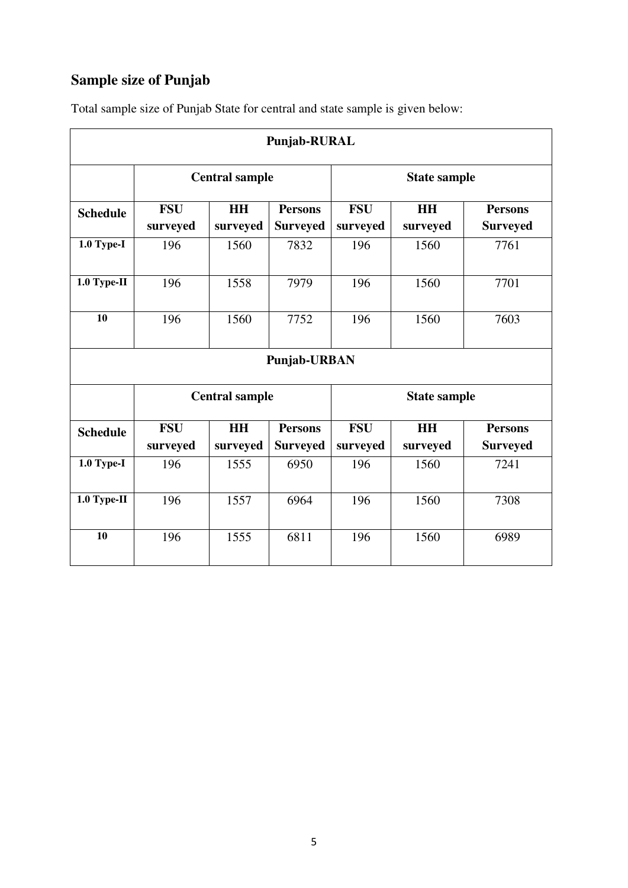## Sample size of Punjab

Total sample size of Punjab State for central and state sample is given below:

| Punjab-RURAL | | | | | | |
|---|---|---|---|---|---|---|
| | Central sample | | | State sample | | |
| **Schedule** | **FSU surveyed** | **HH surveyed** | **Persons Surveyed** | **FSU surveyed** | **HH surveyed** | **Persons Surveyed** |
| **1.0 Type-I** | 196 | 1560 | 7832 | 196 | 1560 | 7761 |
| **1.0 Type-II** | 196 | 1558 | 7979 | 196 | 1560 | 7701 |
| **10** | 196 | 1560 | 7752 | 196 | 1560 | 7603 |
| **Punjab-URBAN** | | | | | | |
| | **Central sample** | | | **State sample** | | |
| **Schedule** | **FSU surveyed** | **HH surveyed** | **Persons Surveyed** | **FSU surveyed** | **HH surveyed** | **Persons Surveyed** |
| **1.0 Type-I** | 196 | 1555 | 6950 | 196 | 1560 | 7241 |
| **1.0 Type-II** | 196 | 1557 | 6964 | 196 | 1560 | 7308 |
| **10** | 196 | 1555 | 6811 | 196 | 1560 | 6989 |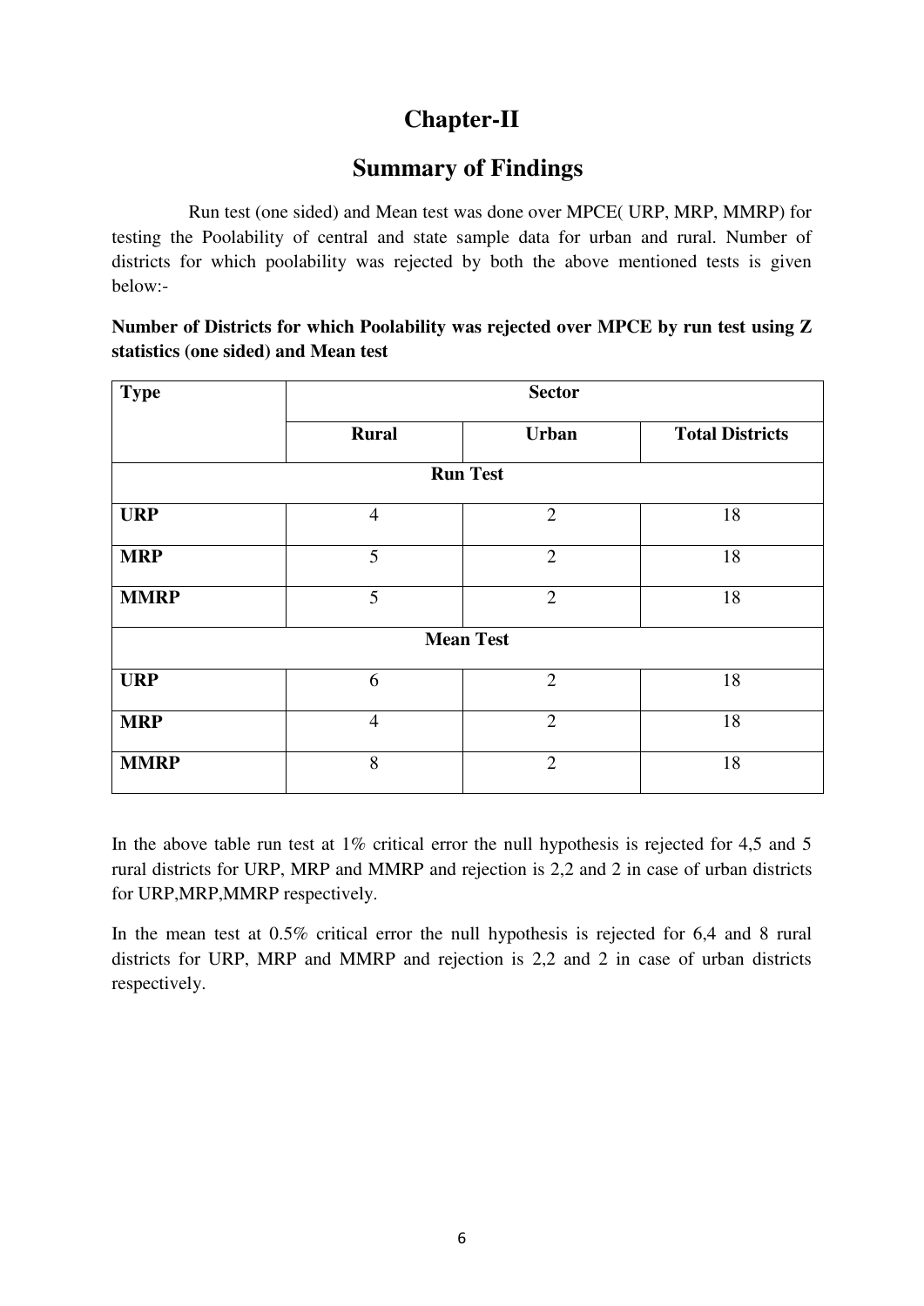# Chapter-II

## Summary of Findings

Run test (one sided) and Mean test was done over MPCE( URP, MRP, MMRP) for testing the Poolability of central and state sample data for urban and rural. Number of districts for which poolability was rejected by both the above mentioned tests is given below:-

**Number of Districts for which Poolability was rejected over MPCE by run test using Z statistics (one sided) and Mean test**

| Type | Sector | | |
|---|---|---|---|
| | **Rural** | **Urban** | **Total Districts** |
| **Run Test** | | | |
| **URP** | 4 | 2 | 18 |
| **MRP** | 5 | 2 | 18 |
| **MMRP** | 5 | 2 | 18 |
| **Mean Test** | | | |
| **URP** | 6 | 2 | 18 |
| **MRP** | 4 | 2 | 18 |
| **MMRP** | 8 | 2 | 18 |

In the above table run test at 1% critical error the null hypothesis is rejected for 4,5 and 5 rural districts for URP, MRP and MMRP and rejection is 2,2 and 2 in case of urban districts for URP,MRP,MMRP respectively.

In the mean test at 0.5% critical error the null hypothesis is rejected for 6,4 and 8 rural districts for URP, MRP and MMRP and rejection is 2,2 and 2 in case of urban districts respectively.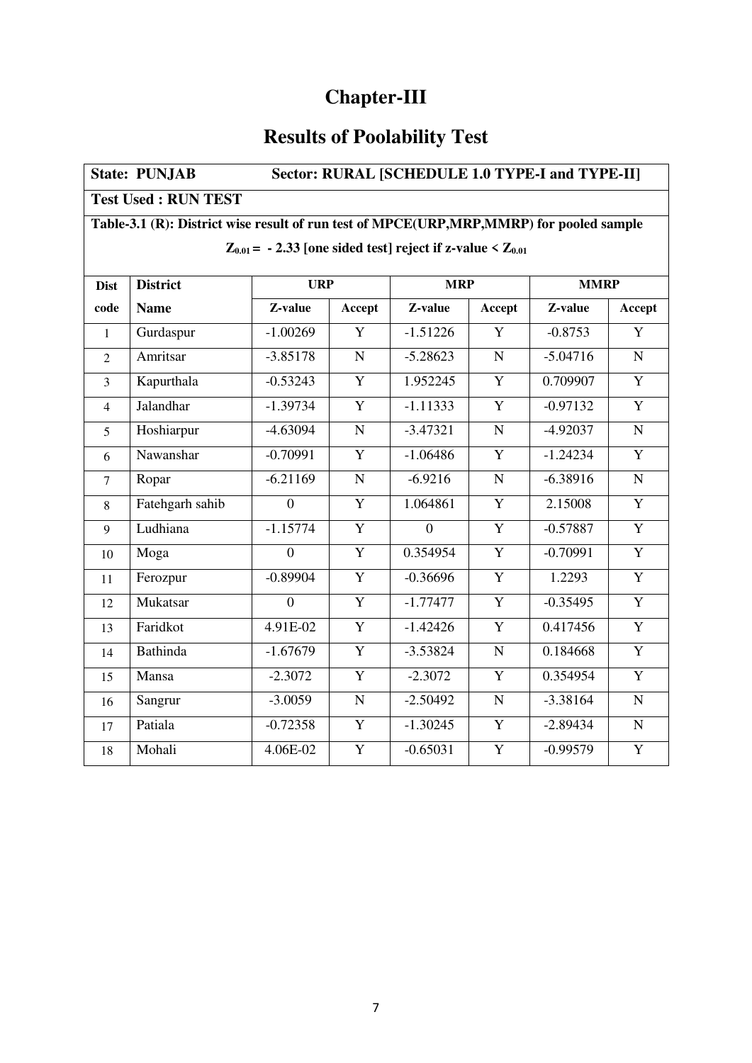# Chapter-III

## Results of Poolability Test

| **State: PUNJAB** | | **Sector: RURAL [SCHEDULE 1.0 TYPE-I and TYPE-II]** | | | | | |
|---|---|---|---|---|---|---|---|
| **Test Used : RUN TEST** | | | | | | | |
| **Table-3.1 (R): District wise result of run test of MPCE(URP,MRP,MMRP) for pooled sample** $Z_{0.01} = -2.33$ **[one sided test] reject if z-value <** $Z_{0.01}$ | | | | | | | |
| **Dist code** | **District Name** | **URP** | | **MRP** | | **MMRP** | |
| | | **Z-value** | **Accept** | **Z-value** | **Accept** | **Z-value** | **Accept** |
| 1 | Gurdaspur | -1.00269 | Y | -1.51226 | Y | -0.8753 | Y |
| 2 | Amritsar | -3.85178 | N | -5.28623 | N | -5.04716 | N |
| 3 | Kapurthala | -0.53243 | Y | 1.952245 | Y | 0.709907 | Y |
| 4 | Jalandhar | -1.39734 | Y | -1.11333 | Y | -0.97132 | Y |
| 5 | Hoshiarpur | -4.63094 | N | -3.47321 | N | -4.92037 | N |
| 6 | Nawanshar | -0.70991 | Y | -1.06486 | Y | -1.24234 | Y |
| 7 | Ropar | -6.21169 | N | -6.9216 | N | -6.38916 | N |
| 8 | Fatehgarh sahib | 0 | Y | 1.064861 | Y | 2.15008 | Y |
| 9 | Ludhiana | -1.15774 | Y | 0 | Y | -0.57887 | Y |
| 10 | Moga | 0 | Y | 0.354954 | Y | -0.70991 | Y |
| 11 | Ferozpur | -0.89904 | Y | -0.36696 | Y | 1.2293 | Y |
| 12 | Mukatsar | 0 | Y | -1.77477 | Y | -0.35495 | Y |
| 13 | Faridkot | 4.91E-02 | Y | -1.42426 | Y | 0.417456 | Y |
| 14 | Bathinda | -1.67679 | Y | -3.53824 | N | 0.184668 | Y |
| 15 | Mansa | -2.3072 | Y | -2.3072 | Y | 0.354954 | Y |
| 16 | Sangrur | -3.0059 | N | -2.50492 | N | -3.38164 | N |
| 17 | Patiala | -0.72358 | Y | -1.30245 | Y | -2.89434 | N |
| 18 | Mohali | 4.06E-02 | Y | -0.65031 | Y | -0.99579 | Y |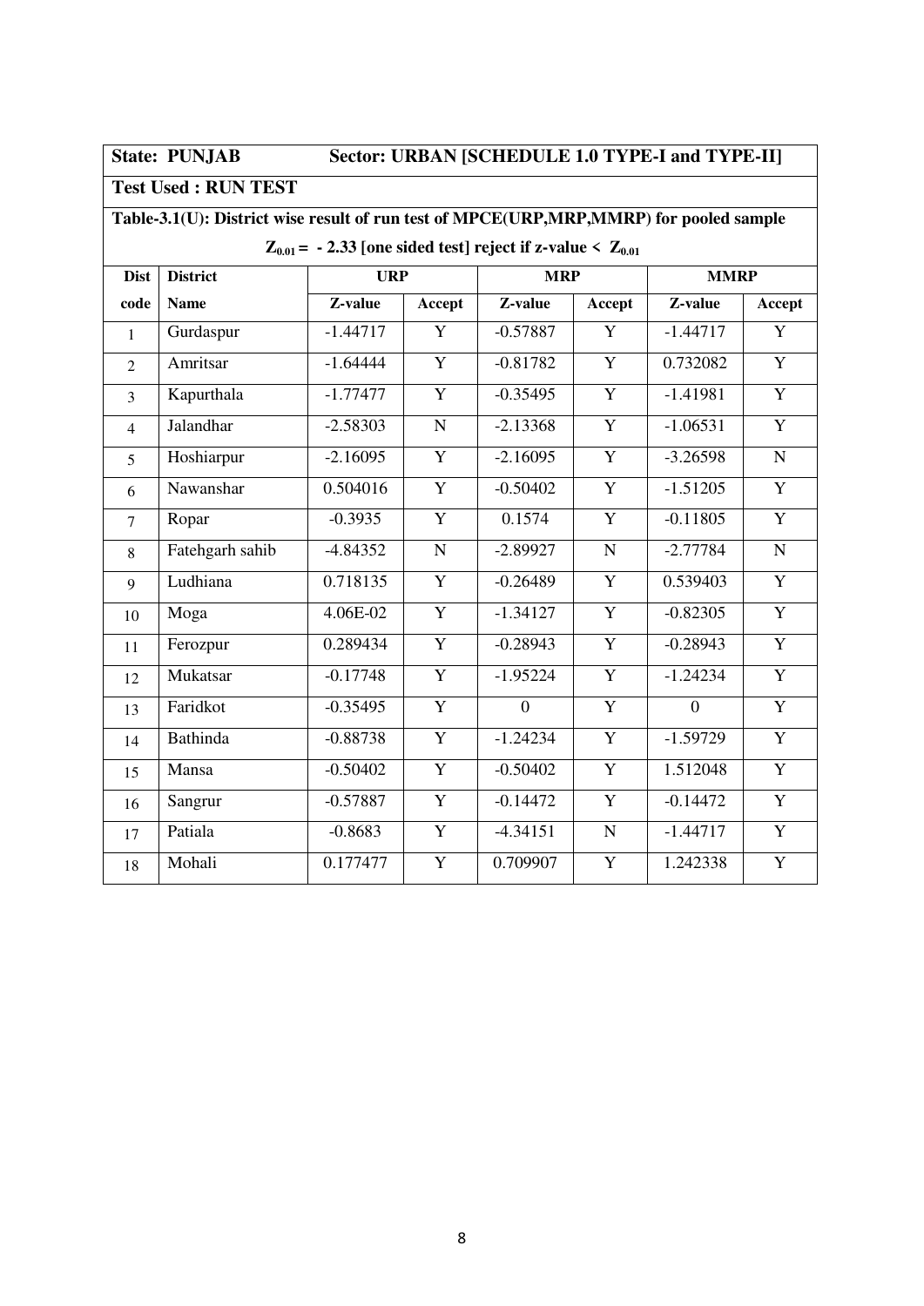**State: PUNJAB** **Sector: URBAN [SCHEDULE 1.0 TYPE-I and TYPE-II]**

**Test Used : RUN TEST**

**Table-3.1(U): District wise result of run test of MPCE(URP,MRP,MMRP) for pooled sample**

$Z_{0.01} = -2.33$ [one sided test] reject if z-value < $Z_{0.01}$

| Dist code | District Name | URP | | MRP | | MMRP | |
|---|---|---|---|---|---|---|---|
| | | Z-value | Accept | Z-value | Accept | Z-value | Accept |
| 1 | Gurdaspur | -1.44717 | Y | -0.57887 | Y | -1.44717 | Y |
| 2 | Amritsar | -1.64444 | Y | -0.81782 | Y | 0.732082 | Y |
| 3 | Kapurthala | -1.77477 | Y | -0.35495 | Y | -1.41981 | Y |
| 4 | Jalandhar | -2.58303 | N | -2.13368 | Y | -1.06531 | Y |
| 5 | Hoshiarpur | -2.16095 | Y | -2.16095 | Y | -3.26598 | N |
| 6 | Nawanshar | 0.504016 | Y | -0.50402 | Y | -1.51205 | Y |
| 7 | Ropar | -0.3935 | Y | 0.1574 | Y | -0.11805 | Y |
| 8 | Fatehgarh sahib | -4.84352 | N | -2.89927 | N | -2.77784 | N |
| 9 | Ludhiana | 0.718135 | Y | -0.26489 | Y | 0.539403 | Y |
| 10 | Moga | 4.06E-02 | Y | -1.34127 | Y | -0.82305 | Y |
| 11 | Ferozpur | 0.289434 | Y | -0.28943 | Y | -0.28943 | Y |
| 12 | Mukatsar | -0.17748 | Y | -1.95224 | Y | -1.24234 | Y |
| 13 | Faridkot | -0.35495 | Y | 0 | Y | 0 | Y |
| 14 | Bathinda | -0.88738 | Y | -1.24234 | Y | -1.59729 | Y |
| 15 | Mansa | -0.50402 | Y | -0.50402 | Y | 1.512048 | Y |
| 16 | Sangrur | -0.57887 | Y | -0.14472 | Y | -0.14472 | Y |
| 17 | Patiala | -0.8683 | Y | -4.34151 | N | -1.44717 | Y |
| 18 | Mohali | 0.177477 | Y | 0.709907 | Y | 1.242338 | Y |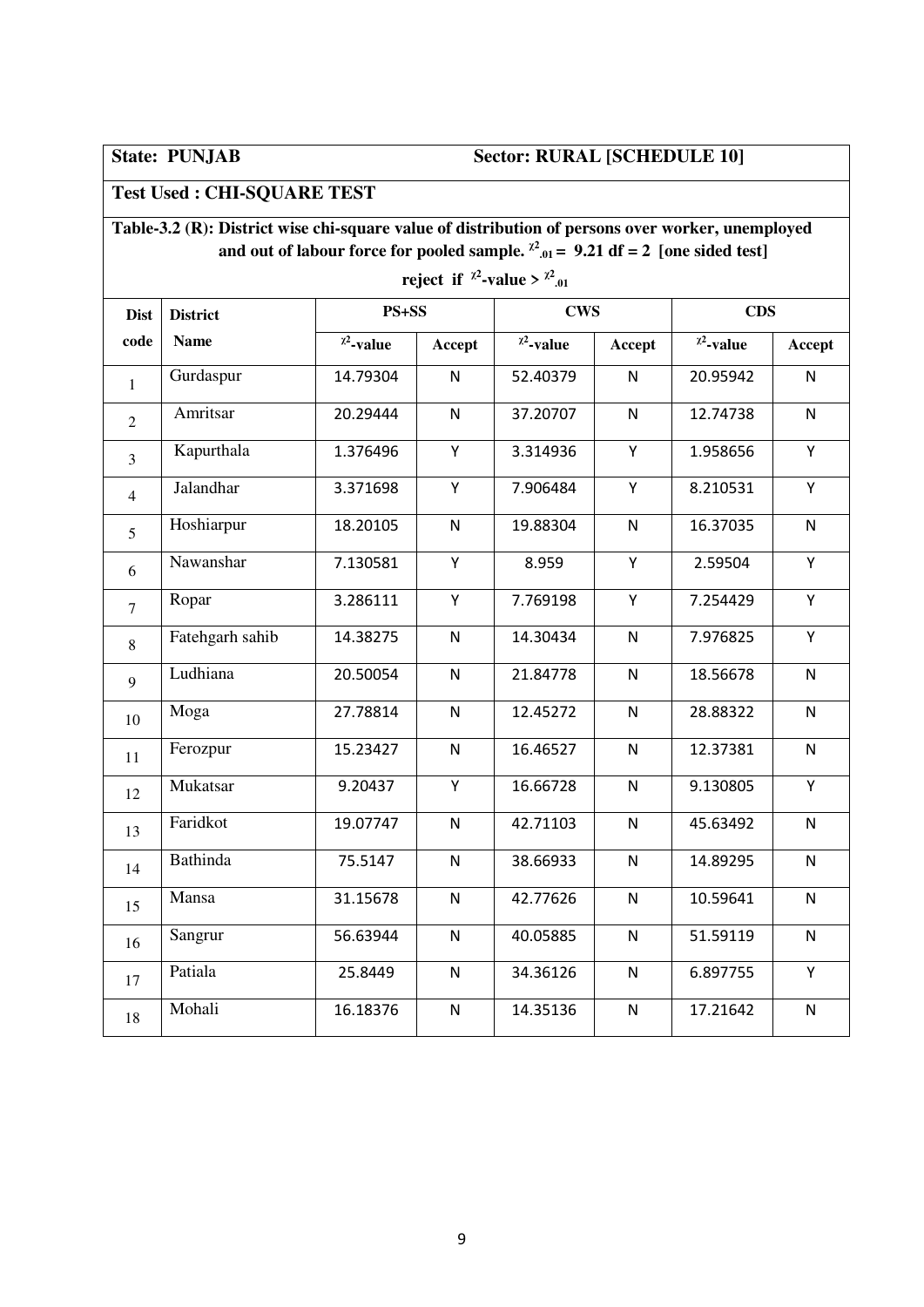**State: PUNJAB** **Sector: RURAL [SCHEDULE 10]**

**Test Used : CHI-SQUARE TEST**

**Table-3.2 (R): District wise chi-square value of distribution of persons over worker, unemployed and out of labour force for pooled sample. $\chi^2_{.01} = 9.21$ df = 2 [one sided test]**

**reject if $\chi^2$-value > $\chi^2_{.01}$**

| Dist code | District Name | PS+SS | | CWS | | CDS | |
|---|---|---|---|---|---|---|---|
| | | $\chi^2$-value | Accept | $\chi^2$-value | Accept | $\chi^2$-value | Accept |
| 1 | Gurdaspur | 14.79304 | N | 52.40379 | N | 20.95942 | N |
| 2 | Amritsar | 20.29444 | N | 37.20707 | N | 12.74738 | N |
| 3 | Kapurthala | 1.376496 | Y | 3.314936 | Y | 1.958656 | Y |
| 4 | Jalandhar | 3.371698 | Y | 7.906484 | Y | 8.210531 | Y |
| 5 | Hoshiarpur | 18.20105 | N | 19.88304 | N | 16.37035 | N |
| 6 | Nawanshar | 7.130581 | Y | 8.959 | Y | 2.59504 | Y |
| 7 | Ropar | 3.286111 | Y | 7.769198 | Y | 7.254429 | Y |
| 8 | Fatehgarh sahib | 14.38275 | N | 14.30434 | N | 7.976825 | Y |
| 9 | Ludhiana | 20.50054 | N | 21.84778 | N | 18.56678 | N |
| 10 | Moga | 27.78814 | N | 12.45272 | N | 28.88322 | N |
| 11 | Ferozpur | 15.23427 | N | 16.46527 | N | 12.37381 | N |
| 12 | Mukatsar | 9.20437 | Y | 16.66728 | N | 9.130805 | Y |
| 13 | Faridkot | 19.07747 | N | 42.71103 | N | 45.63492 | N |
| 14 | Bathinda | 75.5147 | N | 38.66933 | N | 14.89295 | N |
| 15 | Mansa | 31.15678 | N | 42.77626 | N | 10.59641 | N |
| 16 | Sangrur | 56.63944 | N | 40.05885 | N | 51.59119 | N |
| 17 | Patiala | 25.8449 | N | 34.36126 | N | 6.897755 | Y |
| 18 | Mohali | 16.18376 | N | 14.35136 | N | 17.21642 | N |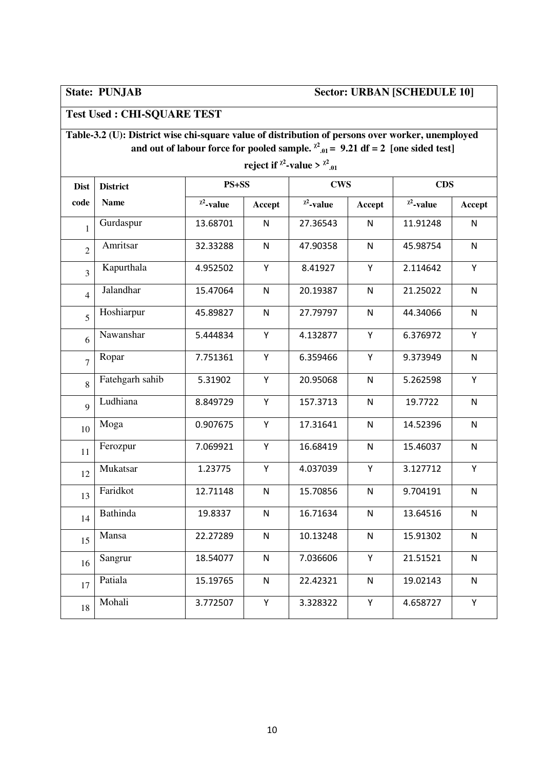**State: PUNJAB** **Sector: URBAN [SCHEDULE 10]**

**Test Used : CHI-SQUARE TEST**

**Table-3.2 (U): District wise chi-square value of distribution of persons over worker, unemployed and out of labour force for pooled sample. $\chi^2_{.01}$ = 9.21 df = 2 [one sided test]**

**reject if $\chi^2$-value > $\chi^2_{.01}$**

| Dist code | District Name | PS+SS | | CWS | | CDS | |
|---|---|---|---|---|---|---|---|
| | | $\chi^2$-value | Accept | $\chi^2$-value | Accept | $\chi^2$-value | Accept |
| 1 | Gurdaspur | 13.68701 | N | 27.36543 | N | 11.91248 | N |
| 2 | Amritsar | 32.33288 | N | 47.90358 | N | 45.98754 | N |
| 3 | Kapurthala | 4.952502 | Y | 8.41927 | Y | 2.114642 | Y |
| 4 | Jalandhar | 15.47064 | N | 20.19387 | N | 21.25022 | N |
| 5 | Hoshiarpur | 45.89827 | N | 27.79797 | N | 44.34066 | N |
| 6 | Nawanshar | 5.444834 | Y | 4.132877 | Y | 6.376972 | Y |
| 7 | Ropar | 7.751361 | Y | 6.359466 | Y | 9.373949 | N |
| 8 | Fatehgarh sahib | 5.31902 | Y | 20.95068 | N | 5.262598 | Y |
| 9 | Ludhiana | 8.849729 | Y | 157.3713 | N | 19.7722 | N |
| 10 | Moga | 0.907675 | Y | 17.31641 | N | 14.52396 | N |
| 11 | Ferozpur | 7.069921 | Y | 16.68419 | N | 15.46037 | N |
| 12 | Mukatsar | 1.23775 | Y | 4.037039 | Y | 3.127712 | Y |
| 13 | Faridkot | 12.71148 | N | 15.70856 | N | 9.704191 | N |
| 14 | Bathinda | 19.8337 | N | 16.71634 | N | 13.64516 | N |
| 15 | Mansa | 22.27289 | N | 10.13248 | N | 15.91302 | N |
| 16 | Sangrur | 18.54077 | N | 7.036606 | Y | 21.51521 | N |
| 17 | Patiala | 15.19765 | N | 22.42321 | N | 19.02143 | N |
| 18 | Mohali | 3.772507 | Y | 3.328322 | Y | 4.658727 | Y |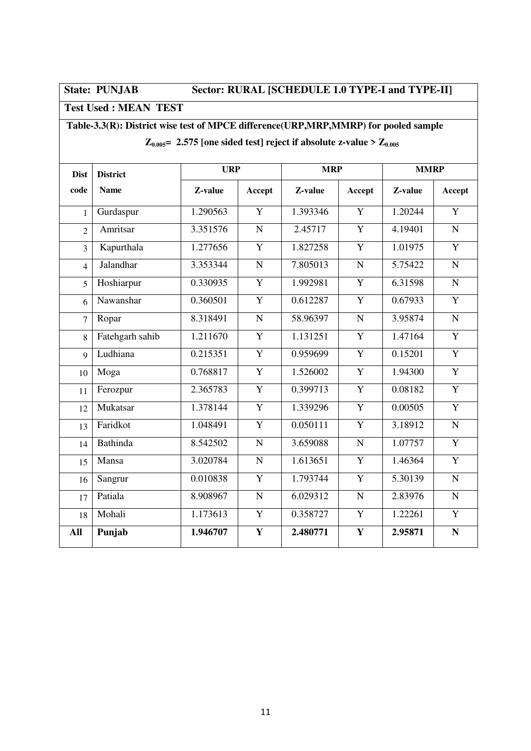**State: PUNJAB Sector: RURAL [SCHEDULE 1.0 TYPE-I and TYPE-II]**

**Test Used : MEAN TEST**

**Table-3.3(R): District wise test of MPCE difference(URP,MRP,MMRP) for pooled sample**

**$Z_{0.005}$= 2.575 [one sided test] reject if absolute z-value > $Z_{0.005}$**

| Dist code | District Name | URP | | MRP | | MMRP | |
|---|---|---|---|---|---|---|---|
| | | Z-value | Accept | Z-value | Accept | Z-value | Accept |
| 1 | Gurdaspur | 1.290563 | Y | 1.393346 | Y | 1.20244 | Y |
| 2 | Amritsar | 3.351576 | N | 2.45717 | Y | 4.19401 | N |
| 3 | Kapurthala | 1.277656 | Y | 1.827258 | Y | 1.01975 | Y |
| 4 | Jalandhar | 3.353344 | N | 7.805013 | N | 5.75422 | N |
| 5 | Hoshiarpur | 0.330935 | Y | 1.992981 | Y | 6.31598 | N |
| 6 | Nawanshar | 0.360501 | Y | 0.612287 | Y | 0.67933 | Y |
| 7 | Ropar | 8.318491 | N | 58.96397 | N | 3.95874 | N |
| 8 | Fatehgarh sahib | 1.211670 | Y | 1.131251 | Y | 1.47164 | Y |
| 9 | Ludhiana | 0.215351 | Y | 0.959699 | Y | 0.15201 | Y |
| 10 | Moga | 0.768817 | Y | 1.526002 | Y | 1.94300 | Y |
| 11 | Ferozpur | 2.365783 | Y | 0.399713 | Y | 0.08182 | Y |
| 12 | Mukatsar | 1.378144 | Y | 1.339296 | Y | 0.00505 | Y |
| 13 | Faridkot | 1.048491 | Y | 0.050111 | Y | 3.18912 | N |
| 14 | Bathinda | 8.542502 | N | 3.659088 | N | 1.07757 | Y |
| 15 | Mansa | 3.020784 | N | 1.613651 | Y | 1.46364 | Y |
| 16 | Sangrur | 0.010838 | Y | 1.793744 | Y | 5.30139 | N |
| 17 | Patiala | 8.908967 | N | 6.029312 | N | 2.83976 | N |
| 18 | Mohali | 1.173613 | Y | 0.358727 | Y | 1.22261 | Y |
| **All** | **Punjab** | **1.946707** | **Y** | **2.480771** | **Y** | **2.95871** | **N** |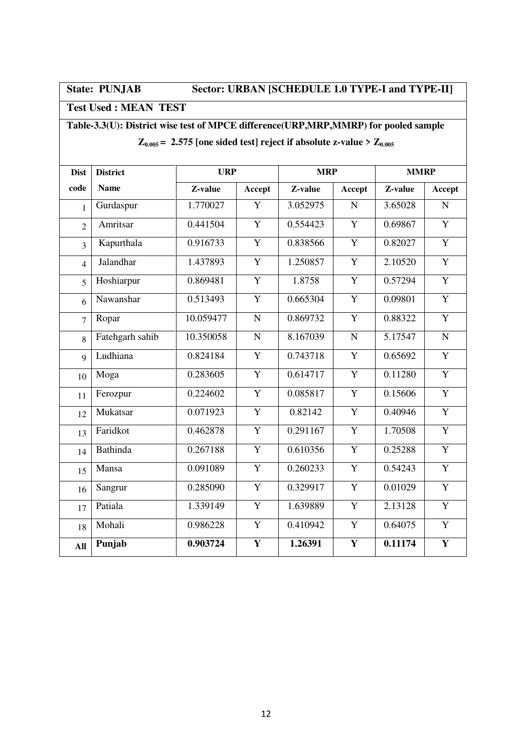**State: PUNJAB Sector: URBAN [SCHEDULE 1.0 TYPE-I and TYPE-II]**

**Test Used : MEAN TEST**

**Table-3.3(U): District wise test of MPCE difference(URP,MRP,MMRP) for pooled sample**

**$Z_{0.005}$ = 2.575 [one sided test] reject if absolute z-value > $Z_{0.005}$**

| Dist code | District Name | URP | | MRP | | MMRP | |
|---|---|---|---|---|---|---|---|
| | | Z-value | Accept | Z-value | Accept | Z-value | Accept |
| 1 | Gurdaspur | 1.770027 | Y | 3.052975 | N | 3.65028 | N |
| 2 | Amritsar | 0.441504 | Y | 0.554423 | Y | 0.69867 | Y |
| 3 | Kapurthala | 0.916733 | Y | 0.838566 | Y | 0.82027 | Y |
| 4 | Jalandhar | 1.437893 | Y | 1.250857 | Y | 2.10520 | Y |
| 5 | Hoshiarpur | 0.869481 | Y | 1.8758 | Y | 0.57294 | Y |
| 6 | Nawanshar | 0.513493 | Y | 0.665304 | Y | 0.09801 | Y |
| 7 | Ropar | 10.059477 | N | 0.869732 | Y | 0.88322 | Y |
| 8 | Fatehgarh sahib | 10.350058 | N | 8.167039 | N | 5.17547 | N |
| 9 | Ludhiana | 0.824184 | Y | 0.743718 | Y | 0.65692 | Y |
| 10 | Moga | 0.283605 | Y | 0.614717 | Y | 0.11280 | Y |
| 11 | Ferozpur | 0.224602 | Y | 0.085817 | Y | 0.15606 | Y |
| 12 | Mukatsar | 0.071923 | Y | 0.82142 | Y | 0.40946 | Y |
| 13 | Faridkot | 0.462878 | Y | 0.291167 | Y | 1.70508 | Y |
| 14 | Bathinda | 0.267188 | Y | 0.610356 | Y | 0.25288 | Y |
| 15 | Mansa | 0.091089 | Y | 0.260233 | Y | 0.54243 | Y |
| 16 | Sangrur | 0.285090 | Y | 0.329917 | Y | 0.01029 | Y |
| 17 | Patiala | 1.339149 | Y | 1.639889 | Y | 2.13128 | Y |
| 18 | Mohali | 0.986228 | Y | 0.410942 | Y | 0.64075 | Y |
| **All** | **Punjab** | **0.903724** | **Y** | **1.26391** | **Y** | **0.11174** | **Y** |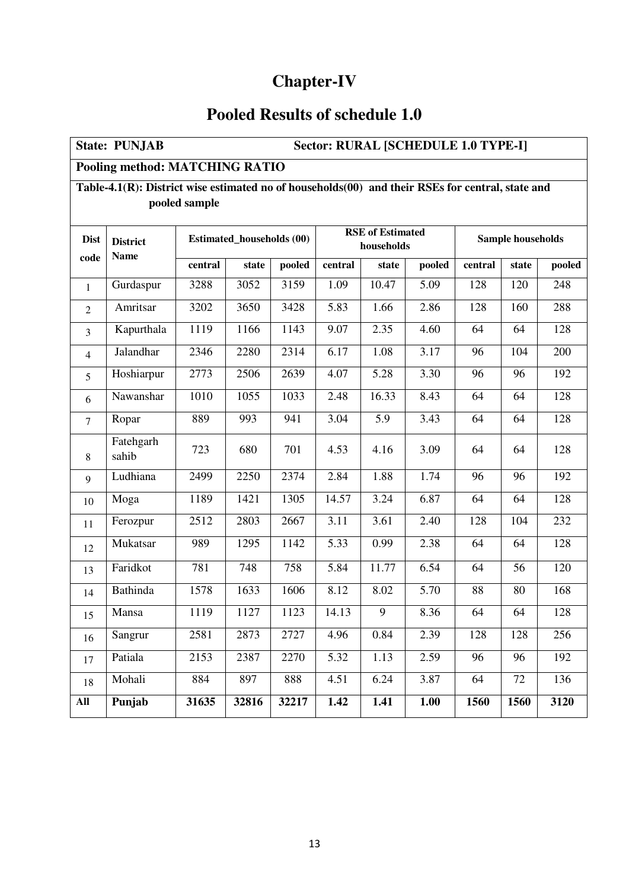# Chapter-IV

## Pooled Results of schedule 1.0

**State: PUNJAB** **Sector: RURAL [SCHEDULE 1.0 TYPE-I]**

**Pooling method: MATCHING RATIO**

**Table-4.1(R): District wise estimated no of households(00) and their RSEs for central, state and pooled sample**

| Dist code | District Name | Estimated_households (00) | | | RSE of Estimated households | | | Sample households | | |
|---|---|---|---|---|---|---|---|---|---|---|
| | | central | state | pooled | central | state | pooled | central | state | pooled |
| 1 | Gurdaspur | 3288 | 3052 | 3159 | 1.09 | 10.47 | 5.09 | 128 | 120 | 248 |
| 2 | Amritsar | 3202 | 3650 | 3428 | 5.83 | 1.66 | 2.86 | 128 | 160 | 288 |
| 3 | Kapurthala | 1119 | 1166 | 1143 | 9.07 | 2.35 | 4.60 | 64 | 64 | 128 |
| 4 | Jalandhar | 2346 | 2280 | 2314 | 6.17 | 1.08 | 3.17 | 96 | 104 | 200 |
| 5 | Hoshiarpur | 2773 | 2506 | 2639 | 4.07 | 5.28 | 3.30 | 96 | 96 | 192 |
| 6 | Nawanshar | 1010 | 1055 | 1033 | 2.48 | 16.33 | 8.43 | 64 | 64 | 128 |
| 7 | Ropar | 889 | 993 | 941 | 3.04 | 5.9 | 3.43 | 64 | 64 | 128 |
| 8 | Fatehgarh sahib | 723 | 680 | 701 | 4.53 | 4.16 | 3.09 | 64 | 64 | 128 |
| 9 | Ludhiana | 2499 | 2250 | 2374 | 2.84 | 1.88 | 1.74 | 96 | 96 | 192 |
| 10 | Moga | 1189 | 1421 | 1305 | 14.57 | 3.24 | 6.87 | 64 | 64 | 128 |
| 11 | Ferozpur | 2512 | 2803 | 2667 | 3.11 | 3.61 | 2.40 | 128 | 104 | 232 |
| 12 | Mukatsar | 989 | 1295 | 1142 | 5.33 | 0.99 | 2.38 | 64 | 64 | 128 |
| 13 | Faridkot | 781 | 748 | 758 | 5.84 | 11.77 | 6.54 | 64 | 56 | 120 |
| 14 | Bathinda | 1578 | 1633 | 1606 | 8.12 | 8.02 | 5.70 | 88 | 80 | 168 |
| 15 | Mansa | 1119 | 1127 | 1123 | 14.13 | 9 | 8.36 | 64 | 64 | 128 |
| 16 | Sangrur | 2581 | 2873 | 2727 | 4.96 | 0.84 | 2.39 | 128 | 128 | 256 |
| 17 | Patiala | 2153 | 2387 | 2270 | 5.32 | 1.13 | 2.59 | 96 | 96 | 192 |
| 18 | Mohali | 884 | 897 | 888 | 4.51 | 6.24 | 3.87 | 64 | 72 | 136 |
| **All** | **Punjab** | **31635** | **32816** | **32217** | **1.42** | **1.41** | **1.00** | **1560** | **1560** | **3120** |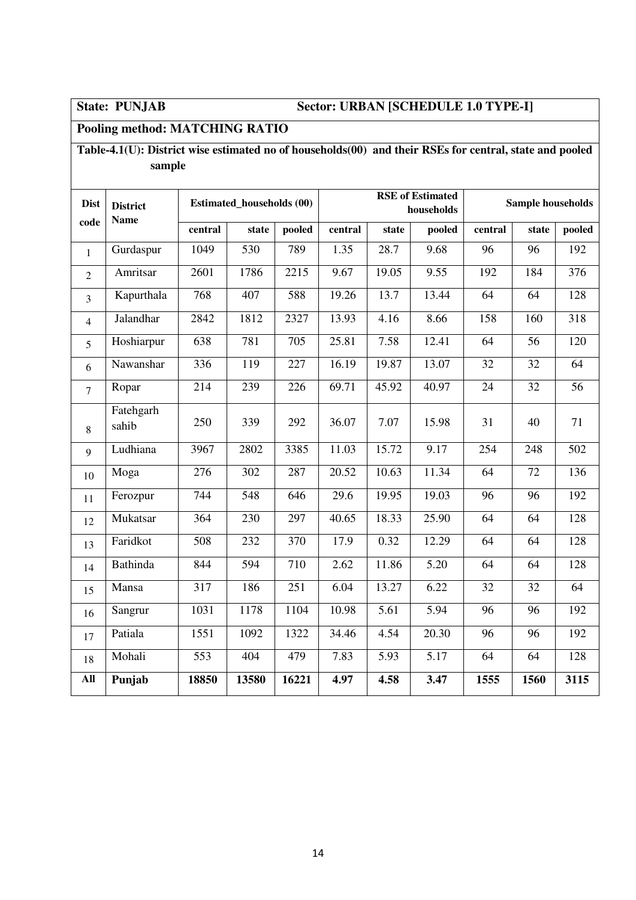**State: PUNJAB** **Sector: URBAN [SCHEDULE 1.0 TYPE-I]**

**Pooling method: MATCHING RATIO**

**Table-4.1(U): District wise estimated no of households(00) and their RSEs for central, state and pooled sample**

| Dist code | District Name | Estimated_households (00) | | | RSE of Estimated households | | | Sample households | | |
|---|---|---|---|---|---|---|---|---|---|---|
| | | central | state | pooled | central | state | pooled | central | state | pooled |
| 1 | Gurdaspur | 1049 | 530 | 789 | 1.35 | 28.7 | 9.68 | 96 | 96 | 192 |
| 2 | Amritsar | 2601 | 1786 | 2215 | 9.67 | 19.05 | 9.55 | 192 | 184 | 376 |
| 3 | Kapurthala | 768 | 407 | 588 | 19.26 | 13.7 | 13.44 | 64 | 64 | 128 |
| 4 | Jalandhar | 2842 | 1812 | 2327 | 13.93 | 4.16 | 8.66 | 158 | 160 | 318 |
| 5 | Hoshiarpur | 638 | 781 | 705 | 25.81 | 7.58 | 12.41 | 64 | 56 | 120 |
| 6 | Nawanshar | 336 | 119 | 227 | 16.19 | 19.87 | 13.07 | 32 | 32 | 64 |
| 7 | Ropar | 214 | 239 | 226 | 69.71 | 45.92 | 40.97 | 24 | 32 | 56 |
| 8 | Fatehgarh sahib | 250 | 339 | 292 | 36.07 | 7.07 | 15.98 | 31 | 40 | 71 |
| 9 | Ludhiana | 3967 | 2802 | 3385 | 11.03 | 15.72 | 9.17 | 254 | 248 | 502 |
| 10 | Moga | 276 | 302 | 287 | 20.52 | 10.63 | 11.34 | 64 | 72 | 136 |
| 11 | Ferozpur | 744 | 548 | 646 | 29.6 | 19.95 | 19.03 | 96 | 96 | 192 |
| 12 | Mukatsar | 364 | 230 | 297 | 40.65 | 18.33 | 25.90 | 64 | 64 | 128 |
| 13 | Faridkot | 508 | 232 | 370 | 17.9 | 0.32 | 12.29 | 64 | 64 | 128 |
| 14 | Bathinda | 844 | 594 | 710 | 2.62 | 11.86 | 5.20 | 64 | 64 | 128 |
| 15 | Mansa | 317 | 186 | 251 | 6.04 | 13.27 | 6.22 | 32 | 32 | 64 |
| 16 | Sangrur | 1031 | 1178 | 1104 | 10.98 | 5.61 | 5.94 | 96 | 96 | 192 |
| 17 | Patiala | 1551 | 1092 | 1322 | 34.46 | 4.54 | 20.30 | 96 | 96 | 192 |
| 18 | Mohali | 553 | 404 | 479 | 7.83 | 5.93 | 5.17 | 64 | 64 | 128 |
| **All** | **Punjab** | **18850** | **13580** | **16221** | **4.97** | **4.58** | **3.47** | **1555** | **1560** | **3115** |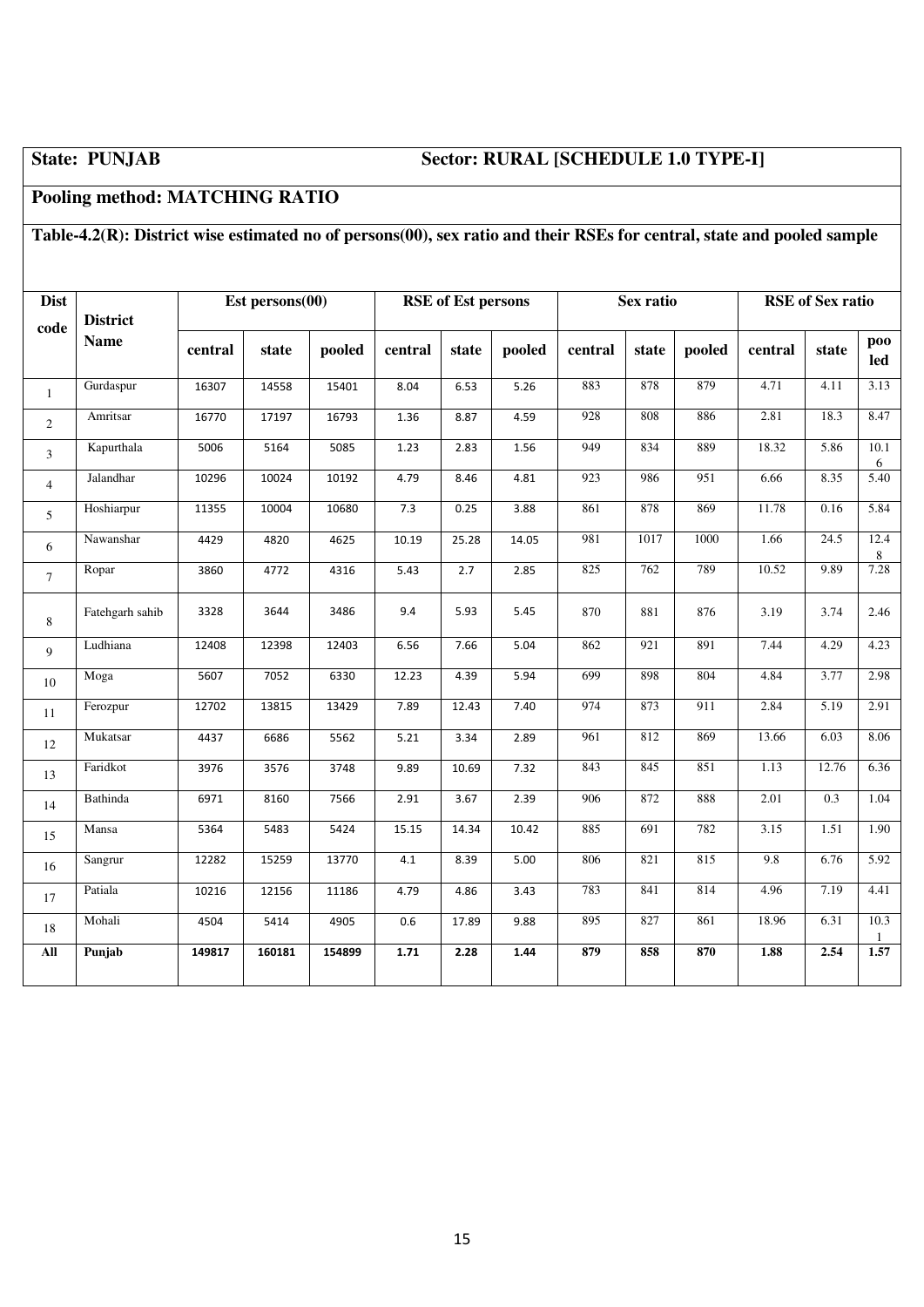**State: PUNJAB** **Sector: RURAL [SCHEDULE 1.0 TYPE-I]**

**Pooling method: MATCHING RATIO**

**Table-4.2(R): District wise estimated no of persons(00), sex ratio and their RSEs for central, state and pooled sample**

| Dist code | District Name | Est persons(00) | | | RSE of Est persons | | | Sex ratio | | | RSE of Sex ratio | | |
|---|---|---|---|---|---|---|---|---|---|---|---|---|---|
| | | central | state | pooled | central | state | pooled | central | state | pooled | central | state | pooled |
| 1 | Gurdaspur | 16307 | 14558 | 15401 | 8.04 | 6.53 | 5.26 | 883 | 878 | 879 | 4.71 | 4.11 | 3.13 |
| 2 | Amritsar | 16770 | 17197 | 16793 | 1.36 | 8.87 | 4.59 | 928 | 808 | 886 | 2.81 | 18.3 | 8.47 |
| 3 | Kapurthala | 5006 | 5164 | 5085 | 1.23 | 2.83 | 1.56 | 949 | 834 | 889 | 18.32 | 5.86 | 10.16 |
| 4 | Jalandhar | 10296 | 10024 | 10192 | 4.79 | 8.46 | 4.81 | 923 | 986 | 951 | 6.66 | 8.35 | 5.40 |
| 5 | Hoshiarpur | 11355 | 10004 | 10680 | 7.3 | 0.25 | 3.88 | 861 | 878 | 869 | 11.78 | 0.16 | 5.84 |
| 6 | Nawanshar | 4429 | 4820 | 4625 | 10.19 | 25.28 | 14.05 | 981 | 1017 | 1000 | 1.66 | 24.5 | 12.48 |
| 7 | Ropar | 3860 | 4772 | 4316 | 5.43 | 2.7 | 2.85 | 825 | 762 | 789 | 10.52 | 9.89 | 7.28 |
| 8 | Fatehgarh sahib | 3328 | 3644 | 3486 | 9.4 | 5.93 | 5.45 | 870 | 881 | 876 | 3.19 | 3.74 | 2.46 |
| 9 | Ludhiana | 12408 | 12398 | 12403 | 6.56 | 7.66 | 5.04 | 862 | 921 | 891 | 7.44 | 4.29 | 4.23 |
| 10 | Moga | 5607 | 7052 | 6330 | 12.23 | 4.39 | 5.94 | 699 | 898 | 804 | 4.84 | 3.77 | 2.98 |
| 11 | Ferozpur | 12702 | 13815 | 13429 | 7.89 | 12.43 | 7.40 | 974 | 873 | 911 | 2.84 | 5.19 | 2.91 |
| 12 | Mukatsar | 4437 | 6686 | 5562 | 5.21 | 3.34 | 2.89 | 961 | 812 | 869 | 13.66 | 6.03 | 8.06 |
| 13 | Faridkot | 3976 | 3576 | 3748 | 9.89 | 10.69 | 7.32 | 843 | 845 | 851 | 1.13 | 12.76 | 6.36 |
| 14 | Bathinda | 6971 | 8160 | 7566 | 2.91 | 3.67 | 2.39 | 906 | 872 | 888 | 2.01 | 0.3 | 1.04 |
| 15 | Mansa | 5364 | 5483 | 5424 | 15.15 | 14.34 | 10.42 | 885 | 691 | 782 | 3.15 | 1.51 | 1.90 |
| 16 | Sangrur | 12282 | 15259 | 13770 | 4.1 | 8.39 | 5.00 | 806 | 821 | 815 | 9.8 | 6.76 | 5.92 |
| 17 | Patiala | 10216 | 12156 | 11186 | 4.79 | 4.86 | 3.43 | 783 | 841 | 814 | 4.96 | 7.19 | 4.41 |
| 18 | Mohali | 4504 | 5414 | 4905 | 0.6 | 17.89 | 9.88 | 895 | 827 | 861 | 18.96 | 6.31 | 10.31 |
| **All** | **Punjab** | **149817** | **160181** | **154899** | **1.71** | **2.28** | **1.44** | **879** | **858** | **870** | **1.88** | **2.54** | **1.57** |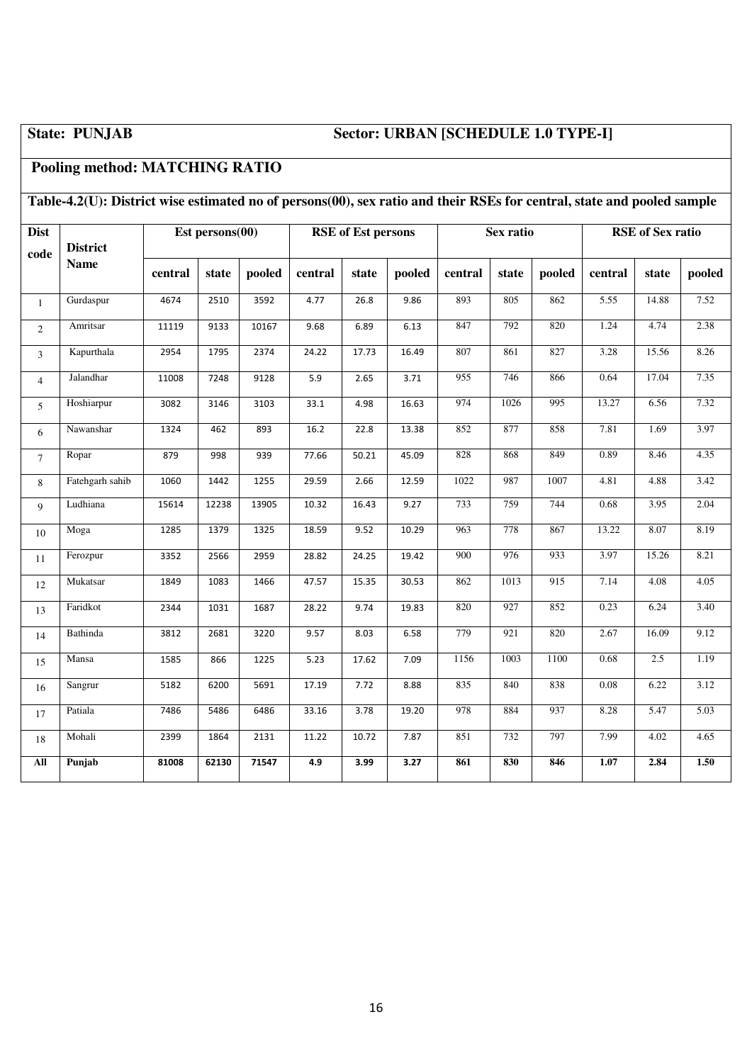**State: PUNJAB** **Sector: URBAN [SCHEDULE 1.0 TYPE-I]**

**Pooling method: MATCHING RATIO**

**Table-4.2(U): District wise estimated no of persons(00), sex ratio and their RSEs for central, state and pooled sample**

| Dist code | District Name | Est persons(00) | | | RSE of Est persons | | | Sex ratio | | | RSE of Sex ratio | | |
|---|---|---|---|---|---|---|---|---|---|---|---|---|---|
| | | central | state | pooled | central | state | pooled | central | state | pooled | central | state | pooled |
| 1 | Gurdaspur | 4674 | 2510 | 3592 | 4.77 | 26.8 | 9.86 | 893 | 805 | 862 | 5.55 | 14.88 | 7.52 |
| 2 | Amritsar | 11119 | 9133 | 10167 | 9.68 | 6.89 | 6.13 | 847 | 792 | 820 | 1.24 | 4.74 | 2.38 |
| 3 | Kapurthala | 2954 | 1795 | 2374 | 24.22 | 17.73 | 16.49 | 807 | 861 | 827 | 3.28 | 15.56 | 8.26 |
| 4 | Jalandhar | 11008 | 7248 | 9128 | 5.9 | 2.65 | 3.71 | 955 | 746 | 866 | 0.64 | 17.04 | 7.35 |
| 5 | Hoshiarpur | 3082 | 3146 | 3103 | 33.1 | 4.98 | 16.63 | 974 | 1026 | 995 | 13.27 | 6.56 | 7.32 |
| 6 | Nawanshar | 1324 | 462 | 893 | 16.2 | 22.8 | 13.38 | 852 | 877 | 858 | 7.81 | 1.69 | 3.97 |
| 7 | Ropar | 879 | 998 | 939 | 77.66 | 50.21 | 45.09 | 828 | 868 | 849 | 0.89 | 8.46 | 4.35 |
| 8 | Fatehgarh sahib | 1060 | 1442 | 1255 | 29.59 | 2.66 | 12.59 | 1022 | 987 | 1007 | 4.81 | 4.88 | 3.42 |
| 9 | Ludhiana | 15614 | 12238 | 13905 | 10.32 | 16.43 | 9.27 | 733 | 759 | 744 | 0.68 | 3.95 | 2.04 |
| 10 | Moga | 1285 | 1379 | 1325 | 18.59 | 9.52 | 10.29 | 963 | 778 | 867 | 13.22 | 8.07 | 8.19 |
| 11 | Ferozpur | 3352 | 2566 | 2959 | 28.82 | 24.25 | 19.42 | 900 | 976 | 933 | 3.97 | 15.26 | 8.21 |
| 12 | Mukatsar | 1849 | 1083 | 1466 | 47.57 | 15.35 | 30.53 | 862 | 1013 | 915 | 7.14 | 4.08 | 4.05 |
| 13 | Faridkot | 2344 | 1031 | 1687 | 28.22 | 9.74 | 19.83 | 820 | 927 | 852 | 0.23 | 6.24 | 3.40 |
| 14 | Bathinda | 3812 | 2681 | 3220 | 9.57 | 8.03 | 6.58 | 779 | 921 | 820 | 2.67 | 16.09 | 9.12 |
| 15 | Mansa | 1585 | 866 | 1225 | 5.23 | 17.62 | 7.09 | 1156 | 1003 | 1100 | 0.68 | 2.5 | 1.19 |
| 16 | Sangrur | 5182 | 6200 | 5691 | 17.19 | 7.72 | 8.88 | 835 | 840 | 838 | 0.08 | 6.22 | 3.12 |
| 17 | Patiala | 7486 | 5486 | 6486 | 33.16 | 3.78 | 19.20 | 978 | 884 | 937 | 8.28 | 5.47 | 5.03 |
| 18 | Mohali | 2399 | 1864 | 2131 | 11.22 | 10.72 | 7.87 | 851 | 732 | 797 | 7.99 | 4.02 | 4.65 |
| **All** | **Punjab** | **81008** | **62130** | **71547** | **4.9** | **3.99** | **3.27** | **861** | **830** | **846** | **1.07** | **2.84** | **1.50** |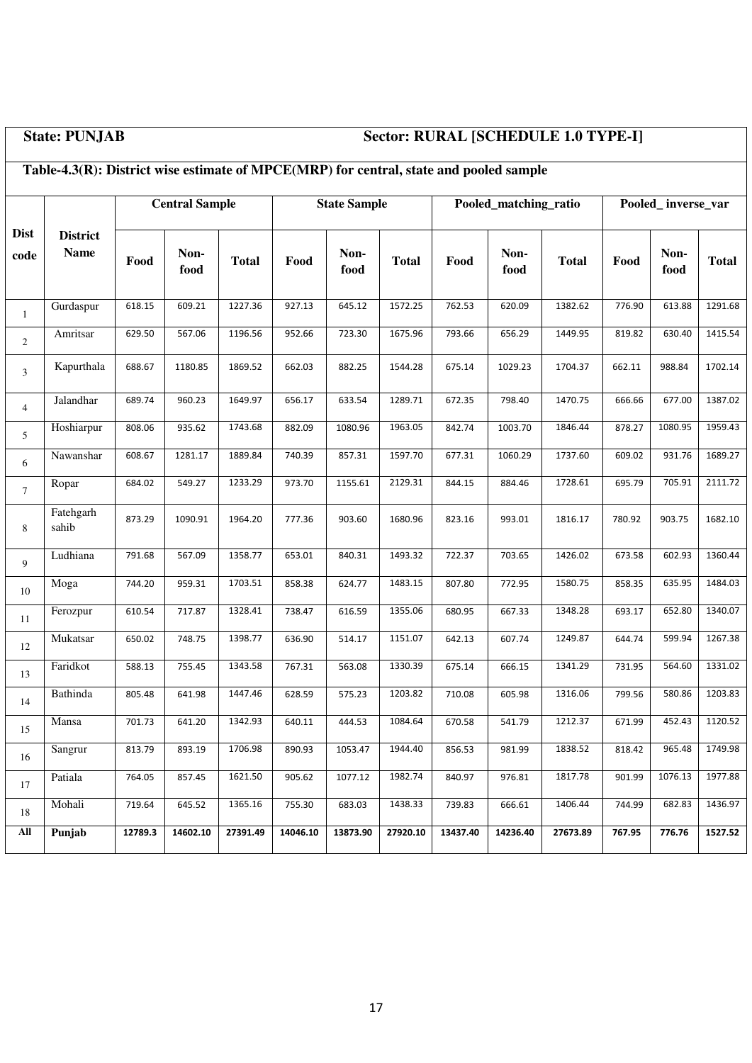**State: PUNJAB** **Sector: RURAL [SCHEDULE 1.0 TYPE-I]**

**Table-4.3(R): District wise estimate of MPCE(MRP) for central, state and pooled sample**

| Dist code | District Name | Central Sample | | | State Sample | | | Pooled_matching_ratio | | | Pooled_ inverse_var | | |
|---|---|---|---|---|---|---|---|---|---|---|---|---|---|
| | | Food | Non-food | Total | Food | Non-food | Total | Food | Non-food | Total | Food | Non-food | Total |
| 1 | Gurdaspur | 618.15 | 609.21 | 1227.36 | 927.13 | 645.12 | 1572.25 | 762.53 | 620.09 | 1382.62 | 776.90 | 613.88 | 1291.68 |
| 2 | Amritsar | 629.50 | 567.06 | 1196.56 | 952.66 | 723.30 | 1675.96 | 793.66 | 656.29 | 1449.95 | 819.82 | 630.40 | 1415.54 |
| 3 | Kapurthala | 688.67 | 1180.85 | 1869.52 | 662.03 | 882.25 | 1544.28 | 675.14 | 1029.23 | 1704.37 | 662.11 | 988.84 | 1702.14 |
| 4 | Jalandhar | 689.74 | 960.23 | 1649.97 | 656.17 | 633.54 | 1289.71 | 672.35 | 798.40 | 1470.75 | 666.66 | 677.00 | 1387.02 |
| 5 | Hoshiarpur | 808.06 | 935.62 | 1743.68 | 882.09 | 1080.96 | 1963.05 | 842.74 | 1003.70 | 1846.44 | 878.27 | 1080.95 | 1959.43 |
| 6 | Nawanshar | 608.67 | 1281.17 | 1889.84 | 740.39 | 857.31 | 1597.70 | 677.31 | 1060.29 | 1737.60 | 609.02 | 931.76 | 1689.27 |
| 7 | Ropar | 684.02 | 549.27 | 1233.29 | 973.70 | 1155.61 | 2129.31 | 844.15 | 884.46 | 1728.61 | 695.79 | 705.91 | 2111.72 |
| 8 | Fatehgarh sahib | 873.29 | 1090.91 | 1964.20 | 777.36 | 903.60 | 1680.96 | 823.16 | 993.01 | 1816.17 | 780.92 | 903.75 | 1682.10 |
| 9 | Ludhiana | 791.68 | 567.09 | 1358.77 | 653.01 | 840.31 | 1493.32 | 722.37 | 703.65 | 1426.02 | 673.58 | 602.93 | 1360.44 |
| 10 | Moga | 744.20 | 959.31 | 1703.51 | 858.38 | 624.77 | 1483.15 | 807.80 | 772.95 | 1580.75 | 858.35 | 635.95 | 1484.03 |
| 11 | Ferozpur | 610.54 | 717.87 | 1328.41 | 738.47 | 616.59 | 1355.06 | 680.95 | 667.33 | 1348.28 | 693.17 | 652.80 | 1340.07 |
| 12 | Mukatsar | 650.02 | 748.75 | 1398.77 | 636.90 | 514.17 | 1151.07 | 642.13 | 607.74 | 1249.87 | 644.74 | 599.94 | 1267.38 |
| 13 | Faridkot | 588.13 | 755.45 | 1343.58 | 767.31 | 563.08 | 1330.39 | 675.14 | 666.15 | 1341.29 | 731.95 | 564.60 | 1331.02 |
| 14 | Bathinda | 805.48 | 641.98 | 1447.46 | 628.59 | 575.23 | 1203.82 | 710.08 | 605.98 | 1316.06 | 799.56 | 580.86 | 1203.83 |
| 15 | Mansa | 701.73 | 641.20 | 1342.93 | 640.11 | 444.53 | 1084.64 | 670.58 | 541.79 | 1212.37 | 671.99 | 452.43 | 1120.52 |
| 16 | Sangrur | 813.79 | 893.19 | 1706.98 | 890.93 | 1053.47 | 1944.40 | 856.53 | 981.99 | 1838.52 | 818.42 | 965.48 | 1749.98 |
| 17 | Patiala | 764.05 | 857.45 | 1621.50 | 905.62 | 1077.12 | 1982.74 | 840.97 | 976.81 | 1817.78 | 901.99 | 1076.13 | 1977.88 |
| 18 | Mohali | 719.64 | 645.52 | 1365.16 | 755.30 | 683.03 | 1438.33 | 739.83 | 666.61 | 1406.44 | 744.99 | 682.83 | 1436.97 |
| **All** | **Punjab** | **12789.3** | **14602.10** | **27391.49** | **14046.10** | **13873.90** | **27920.10** | **13437.40** | **14236.40** | **27673.89** | **767.95** | **776.76** | **1527.52** |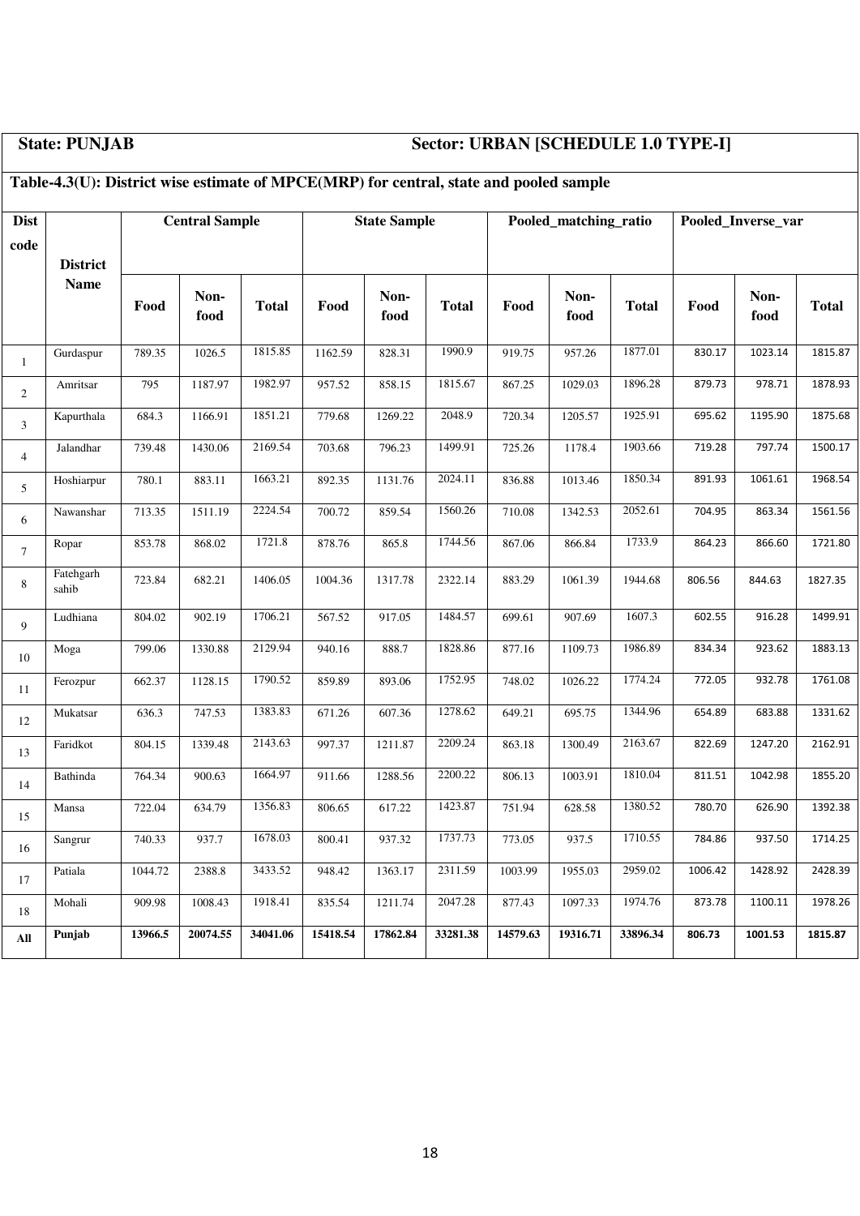**State: PUNJAB** **Sector: URBAN [SCHEDULE 1.0 TYPE-I]**

**Table-4.3(U): District wise estimate of MPCE(MRP) for central, state and pooled sample**

| Dist code | District Name | Central Sample | | | State Sample | | | Pooled_matching_ratio | | | Pooled_Inverse_var | | |
|---|---|---|---|---|---|---|---|---|---|---|---|---|---|
| | | Food | Non-food | Total | Food | Non-food | Total | Food | Non-food | Total | Food | Non-food | Total |
| 1 | Gurdaspur | 789.35 | 1026.5 | 1815.85 | 1162.59 | 828.31 | 1990.9 | 919.75 | 957.26 | 1877.01 | 830.17 | 1023.14 | 1815.87 |
| 2 | Amritsar | 795 | 1187.97 | 1982.97 | 957.52 | 858.15 | 1815.67 | 867.25 | 1029.03 | 1896.28 | 879.73 | 978.71 | 1878.93 |
| 3 | Kapurthala | 684.3 | 1166.91 | 1851.21 | 779.68 | 1269.22 | 2048.9 | 720.34 | 1205.57 | 1925.91 | 695.62 | 1195.90 | 1875.68 |
| 4 | Jalandhar | 739.48 | 1430.06 | 2169.54 | 703.68 | 796.23 | 1499.91 | 725.26 | 1178.4 | 1903.66 | 719.28 | 797.74 | 1500.17 |
| 5 | Hoshiarpur | 780.1 | 883.11 | 1663.21 | 892.35 | 1131.76 | 2024.11 | 836.88 | 1013.46 | 1850.34 | 891.93 | 1061.61 | 1968.54 |
| 6 | Nawanshar | 713.35 | 1511.19 | 2224.54 | 700.72 | 859.54 | 1560.26 | 710.08 | 1342.53 | 2052.61 | 704.95 | 863.34 | 1561.56 |
| 7 | Ropar | 853.78 | 868.02 | 1721.8 | 878.76 | 865.8 | 1744.56 | 867.06 | 866.84 | 1733.9 | 864.23 | 866.60 | 1721.80 |
| 8 | Fatehgarh sahib | 723.84 | 682.21 | 1406.05 | 1004.36 | 1317.78 | 2322.14 | 883.29 | 1061.39 | 1944.68 | 806.56 | 844.63 | 1827.35 |
| 9 | Ludhiana | 804.02 | 902.19 | 1706.21 | 567.52 | 917.05 | 1484.57 | 699.61 | 907.69 | 1607.3 | 602.55 | 916.28 | 1499.91 |
| 10 | Moga | 799.06 | 1330.88 | 2129.94 | 940.16 | 888.7 | 1828.86 | 877.16 | 1109.73 | 1986.89 | 834.34 | 923.62 | 1883.13 |
| 11 | Ferozpur | 662.37 | 1128.15 | 1790.52 | 859.89 | 893.06 | 1752.95 | 748.02 | 1026.22 | 1774.24 | 772.05 | 932.78 | 1761.08 |
| 12 | Mukatsar | 636.3 | 747.53 | 1383.83 | 671.26 | 607.36 | 1278.62 | 649.21 | 695.75 | 1344.96 | 654.89 | 683.88 | 1331.62 |
| 13 | Faridkot | 804.15 | 1339.48 | 2143.63 | 997.37 | 1211.87 | 2209.24 | 863.18 | 1300.49 | 2163.67 | 822.69 | 1247.20 | 2162.91 |
| 14 | Bathinda | 764.34 | 900.63 | 1664.97 | 911.66 | 1288.56 | 2200.22 | 806.13 | 1003.91 | 1810.04 | 811.51 | 1042.98 | 1855.20 |
| 15 | Mansa | 722.04 | 634.79 | 1356.83 | 806.65 | 617.22 | 1423.87 | 751.94 | 628.58 | 1380.52 | 780.70 | 626.90 | 1392.38 |
| 16 | Sangrur | 740.33 | 937.7 | 1678.03 | 800.41 | 937.32 | 1737.73 | 773.05 | 937.5 | 1710.55 | 784.86 | 937.50 | 1714.25 |
| 17 | Patiala | 1044.72 | 2388.8 | 3433.52 | 948.42 | 1363.17 | 2311.59 | 1003.99 | 1955.03 | 2959.02 | 1006.42 | 1428.92 | 2428.39 |
| 18 | Mohali | 909.98 | 1008.43 | 1918.41 | 835.54 | 1211.74 | 2047.28 | 877.43 | 1097.33 | 1974.76 | 873.78 | 1100.11 | 1978.26 |
| **All** | **Punjab** | **13966.5** | **20074.55** | **34041.06** | **15418.54** | **17862.84** | **33281.38** | **14579.63** | **19316.71** | **33896.34** | **806.73** | **1001.53** | **1815.87** |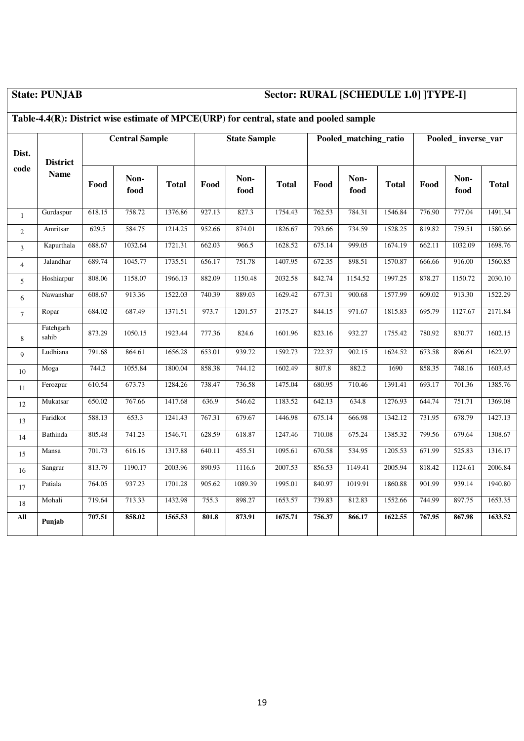**State: PUNJAB** **Sector: RURAL [SCHEDULE 1.0] ]TYPE-I]**

**Table-4.4(R): District wise estimate of MPCE(URP) for central, state and pooled sample**

| Dist. code | District Name | Central Sample | | | State Sample | | | Pooled_matching_ratio | | | Pooled_ inverse_var | | |
|---|---|---|---|---|---|---|---|---|---|---|---|---|---|
| | | **Food** | **Non-food** | **Total** | **Food** | **Non-food** | **Total** | **Food** | **Non-food** | **Total** | **Food** | **Non-food** | **Total** |
| 1 | Gurdaspur | 618.15 | 758.72 | 1376.86 | 927.13 | 827.3 | 1754.43 | 762.53 | 784.31 | 1546.84 | 776.90 | 777.04 | 1491.34 |
| 2 | Amritsar | 629.5 | 584.75 | 1214.25 | 952.66 | 874.01 | 1826.67 | 793.66 | 734.59 | 1528.25 | 819.82 | 759.51 | 1580.66 |
| 3 | Kapurthala | 688.67 | 1032.64 | 1721.31 | 662.03 | 966.5 | 1628.52 | 675.14 | 999.05 | 1674.19 | 662.11 | 1032.09 | 1698.76 |
| 4 | Jalandhar | 689.74 | 1045.77 | 1735.51 | 656.17 | 751.78 | 1407.95 | 672.35 | 898.51 | 1570.87 | 666.66 | 916.00 | 1560.85 |
| 5 | Hoshiarpur | 808.06 | 1158.07 | 1966.13 | 882.09 | 1150.48 | 2032.58 | 842.74 | 1154.52 | 1997.25 | 878.27 | 1150.72 | 2030.10 |
| 6 | Nawanshar | 608.67 | 913.36 | 1522.03 | 740.39 | 889.03 | 1629.42 | 677.31 | 900.68 | 1577.99 | 609.02 | 913.30 | 1522.29 |
| 7 | Ropar | 684.02 | 687.49 | 1371.51 | 973.7 | 1201.57 | 2175.27 | 844.15 | 971.67 | 1815.83 | 695.79 | 1127.67 | 2171.84 |
| 8 | Fatehgarh sahib | 873.29 | 1050.15 | 1923.44 | 777.36 | 824.6 | 1601.96 | 823.16 | 932.27 | 1755.42 | 780.92 | 830.77 | 1602.15 |
| 9 | Ludhiana | 791.68 | 864.61 | 1656.28 | 653.01 | 939.72 | 1592.73 | 722.37 | 902.15 | 1624.52 | 673.58 | 896.61 | 1622.97 |
| 10 | Moga | 744.2 | 1055.84 | 1800.04 | 858.38 | 744.12 | 1602.49 | 807.8 | 882.2 | 1690 | 858.35 | 748.16 | 1603.45 |
| 11 | Ferozpur | 610.54 | 673.73 | 1284.26 | 738.47 | 736.58 | 1475.04 | 680.95 | 710.46 | 1391.41 | 693.17 | 701.36 | 1385.76 |
| 12 | Mukatsar | 650.02 | 767.66 | 1417.68 | 636.9 | 546.62 | 1183.52 | 642.13 | 634.8 | 1276.93 | 644.74 | 751.71 | 1369.08 |
| 13 | Faridkot | 588.13 | 653.3 | 1241.43 | 767.31 | 679.67 | 1446.98 | 675.14 | 666.98 | 1342.12 | 731.95 | 678.79 | 1427.13 |
| 14 | Bathinda | 805.48 | 741.23 | 1546.71 | 628.59 | 618.87 | 1247.46 | 710.08 | 675.24 | 1385.32 | 799.56 | 679.64 | 1308.67 |
| 15 | Mansa | 701.73 | 616.16 | 1317.88 | 640.11 | 455.51 | 1095.61 | 670.58 | 534.95 | 1205.53 | 671.99 | 525.83 | 1316.17 |
| 16 | Sangrur | 813.79 | 1190.17 | 2003.96 | 890.93 | 1116.6 | 2007.53 | 856.53 | 1149.41 | 2005.94 | 818.42 | 1124.61 | 2006.84 |
| 17 | Patiala | 764.05 | 937.23 | 1701.28 | 905.62 | 1089.39 | 1995.01 | 840.97 | 1019.91 | 1860.88 | 901.99 | 939.14 | 1940.80 |
| 18 | Mohali | 719.64 | 713.33 | 1432.98 | 755.3 | 898.27 | 1653.57 | 739.83 | 812.83 | 1552.66 | 744.99 | 897.75 | 1653.35 |
| **All** | **Punjab** | **707.51** | **858.02** | **1565.53** | **801.8** | **873.91** | **1675.71** | **756.37** | **866.17** | **1622.55** | **767.95** | **867.98** | **1633.52** |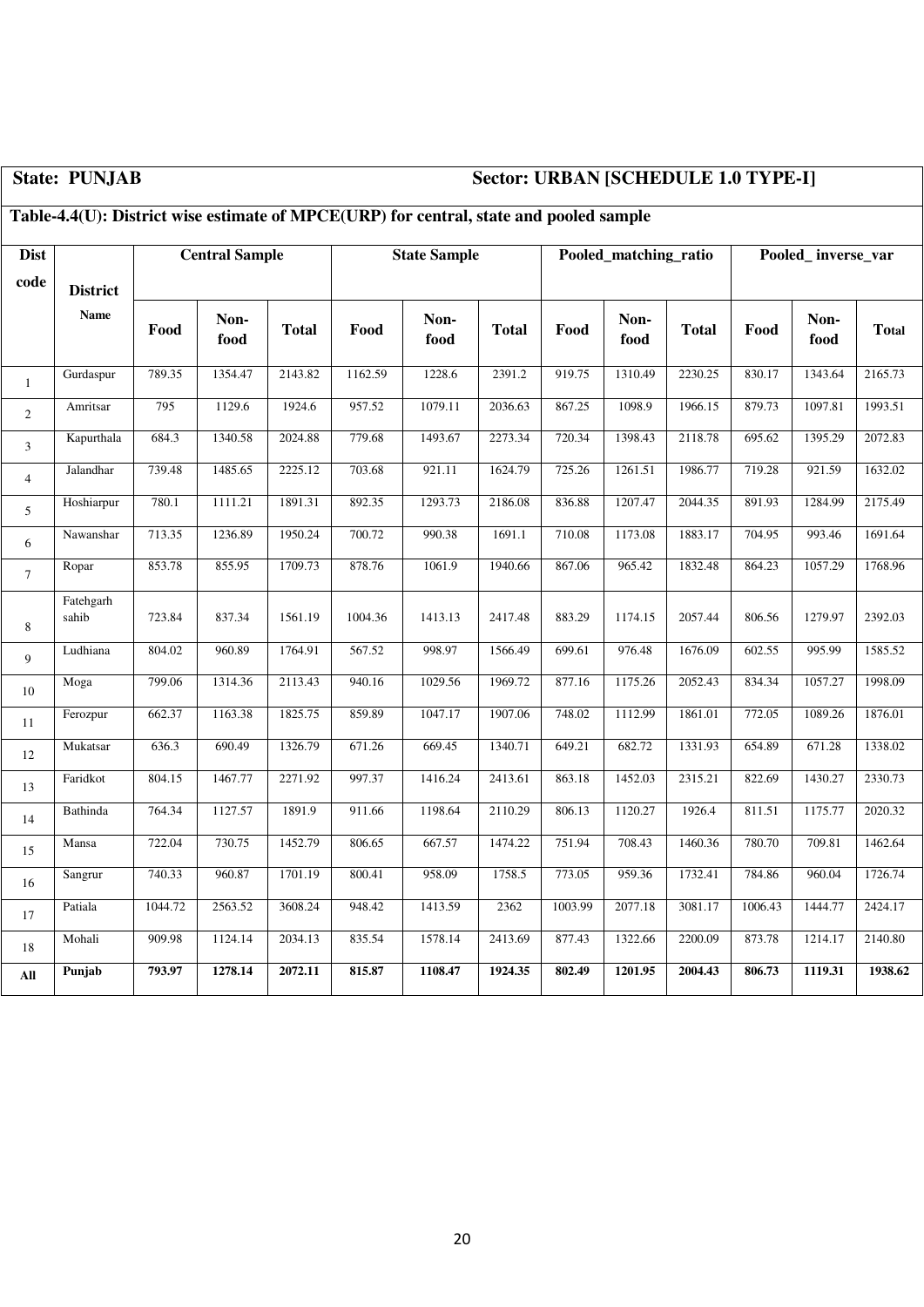**State: PUNJAB** **Sector: URBAN [SCHEDULE 1.0 TYPE-I]**

**Table-4.4(U): District wise estimate of MPCE(URP) for central, state and pooled sample**

| Dist code | District Name | Central Sample | | | State Sample | | | Pooled_matching_ratio | | | Pooled_ inverse_var | | |
|---|---|---|---|---|---|---|---|---|---|---|---|---|---|
| | | Food | Non-food | Total | Food | Non-food | Total | Food | Non-food | Total | Food | Non-food | Total |
| 1 | Gurdaspur | 789.35 | 1354.47 | 2143.82 | 1162.59 | 1228.6 | 2391.2 | 919.75 | 1310.49 | 2230.25 | 830.17 | 1343.64 | 2165.73 |
| 2 | Amritsar | 795 | 1129.6 | 1924.6 | 957.52 | 1079.11 | 2036.63 | 867.25 | 1098.9 | 1966.15 | 879.73 | 1097.81 | 1993.51 |
| 3 | Kapurthala | 684.3 | 1340.58 | 2024.88 | 779.68 | 1493.67 | 2273.34 | 720.34 | 1398.43 | 2118.78 | 695.62 | 1395.29 | 2072.83 |
| 4 | Jalandhar | 739.48 | 1485.65 | 2225.12 | 703.68 | 921.11 | 1624.79 | 725.26 | 1261.51 | 1986.77 | 719.28 | 921.59 | 1632.02 |
| 5 | Hoshiarpur | 780.1 | 1111.21 | 1891.31 | 892.35 | 1293.73 | 2186.08 | 836.88 | 1207.47 | 2044.35 | 891.93 | 1284.99 | 2175.49 |
| 6 | Nawanshar | 713.35 | 1236.89 | 1950.24 | 700.72 | 990.38 | 1691.1 | 710.08 | 1173.08 | 1883.17 | 704.95 | 993.46 | 1691.64 |
| 7 | Ropar | 853.78 | 855.95 | 1709.73 | 878.76 | 1061.9 | 1940.66 | 867.06 | 965.42 | 1832.48 | 864.23 | 1057.29 | 1768.96 |
| 8 | Fatehgarh sahib | 723.84 | 837.34 | 1561.19 | 1004.36 | 1413.13 | 2417.48 | 883.29 | 1174.15 | 2057.44 | 806.56 | 1279.97 | 2392.03 |
| 9 | Ludhiana | 804.02 | 960.89 | 1764.91 | 567.52 | 998.97 | 1566.49 | 699.61 | 976.48 | 1676.09 | 602.55 | 995.99 | 1585.52 |
| 10 | Moga | 799.06 | 1314.36 | 2113.43 | 940.16 | 1029.56 | 1969.72 | 877.16 | 1175.26 | 2052.43 | 834.34 | 1057.27 | 1998.09 |
| 11 | Ferozpur | 662.37 | 1163.38 | 1825.75 | 859.89 | 1047.17 | 1907.06 | 748.02 | 1112.99 | 1861.01 | 772.05 | 1089.26 | 1876.01 |
| 12 | Mukatsar | 636.3 | 690.49 | 1326.79 | 671.26 | 669.45 | 1340.71 | 649.21 | 682.72 | 1331.93 | 654.89 | 671.28 | 1338.02 |
| 13 | Faridkot | 804.15 | 1467.77 | 2271.92 | 997.37 | 1416.24 | 2413.61 | 863.18 | 1452.03 | 2315.21 | 822.69 | 1430.27 | 2330.73 |
| 14 | Bathinda | 764.34 | 1127.57 | 1891.9 | 911.66 | 1198.64 | 2110.29 | 806.13 | 1120.27 | 1926.4 | 811.51 | 1175.77 | 2020.32 |
| 15 | Mansa | 722.04 | 730.75 | 1452.79 | 806.65 | 667.57 | 1474.22 | 751.94 | 708.43 | 1460.36 | 780.70 | 709.81 | 1462.64 |
| 16 | Sangrur | 740.33 | 960.87 | 1701.19 | 800.41 | 958.09 | 1758.5 | 773.05 | 959.36 | 1732.41 | 784.86 | 960.04 | 1726.74 |
| 17 | Patiala | 1044.72 | 2563.52 | 3608.24 | 948.42 | 1413.59 | 2362 | 1003.99 | 2077.18 | 3081.17 | 1006.43 | 1444.77 | 2424.17 |
| 18 | Mohali | 909.98 | 1124.14 | 2034.13 | 835.54 | 1578.14 | 2413.69 | 877.43 | 1322.66 | 2200.09 | 873.78 | 1214.17 | 2140.80 |
| **All** | **Punjab** | **793.97** | **1278.14** | **2072.11** | **815.87** | **1108.47** | **1924.35** | **802.49** | **1201.95** | **2004.43** | **806.73** | **1119.31** | **1938.62** |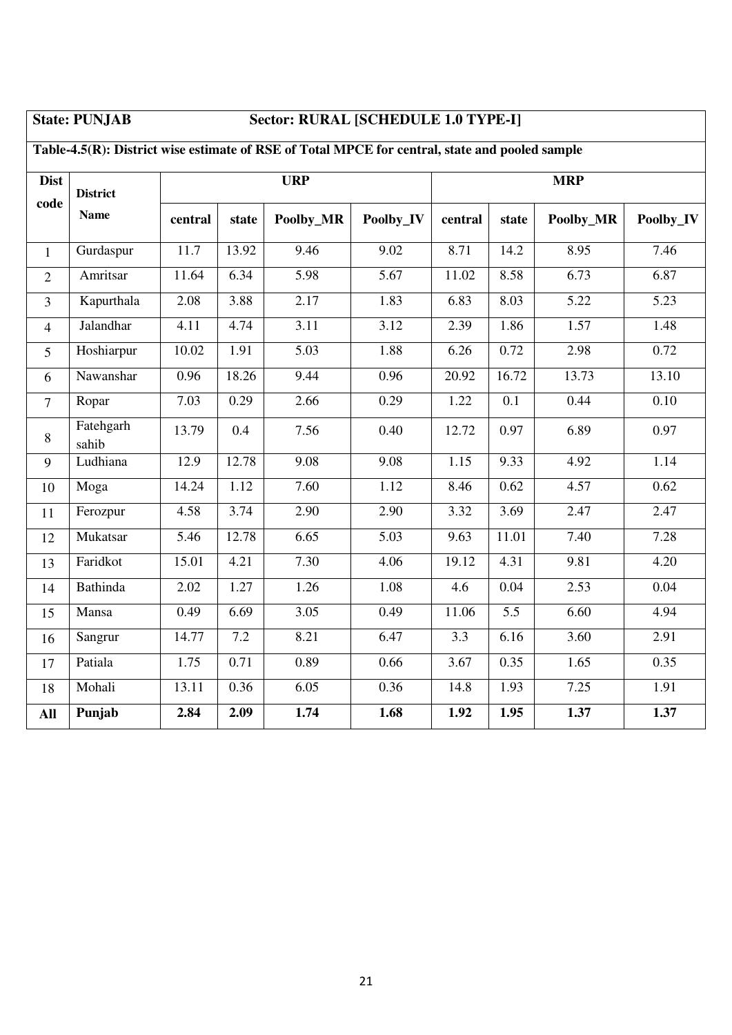**State: PUNJAB** **Sector: RURAL [SCHEDULE 1.0 TYPE-I]**

**Table-4.5(R): District wise estimate of RSE of Total MPCE for central, state and pooled sample**

| Dist code | District Name | URP | | | | MRP | | | |
|---|---|---|---|---|---|---|---|---|---|
| | | central | state | Poolby_MR | Poolby_IV | central | state | Poolby_MR | Poolby_IV |
| 1 | Gurdaspur | 11.7 | 13.92 | 9.46 | 9.02 | 8.71 | 14.2 | 8.95 | 7.46 |
| 2 | Amritsar | 11.64 | 6.34 | 5.98 | 5.67 | 11.02 | 8.58 | 6.73 | 6.87 |
| 3 | Kapurthala | 2.08 | 3.88 | 2.17 | 1.83 | 6.83 | 8.03 | 5.22 | 5.23 |
| 4 | Jalandhar | 4.11 | 4.74 | 3.11 | 3.12 | 2.39 | 1.86 | 1.57 | 1.48 |
| 5 | Hoshiarpur | 10.02 | 1.91 | 5.03 | 1.88 | 6.26 | 0.72 | 2.98 | 0.72 |
| 6 | Nawanshar | 0.96 | 18.26 | 9.44 | 0.96 | 20.92 | 16.72 | 13.73 | 13.10 |
| 7 | Ropar | 7.03 | 0.29 | 2.66 | 0.29 | 1.22 | 0.1 | 0.44 | 0.10 |
| 8 | Fatehgarh sahib | 13.79 | 0.4 | 7.56 | 0.40 | 12.72 | 0.97 | 6.89 | 0.97 |
| 9 | Ludhiana | 12.9 | 12.78 | 9.08 | 9.08 | 1.15 | 9.33 | 4.92 | 1.14 |
| 10 | Moga | 14.24 | 1.12 | 7.60 | 1.12 | 8.46 | 0.62 | 4.57 | 0.62 |
| 11 | Ferozpur | 4.58 | 3.74 | 2.90 | 2.90 | 3.32 | 3.69 | 2.47 | 2.47 |
| 12 | Mukatsar | 5.46 | 12.78 | 6.65 | 5.03 | 9.63 | 11.01 | 7.40 | 7.28 |
| 13 | Faridkot | 15.01 | 4.21 | 7.30 | 4.06 | 19.12 | 4.31 | 9.81 | 4.20 |
| 14 | Bathinda | 2.02 | 1.27 | 1.26 | 1.08 | 4.6 | 0.04 | 2.53 | 0.04 |
| 15 | Mansa | 0.49 | 6.69 | 3.05 | 0.49 | 11.06 | 5.5 | 6.60 | 4.94 |
| 16 | Sangrur | 14.77 | 7.2 | 8.21 | 6.47 | 3.3 | 6.16 | 3.60 | 2.91 |
| 17 | Patiala | 1.75 | 0.71 | 0.89 | 0.66 | 3.67 | 0.35 | 1.65 | 0.35 |
| 18 | Mohali | 13.11 | 0.36 | 6.05 | 0.36 | 14.8 | 1.93 | 7.25 | 1.91 |
| **All** | **Punjab** | **2.84** | **2.09** | **1.74** | **1.68** | **1.92** | **1.95** | **1.37** | **1.37** |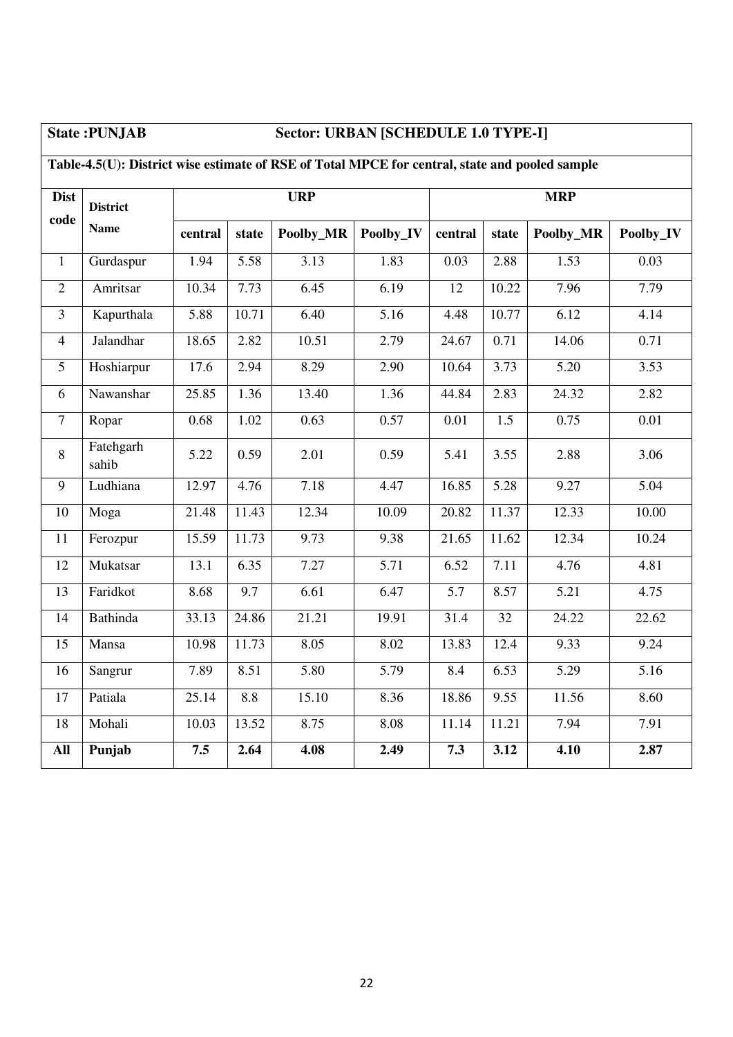**State :PUNJAB** **Sector: URBAN [SCHEDULE 1.0 TYPE-I]**

**Table-4.5(U): District wise estimate of RSE of Total MPCE for central, state and pooled sample**

| Dist code | District Name | URP | | | | MRP | | | |
|---|---|---|---|---|---|---|---|---|---|
| | | central | state | Poolby_MR | Poolby_IV | central | state | Poolby_MR | Poolby_IV |
| 1 | Gurdaspur | 1.94 | 5.58 | 3.13 | 1.83 | 0.03 | 2.88 | 1.53 | 0.03 |
| 2 | Amritsar | 10.34 | 7.73 | 6.45 | 6.19 | 12 | 10.22 | 7.96 | 7.79 |
| 3 | Kapurthala | 5.88 | 10.71 | 6.40 | 5.16 | 4.48 | 10.77 | 6.12 | 4.14 |
| 4 | Jalandhar | 18.65 | 2.82 | 10.51 | 2.79 | 24.67 | 0.71 | 14.06 | 0.71 |
| 5 | Hoshiarpur | 17.6 | 2.94 | 8.29 | 2.90 | 10.64 | 3.73 | 5.20 | 3.53 |
| 6 | Nawanshar | 25.85 | 1.36 | 13.40 | 1.36 | 44.84 | 2.83 | 24.32 | 2.82 |
| 7 | Ropar | 0.68 | 1.02 | 0.63 | 0.57 | 0.01 | 1.5 | 0.75 | 0.01 |
| 8 | Fatehgarh sahib | 5.22 | 0.59 | 2.01 | 0.59 | 5.41 | 3.55 | 2.88 | 3.06 |
| 9 | Ludhiana | 12.97 | 4.76 | 7.18 | 4.47 | 16.85 | 5.28 | 9.27 | 5.04 |
| 10 | Moga | 21.48 | 11.43 | 12.34 | 10.09 | 20.82 | 11.37 | 12.33 | 10.00 |
| 11 | Ferozpur | 15.59 | 11.73 | 9.73 | 9.38 | 21.65 | 11.62 | 12.34 | 10.24 |
| 12 | Mukatsar | 13.1 | 6.35 | 7.27 | 5.71 | 6.52 | 7.11 | 4.76 | 4.81 |
| 13 | Faridkot | 8.68 | 9.7 | 6.61 | 6.47 | 5.7 | 8.57 | 5.21 | 4.75 |
| 14 | Bathinda | 33.13 | 24.86 | 21.21 | 19.91 | 31.4 | 32 | 24.22 | 22.62 |
| 15 | Mansa | 10.98 | 11.73 | 8.05 | 8.02 | 13.83 | 12.4 | 9.33 | 9.24 |
| 16 | Sangrur | 7.89 | 8.51 | 5.80 | 5.79 | 8.4 | 6.53 | 5.29 | 5.16 |
| 17 | Patiala | 25.14 | 8.8 | 15.10 | 8.36 | 18.86 | 9.55 | 11.56 | 8.60 |
| 18 | Mohali | 10.03 | 13.52 | 8.75 | 8.08 | 11.14 | 11.21 | 7.94 | 7.91 |
| **All** | **Punjab** | **7.5** | **2.64** | **4.08** | **2.49** | **7.3** | **3.12** | **4.10** | **2.87** |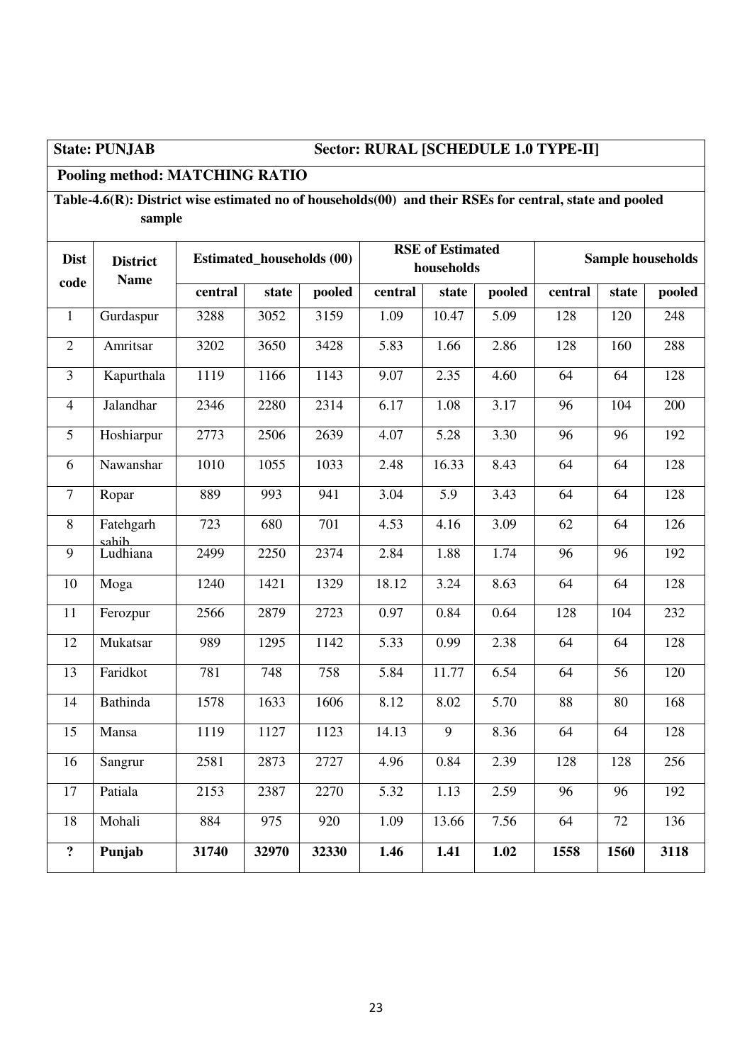**State: PUNJAB** **Sector: RURAL [SCHEDULE 1.0 TYPE-II]**

**Pooling method: MATCHING RATIO**

**Table-4.6(R): District wise estimated no of households(00) and their RSEs for central, state and pooled sample**

| Dist code | District Name | Estimated_households (00) | | | RSE of Estimated households | | | Sample households | | |
|---|---|---|---|---|---|---|---|---|---|---|
| | | central | state | pooled | central | state | pooled | central | state | pooled |
| 1 | Gurdaspur | 3288 | 3052 | 3159 | 1.09 | 10.47 | 5.09 | 128 | 120 | 248 |
| 2 | Amritsar | 3202 | 3650 | 3428 | 5.83 | 1.66 | 2.86 | 128 | 160 | 288 |
| 3 | Kapurthala | 1119 | 1166 | 1143 | 9.07 | 2.35 | 4.60 | 64 | 64 | 128 |
| 4 | Jalandhar | 2346 | 2280 | 2314 | 6.17 | 1.08 | 3.17 | 96 | 104 | 200 |
| 5 | Hoshiarpur | 2773 | 2506 | 2639 | 4.07 | 5.28 | 3.30 | 96 | 96 | 192 |
| 6 | Nawanshar | 1010 | 1055 | 1033 | 2.48 | 16.33 | 8.43 | 64 | 64 | 128 |
| 7 | Ropar | 889 | 993 | 941 | 3.04 | 5.9 | 3.43 | 64 | 64 | 128 |
| 8 | Fatehgarh sahib | 723 | 680 | 701 | 4.53 | 4.16 | 3.09 | 62 | 64 | 126 |
| 9 | Ludhiana | 2499 | 2250 | 2374 | 2.84 | 1.88 | 1.74 | 96 | 96 | 192 |
| 10 | Moga | 1240 | 1421 | 1329 | 18.12 | 3.24 | 8.63 | 64 | 64 | 128 |
| 11 | Ferozpur | 2566 | 2879 | 2723 | 0.97 | 0.84 | 0.64 | 128 | 104 | 232 |
| 12 | Mukatsar | 989 | 1295 | 1142 | 5.33 | 0.99 | 2.38 | 64 | 64 | 128 |
| 13 | Faridkot | 781 | 748 | 758 | 5.84 | 11.77 | 6.54 | 64 | 56 | 120 |
| 14 | Bathinda | 1578 | 1633 | 1606 | 8.12 | 8.02 | 5.70 | 88 | 80 | 168 |
| 15 | Mansa | 1119 | 1127 | 1123 | 14.13 | 9 | 8.36 | 64 | 64 | 128 |
| 16 | Sangrur | 2581 | 2873 | 2727 | 4.96 | 0.84 | 2.39 | 128 | 128 | 256 |
| 17 | Patiala | 2153 | 2387 | 2270 | 5.32 | 1.13 | 2.59 | 96 | 96 | 192 |
| 18 | Mohali | 884 | 975 | 920 | 1.09 | 13.66 | 7.56 | 64 | 72 | 136 |
| **?** | **Punjab** | **31740** | **32970** | **32330** | **1.46** | **1.41** | **1.02** | **1558** | **1560** | **3118** |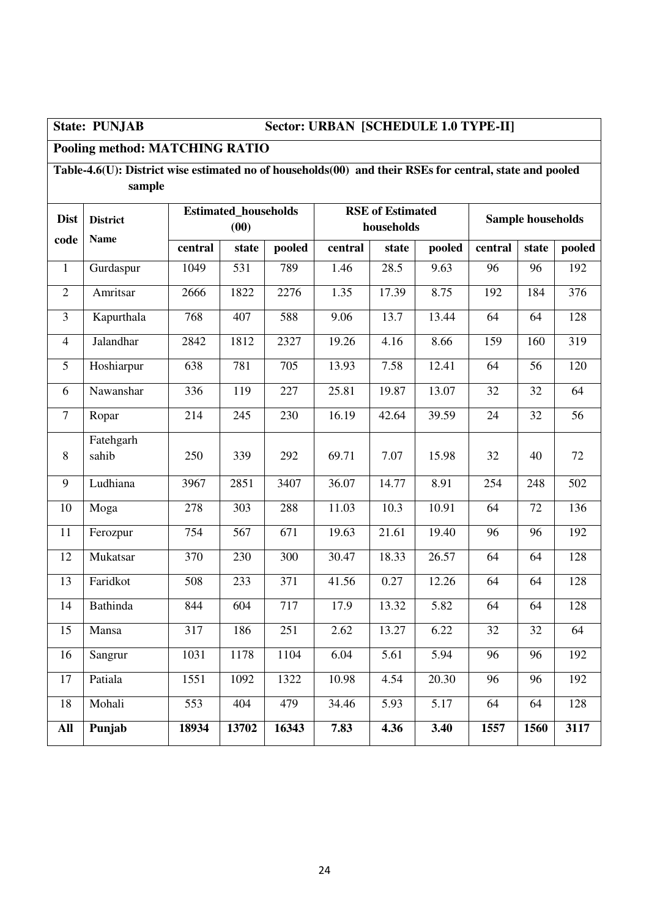**State: PUNJAB** **Sector: URBAN [SCHEDULE 1.0 TYPE-II]**

**Pooling method: MATCHING RATIO**

**Table-4.6(U): District wise estimated no of households(00) and their RSEs for central, state and pooled sample**

| Dist code | District Name | Estimated_households (00) | | | RSE of Estimated households | | | Sample households | | |
|---|---|---|---|---|---|---|---|---|---|---|
| | | central | state | pooled | central | state | pooled | central | state | pooled |
| 1 | Gurdaspur | 1049 | 531 | 789 | 1.46 | 28.5 | 9.63 | 96 | 96 | 192 |
| 2 | Amritsar | 2666 | 1822 | 2276 | 1.35 | 17.39 | 8.75 | 192 | 184 | 376 |
| 3 | Kapurthala | 768 | 407 | 588 | 9.06 | 13.7 | 13.44 | 64 | 64 | 128 |
| 4 | Jalandhar | 2842 | 1812 | 2327 | 19.26 | 4.16 | 8.66 | 159 | 160 | 319 |
| 5 | Hoshiarpur | 638 | 781 | 705 | 13.93 | 7.58 | 12.41 | 64 | 56 | 120 |
| 6 | Nawanshar | 336 | 119 | 227 | 25.81 | 19.87 | 13.07 | 32 | 32 | 64 |
| 7 | Ropar | 214 | 245 | 230 | 16.19 | 42.64 | 39.59 | 24 | 32 | 56 |
| 8 | Fatehgarh sahib | 250 | 339 | 292 | 69.71 | 7.07 | 15.98 | 32 | 40 | 72 |
| 9 | Ludhiana | 3967 | 2851 | 3407 | 36.07 | 14.77 | 8.91 | 254 | 248 | 502 |
| 10 | Moga | 278 | 303 | 288 | 11.03 | 10.3 | 10.91 | 64 | 72 | 136 |
| 11 | Ferozpur | 754 | 567 | 671 | 19.63 | 21.61 | 19.40 | 96 | 96 | 192 |
| 12 | Mukatsar | 370 | 230 | 300 | 30.47 | 18.33 | 26.57 | 64 | 64 | 128 |
| 13 | Faridkot | 508 | 233 | 371 | 41.56 | 0.27 | 12.26 | 64 | 64 | 128 |
| 14 | Bathinda | 844 | 604 | 717 | 17.9 | 13.32 | 5.82 | 64 | 64 | 128 |
| 15 | Mansa | 317 | 186 | 251 | 2.62 | 13.27 | 6.22 | 32 | 32 | 64 |
| 16 | Sangrur | 1031 | 1178 | 1104 | 6.04 | 5.61 | 5.94 | 96 | 96 | 192 |
| 17 | Patiala | 1551 | 1092 | 1322 | 10.98 | 4.54 | 20.30 | 96 | 96 | 192 |
| 18 | Mohali | 553 | 404 | 479 | 34.46 | 5.93 | 5.17 | 64 | 64 | 128 |
| **All** | **Punjab** | **18934** | **13702** | **16343** | **7.83** | **4.36** | **3.40** | **1557** | **1560** | **3117** |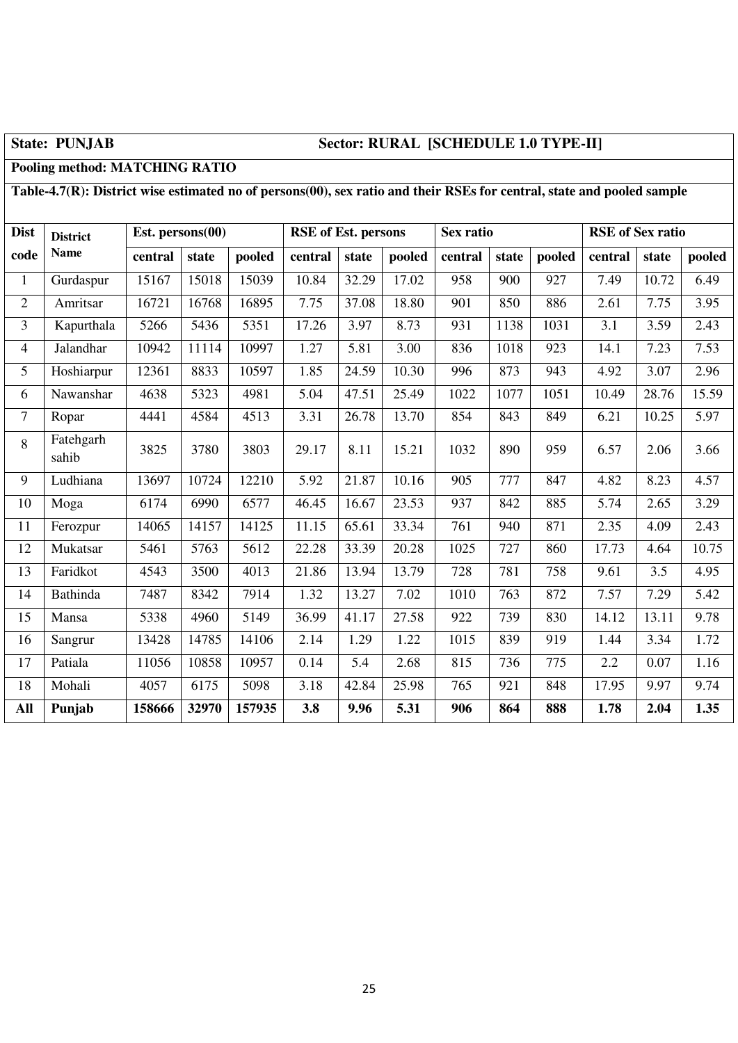**State: PUNJAB** **Sector: RURAL [SCHEDULE 1.0 TYPE-II]**

**Pooling method: MATCHING RATIO**

**Table-4.7(R): District wise estimated no of persons(00), sex ratio and their RSEs for central, state and pooled sample**

| Dist code | District Name | Est. persons(00) | | | RSE of Est. persons | | | Sex ratio | | | RSE of Sex ratio | | |
|---|---|---|---|---|---|---|---|---|---|---|---|---|---|
| | | central | state | pooled | central | state | pooled | central | state | pooled | central | state | pooled |
| 1 | Gurdaspur | 15167 | 15018 | 15039 | 10.84 | 32.29 | 17.02 | 958 | 900 | 927 | 7.49 | 10.72 | 6.49 |
| 2 | Amritsar | 16721 | 16768 | 16895 | 7.75 | 37.08 | 18.80 | 901 | 850 | 886 | 2.61 | 7.75 | 3.95 |
| 3 | Kapurthala | 5266 | 5436 | 5351 | 17.26 | 3.97 | 8.73 | 931 | 1138 | 1031 | 3.1 | 3.59 | 2.43 |
| 4 | Jalandhar | 10942 | 11114 | 10997 | 1.27 | 5.81 | 3.00 | 836 | 1018 | 923 | 14.1 | 7.23 | 7.53 |
| 5 | Hoshiarpur | 12361 | 8833 | 10597 | 1.85 | 24.59 | 10.30 | 996 | 873 | 943 | 4.92 | 3.07 | 2.96 |
| 6 | Nawanshar | 4638 | 5323 | 4981 | 5.04 | 47.51 | 25.49 | 1022 | 1077 | 1051 | 10.49 | 28.76 | 15.59 |
| 7 | Ropar | 4441 | 4584 | 4513 | 3.31 | 26.78 | 13.70 | 854 | 843 | 849 | 6.21 | 10.25 | 5.97 |
| 8 | Fatehgarh sahib | 3825 | 3780 | 3803 | 29.17 | 8.11 | 15.21 | 1032 | 890 | 959 | 6.57 | 2.06 | 3.66 |
| 9 | Ludhiana | 13697 | 10724 | 12210 | 5.92 | 21.87 | 10.16 | 905 | 777 | 847 | 4.82 | 8.23 | 4.57 |
| 10 | Moga | 6174 | 6990 | 6577 | 46.45 | 16.67 | 23.53 | 937 | 842 | 885 | 5.74 | 2.65 | 3.29 |
| 11 | Ferozpur | 14065 | 14157 | 14125 | 11.15 | 65.61 | 33.34 | 761 | 940 | 871 | 2.35 | 4.09 | 2.43 |
| 12 | Mukatsar | 5461 | 5763 | 5612 | 22.28 | 33.39 | 20.28 | 1025 | 727 | 860 | 17.73 | 4.64 | 10.75 |
| 13 | Faridkot | 4543 | 3500 | 4013 | 21.86 | 13.94 | 13.79 | 728 | 781 | 758 | 9.61 | 3.5 | 4.95 |
| 14 | Bathinda | 7487 | 8342 | 7914 | 1.32 | 13.27 | 7.02 | 1010 | 763 | 872 | 7.57 | 7.29 | 5.42 |
| 15 | Mansa | 5338 | 4960 | 5149 | 36.99 | 41.17 | 27.58 | 922 | 739 | 830 | 14.12 | 13.11 | 9.78 |
| 16 | Sangrur | 13428 | 14785 | 14106 | 2.14 | 1.29 | 1.22 | 1015 | 839 | 919 | 1.44 | 3.34 | 1.72 |
| 17 | Patiala | 11056 | 10858 | 10957 | 0.14 | 5.4 | 2.68 | 815 | 736 | 775 | 2.2 | 0.07 | 1.16 |
| 18 | Mohali | 4057 | 6175 | 5098 | 3.18 | 42.84 | 25.98 | 765 | 921 | 848 | 17.95 | 9.97 | 9.74 |
| **All** | **Punjab** | **158666** | **32970** | **157935** | **3.8** | **9.96** | **5.31** | **906** | **864** | **888** | **1.78** | **2.04** | **1.35** |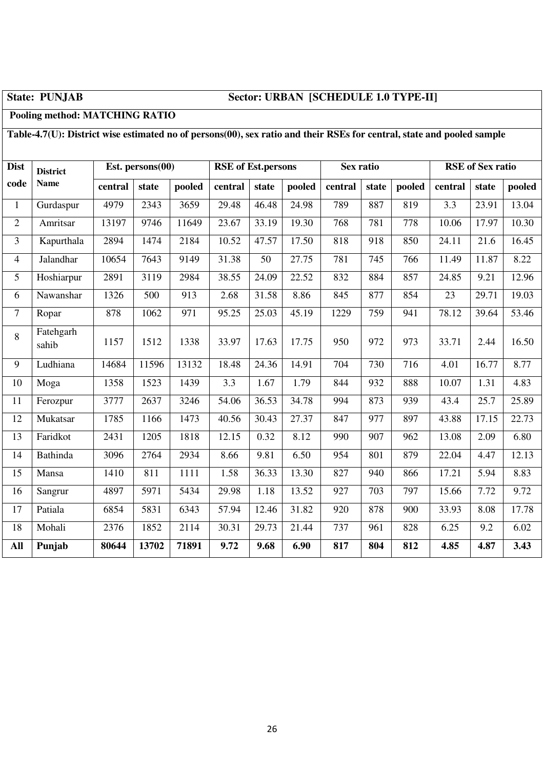**State: PUNJAB** **Sector: URBAN [SCHEDULE 1.0 TYPE-II]**

**Pooling method: MATCHING RATIO**

**Table-4.7(U): District wise estimated no of persons(00), sex ratio and their RSEs for central, state and pooled sample**

| Dist code | District Name | Est. persons(00) | | | RSE of Est.persons | | | Sex ratio | | | RSE of Sex ratio | | |
|---|---|---|---|---|---|---|---|---|---|---|---|---|---|
| | | central | state | pooled | central | state | pooled | central | state | pooled | central | state | pooled |
| 1 | Gurdaspur | 4979 | 2343 | 3659 | 29.48 | 46.48 | 24.98 | 789 | 887 | 819 | 3.3 | 23.91 | 13.04 |
| 2 | Amritsar | 13197 | 9746 | 11649 | 23.67 | 33.19 | 19.30 | 768 | 781 | 778 | 10.06 | 17.97 | 10.30 |
| 3 | Kapurthala | 2894 | 1474 | 2184 | 10.52 | 47.57 | 17.50 | 818 | 918 | 850 | 24.11 | 21.6 | 16.45 |
| 4 | Jalandhar | 10654 | 7643 | 9149 | 31.38 | 50 | 27.75 | 781 | 745 | 766 | 11.49 | 11.87 | 8.22 |
| 5 | Hoshiarpur | 2891 | 3119 | 2984 | 38.55 | 24.09 | 22.52 | 832 | 884 | 857 | 24.85 | 9.21 | 12.96 |
| 6 | Nawanshar | 1326 | 500 | 913 | 2.68 | 31.58 | 8.86 | 845 | 877 | 854 | 23 | 29.71 | 19.03 |
| 7 | Ropar | 878 | 1062 | 971 | 95.25 | 25.03 | 45.19 | 1229 | 759 | 941 | 78.12 | 39.64 | 53.46 |
| 8 | Fatehgarh sahib | 1157 | 1512 | 1338 | 33.97 | 17.63 | 17.75 | 950 | 972 | 973 | 33.71 | 2.44 | 16.50 |
| 9 | Ludhiana | 14684 | 11596 | 13132 | 18.48 | 24.36 | 14.91 | 704 | 730 | 716 | 4.01 | 16.77 | 8.77 |
| 10 | Moga | 1358 | 1523 | 1439 | 3.3 | 1.67 | 1.79 | 844 | 932 | 888 | 10.07 | 1.31 | 4.83 |
| 11 | Ferozpur | 3777 | 2637 | 3246 | 54.06 | 36.53 | 34.78 | 994 | 873 | 939 | 43.4 | 25.7 | 25.89 |
| 12 | Mukatsar | 1785 | 1166 | 1473 | 40.56 | 30.43 | 27.37 | 847 | 977 | 897 | 43.88 | 17.15 | 22.73 |
| 13 | Faridkot | 2431 | 1205 | 1818 | 12.15 | 0.32 | 8.12 | 990 | 907 | 962 | 13.08 | 2.09 | 6.80 |
| 14 | Bathinda | 3096 | 2764 | 2934 | 8.66 | 9.81 | 6.50 | 954 | 801 | 879 | 22.04 | 4.47 | 12.13 |
| 15 | Mansa | 1410 | 811 | 1111 | 1.58 | 36.33 | 13.30 | 827 | 940 | 866 | 17.21 | 5.94 | 8.83 |
| 16 | Sangrur | 4897 | 5971 | 5434 | 29.98 | 1.18 | 13.52 | 927 | 703 | 797 | 15.66 | 7.72 | 9.72 |
| 17 | Patiala | 6854 | 5831 | 6343 | 57.94 | 12.46 | 31.82 | 920 | 878 | 900 | 33.93 | 8.08 | 17.78 |
| 18 | Mohali | 2376 | 1852 | 2114 | 30.31 | 29.73 | 21.44 | 737 | 961 | 828 | 6.25 | 9.2 | 6.02 |
| **All** | **Punjab** | **80644** | **13702** | **71891** | **9.72** | **9.68** | **6.90** | **817** | **804** | **812** | **4.85** | **4.87** | **3.43** |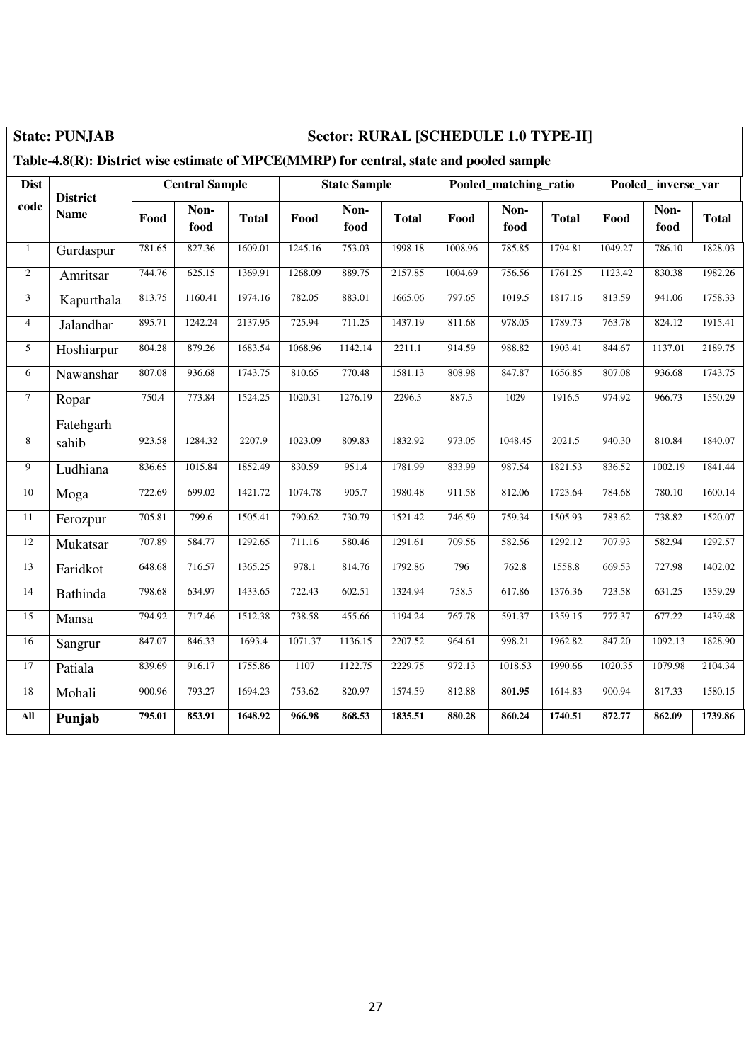**State: PUNJAB** **Sector: RURAL [SCHEDULE 1.0 TYPE-II]**

**Table-4.8(R): District wise estimate of MPCE(MMRP) for central, state and pooled sample**

| Dist code | District Name | Central Sample | | | State Sample | | | Pooled_matching_ratio | | | Pooled_ inverse_var | | |
|---|---|---|---|---|---|---|---|---|---|---|---|---|---|
| | | Food | Non-food | Total | Food | Non-food | Total | Food | Non-food | Total | Food | Non-food | Total |
| 1 | Gurdaspur | 781.65 | 827.36 | 1609.01 | 1245.16 | 753.03 | 1998.18 | 1008.96 | 785.85 | 1794.81 | 1049.27 | 786.10 | 1828.03 |
| 2 | Amritsar | 744.76 | 625.15 | 1369.91 | 1268.09 | 889.75 | 2157.85 | 1004.69 | 756.56 | 1761.25 | 1123.42 | 830.38 | 1982.26 |
| 3 | Kapurthala | 813.75 | 1160.41 | 1974.16 | 782.05 | 883.01 | 1665.06 | 797.65 | 1019.5 | 1817.16 | 813.59 | 941.06 | 1758.33 |
| 4 | Jalandhar | 895.71 | 1242.24 | 2137.95 | 725.94 | 711.25 | 1437.19 | 811.68 | 978.05 | 1789.73 | 763.78 | 824.12 | 1915.41 |
| 5 | Hoshiarpur | 804.28 | 879.26 | 1683.54 | 1068.96 | 1142.14 | 2211.1 | 914.59 | 988.82 | 1903.41 | 844.67 | 1137.01 | 2189.75 |
| 6 | Nawanshar | 807.08 | 936.68 | 1743.75 | 810.65 | 770.48 | 1581.13 | 808.98 | 847.87 | 1656.85 | 807.08 | 936.68 | 1743.75 |
| 7 | Ropar | 750.4 | 773.84 | 1524.25 | 1020.31 | 1276.19 | 2296.5 | 887.5 | 1029 | 1916.5 | 974.92 | 966.73 | 1550.29 |
| 8 | Fatehgarh sahib | 923.58 | 1284.32 | 2207.9 | 1023.09 | 809.83 | 1832.92 | 973.05 | 1048.45 | 2021.5 | 940.30 | 810.84 | 1840.07 |
| 9 | Ludhiana | 836.65 | 1015.84 | 1852.49 | 830.59 | 951.4 | 1781.99 | 833.99 | 987.54 | 1821.53 | 836.52 | 1002.19 | 1841.44 |
| 10 | Moga | 722.69 | 699.02 | 1421.72 | 1074.78 | 905.7 | 1980.48 | 911.58 | 812.06 | 1723.64 | 784.68 | 780.10 | 1600.14 |
| 11 | Ferozpur | 705.81 | 799.6 | 1505.41 | 790.62 | 730.79 | 1521.42 | 746.59 | 759.34 | 1505.93 | 783.62 | 738.82 | 1520.07 |
| 12 | Mukatsar | 707.89 | 584.77 | 1292.65 | 711.16 | 580.46 | 1291.61 | 709.56 | 582.56 | 1292.12 | 707.93 | 582.94 | 1292.57 |
| 13 | Faridkot | 648.68 | 716.57 | 1365.25 | 978.1 | 814.76 | 1792.86 | 796 | 762.8 | 1558.8 | 669.53 | 727.98 | 1402.02 |
| 14 | Bathinda | 798.68 | 634.97 | 1433.65 | 722.43 | 602.51 | 1324.94 | 758.5 | 617.86 | 1376.36 | 723.58 | 631.25 | 1359.29 |
| 15 | Mansa | 794.92 | 717.46 | 1512.38 | 738.58 | 455.66 | 1194.24 | 767.78 | 591.37 | 1359.15 | 777.37 | 677.22 | 1439.48 |
| 16 | Sangrur | 847.07 | 846.33 | 1693.4 | 1071.37 | 1136.15 | 2207.52 | 964.61 | 998.21 | 1962.82 | 847.20 | 1092.13 | 1828.90 |
| 17 | Patiala | 839.69 | 916.17 | 1755.86 | 1107 | 1122.75 | 2229.75 | 972.13 | 1018.53 | 1990.66 | 1020.35 | 1079.98 | 2104.34 |
| 18 | Mohali | 900.96 | 793.27 | 1694.23 | 753.62 | 820.97 | 1574.59 | 812.88 | **801.95** | 1614.83 | 900.94 | 817.33 | 1580.15 |
| **All** | **Punjab** | **795.01** | **853.91** | **1648.92** | **966.98** | **868.53** | **1835.51** | **880.28** | **860.24** | **1740.51** | **872.77** | **862.09** | **1739.86** |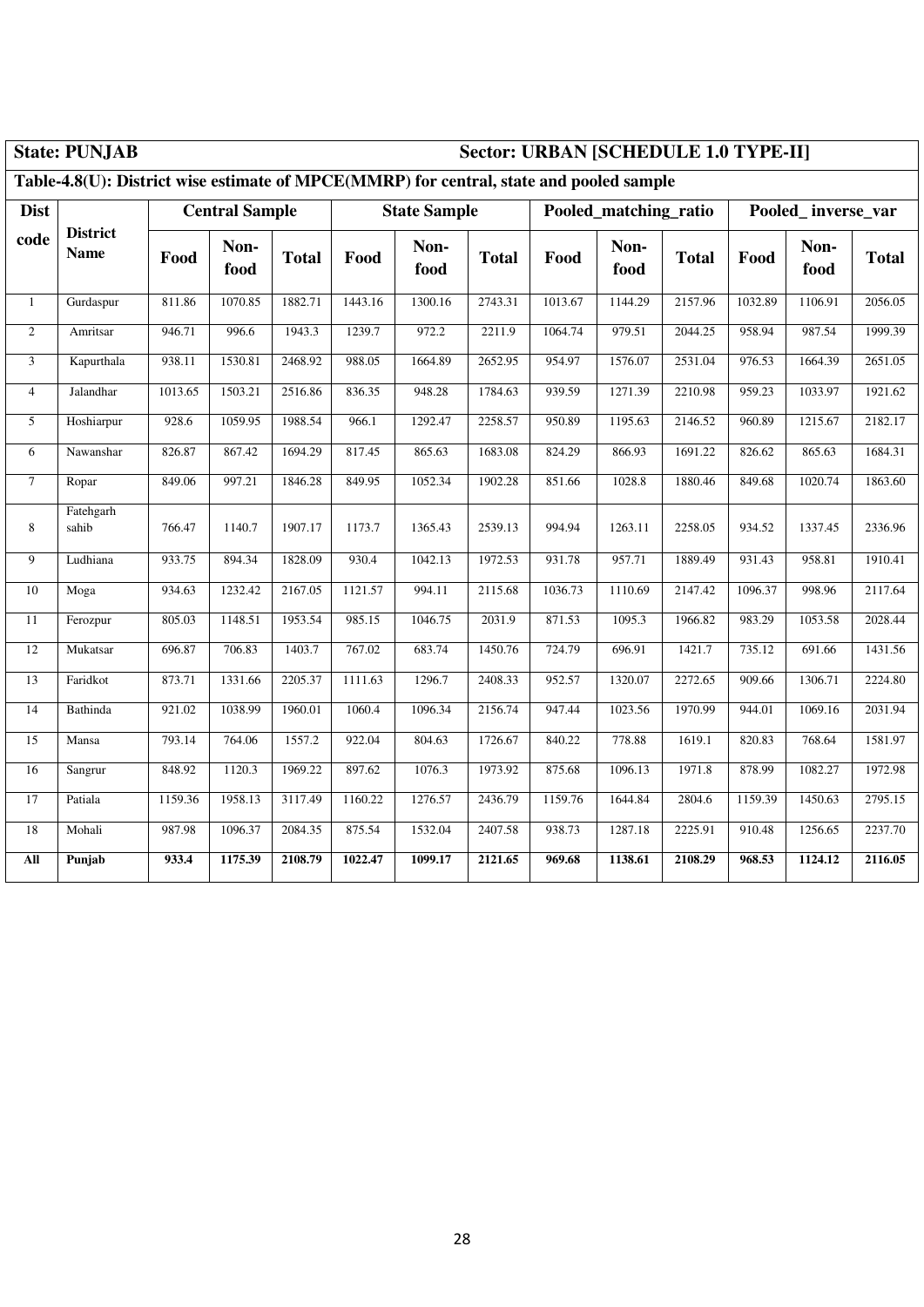**State: PUNJAB** **Sector: URBAN [SCHEDULE 1.0 TYPE-II]**

**Table-4.8(U): District wise estimate of MPCE(MMRP) for central, state and pooled sample**

| Dist code | District Name | Central Sample | | | State Sample | | | Pooled_matching_ratio | | | Pooled_ inverse_var | | |
|---|---|---|---|---|---|---|---|---|---|---|---|---|---|
| | | Food | Non-food | Total | Food | Non-food | Total | Food | Non-food | Total | Food | Non-food | Total |
| 1 | Gurdaspur | 811.86 | 1070.85 | 1882.71 | 1443.16 | 1300.16 | 2743.31 | 1013.67 | 1144.29 | 2157.96 | 1032.89 | 1106.91 | 2056.05 |
| 2 | Amritsar | 946.71 | 996.6 | 1943.3 | 1239.7 | 972.2 | 2211.9 | 1064.74 | 979.51 | 2044.25 | 958.94 | 987.54 | 1999.39 |
| 3 | Kapurthala | 938.11 | 1530.81 | 2468.92 | 988.05 | 1664.89 | 2652.95 | 954.97 | 1576.07 | 2531.04 | 976.53 | 1664.39 | 2651.05 |
| 4 | Jalandhar | 1013.65 | 1503.21 | 2516.86 | 836.35 | 948.28 | 1784.63 | 939.59 | 1271.39 | 2210.98 | 959.23 | 1033.97 | 1921.62 |
| 5 | Hoshiarpur | 928.6 | 1059.95 | 1988.54 | 966.1 | 1292.47 | 2258.57 | 950.89 | 1195.63 | 2146.52 | 960.89 | 1215.67 | 2182.17 |
| 6 | Nawanshar | 826.87 | 867.42 | 1694.29 | 817.45 | 865.63 | 1683.08 | 824.29 | 866.93 | 1691.22 | 826.62 | 865.63 | 1684.31 |
| 7 | Ropar | 849.06 | 997.21 | 1846.28 | 849.95 | 1052.34 | 1902.28 | 851.66 | 1028.8 | 1880.46 | 849.68 | 1020.74 | 1863.60 |
| 8 | Fatehgarh sahib | 766.47 | 1140.7 | 1907.17 | 1173.7 | 1365.43 | 2539.13 | 994.94 | 1263.11 | 2258.05 | 934.52 | 1337.45 | 2336.96 |
| 9 | Ludhiana | 933.75 | 894.34 | 1828.09 | 930.4 | 1042.13 | 1972.53 | 931.78 | 957.71 | 1889.49 | 931.43 | 958.81 | 1910.41 |
| 10 | Moga | 934.63 | 1232.42 | 2167.05 | 1121.57 | 994.11 | 2115.68 | 1036.73 | 1110.69 | 2147.42 | 1096.37 | 998.96 | 2117.64 |
| 11 | Ferozpur | 805.03 | 1148.51 | 1953.54 | 985.15 | 1046.75 | 2031.9 | 871.53 | 1095.3 | 1966.82 | 983.29 | 1053.58 | 2028.44 |
| 12 | Mukatsar | 696.87 | 706.83 | 1403.7 | 767.02 | 683.74 | 1450.76 | 724.79 | 696.91 | 1421.7 | 735.12 | 691.66 | 1431.56 |
| 13 | Faridkot | 873.71 | 1331.66 | 2205.37 | 1111.63 | 1296.7 | 2408.33 | 952.57 | 1320.07 | 2272.65 | 909.66 | 1306.71 | 2224.80 |
| 14 | Bathinda | 921.02 | 1038.99 | 1960.01 | 1060.4 | 1096.34 | 2156.74 | 947.44 | 1023.56 | 1970.99 | 944.01 | 1069.16 | 2031.94 |
| 15 | Mansa | 793.14 | 764.06 | 1557.2 | 922.04 | 804.63 | 1726.67 | 840.22 | 778.88 | 1619.1 | 820.83 | 768.64 | 1581.97 |
| 16 | Sangrur | 848.92 | 1120.3 | 1969.22 | 897.62 | 1076.3 | 1973.92 | 875.68 | 1096.13 | 1971.8 | 878.99 | 1082.27 | 1972.98 |
| 17 | Patiala | 1159.36 | 1958.13 | 3117.49 | 1160.22 | 1276.57 | 2436.79 | 1159.76 | 1644.84 | 2804.6 | 1159.39 | 1450.63 | 2795.15 |
| 18 | Mohali | 987.98 | 1096.37 | 2084.35 | 875.54 | 1532.04 | 2407.58 | 938.73 | 1287.18 | 2225.91 | 910.48 | 1256.65 | 2237.70 |
| **All** | **Punjab** | **933.4** | **1175.39** | **2108.79** | **1022.47** | **1099.17** | **2121.65** | **969.68** | **1138.61** | **2108.29** | **968.53** | **1124.12** | **2116.05** |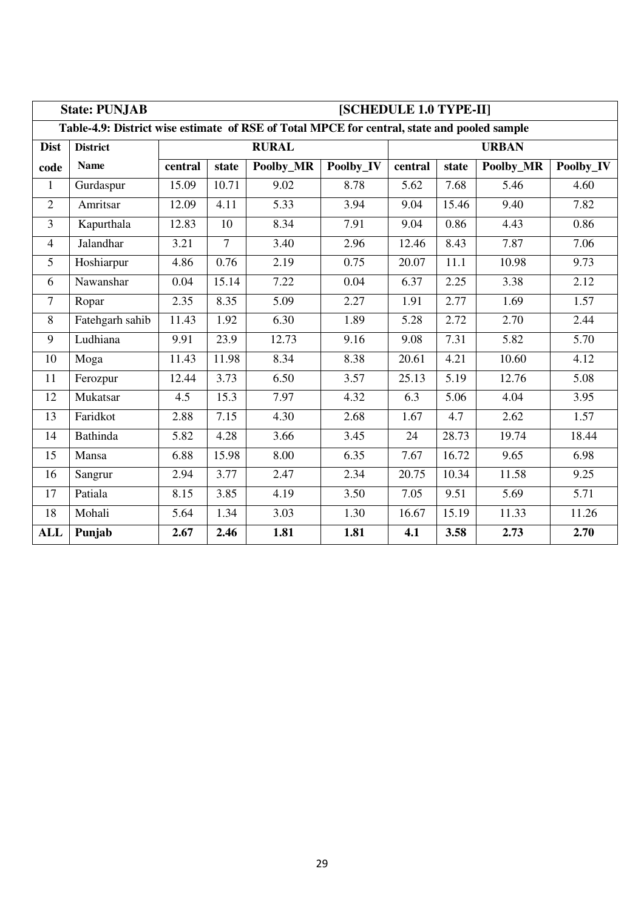| | **State: PUNJAB** | | | | | **[SCHEDULE 1.0 TYPE-II]** | | | |
|---|---|---|---|---|---|---|---|---|---|
| | **Table-4.9: District wise estimate of RSE of Total MPCE for central, state and pooled sample** | | | | | | | | |
| **Dist code** | **District Name** | **RURAL** | | | | **URBAN** | | | |
| | | **central** | **state** | **Poolby_MR** | **Poolby_IV** | **central** | **state** | **Poolby_MR** | **Poolby_IV** |
| 1 | Gurdaspur | 15.09 | 10.71 | 9.02 | 8.78 | 5.62 | 7.68 | 5.46 | 4.60 |
| 2 | Amritsar | 12.09 | 4.11 | 5.33 | 3.94 | 9.04 | 15.46 | 9.40 | 7.82 |
| 3 | Kapurthala | 12.83 | 10 | 8.34 | 7.91 | 9.04 | 0.86 | 4.43 | 0.86 |
| 4 | Jalandhar | 3.21 | 7 | 3.40 | 2.96 | 12.46 | 8.43 | 7.87 | 7.06 |
| 5 | Hoshiarpur | 4.86 | 0.76 | 2.19 | 0.75 | 20.07 | 11.1 | 10.98 | 9.73 |
| 6 | Nawanshar | 0.04 | 15.14 | 7.22 | 0.04 | 6.37 | 2.25 | 3.38 | 2.12 |
| 7 | Ropar | 2.35 | 8.35 | 5.09 | 2.27 | 1.91 | 2.77 | 1.69 | 1.57 |
| 8 | Fatehgarh sahib | 11.43 | 1.92 | 6.30 | 1.89 | 5.28 | 2.72 | 2.70 | 2.44 |
| 9 | Ludhiana | 9.91 | 23.9 | 12.73 | 9.16 | 9.08 | 7.31 | 5.82 | 5.70 |
| 10 | Moga | 11.43 | 11.98 | 8.34 | 8.38 | 20.61 | 4.21 | 10.60 | 4.12 |
| 11 | Ferozpur | 12.44 | 3.73 | 6.50 | 3.57 | 25.13 | 5.19 | 12.76 | 5.08 |
| 12 | Mukatsar | 4.5 | 15.3 | 7.97 | 4.32 | 6.3 | 5.06 | 4.04 | 3.95 |
| 13 | Faridkot | 2.88 | 7.15 | 4.30 | 2.68 | 1.67 | 4.7 | 2.62 | 1.57 |
| 14 | Bathinda | 5.82 | 4.28 | 3.66 | 3.45 | 24 | 28.73 | 19.74 | 18.44 |
| 15 | Mansa | 6.88 | 15.98 | 8.00 | 6.35 | 7.67 | 16.72 | 9.65 | 6.98 |
| 16 | Sangrur | 2.94 | 3.77 | 2.47 | 2.34 | 20.75 | 10.34 | 11.58 | 9.25 |
| 17 | Patiala | 8.15 | 3.85 | 4.19 | 3.50 | 7.05 | 9.51 | 5.69 | 5.71 |
| 18 | Mohali | 5.64 | 1.34 | 3.03 | 1.30 | 16.67 | 15.19 | 11.33 | 11.26 |
| **ALL** | **Punjab** | **2.67** | **2.46** | **1.81** | **1.81** | **4.1** | **3.58** | **2.73** | **2.70** |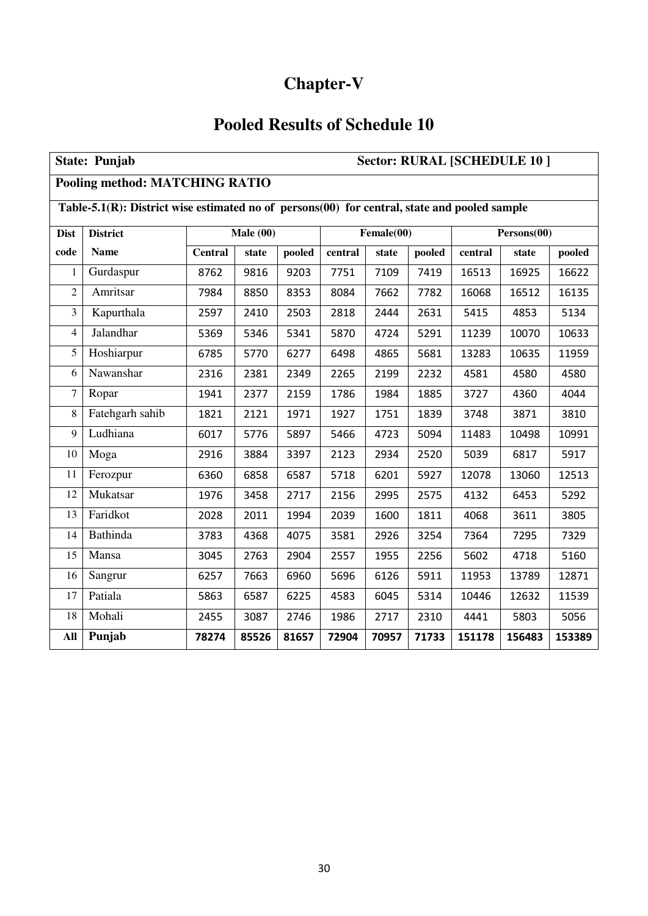# Chapter-V

## Pooled Results of Schedule 10

| State: Punjab | | | | | | | | | | Sector: RURAL [SCHEDULE 10 ] |
|---|---|---|---|---|---|---|---|---|---|---|
| **Pooling method: MATCHING RATIO** | | | | | | | | | | |
| **Table-5.1(R): District wise estimated no of persons(00) for central, state and pooled sample** | | | | | | | | | | |
| **Dist** | **District** | **Male (00)** | | | **Female(00)** | | | **Persons(00)** | | |
| **code** | **Name** | **Central** | **state** | **pooled** | **central** | **state** | **pooled** | **central** | **state** | **pooled** |
| 1 | Gurdaspur | 8762 | 9816 | 9203 | 7751 | 7109 | 7419 | 16513 | 16925 | 16622 |
| 2 | Amritsar | 7984 | 8850 | 8353 | 8084 | 7662 | 7782 | 16068 | 16512 | 16135 |
| 3 | Kapurthala | 2597 | 2410 | 2503 | 2818 | 2444 | 2631 | 5415 | 4853 | 5134 |
| 4 | Jalandhar | 5369 | 5346 | 5341 | 5870 | 4724 | 5291 | 11239 | 10070 | 10633 |
| 5 | Hoshiarpur | 6785 | 5770 | 6277 | 6498 | 4865 | 5681 | 13283 | 10635 | 11959 |
| 6 | Nawanshar | 2316 | 2381 | 2349 | 2265 | 2199 | 2232 | 4581 | 4580 | 4580 |
| 7 | Ropar | 1941 | 2377 | 2159 | 1786 | 1984 | 1885 | 3727 | 4360 | 4044 |
| 8 | Fatehgarh sahib | 1821 | 2121 | 1971 | 1927 | 1751 | 1839 | 3748 | 3871 | 3810 |
| 9 | Ludhiana | 6017 | 5776 | 5897 | 5466 | 4723 | 5094 | 11483 | 10498 | 10991 |
| 10 | Moga | 2916 | 3884 | 3397 | 2123 | 2934 | 2520 | 5039 | 6817 | 5917 |
| 11 | Ferozpur | 6360 | 6858 | 6587 | 5718 | 6201 | 5927 | 12078 | 13060 | 12513 |
| 12 | Mukatsar | 1976 | 3458 | 2717 | 2156 | 2995 | 2575 | 4132 | 6453 | 5292 |
| 13 | Faridkot | 2028 | 2011 | 1994 | 2039 | 1600 | 1811 | 4068 | 3611 | 3805 |
| 14 | Bathinda | 3783 | 4368 | 4075 | 3581 | 2926 | 3254 | 7364 | 7295 | 7329 |
| 15 | Mansa | 3045 | 2763 | 2904 | 2557 | 1955 | 2256 | 5602 | 4718 | 5160 |
| 16 | Sangrur | 6257 | 7663 | 6960 | 5696 | 6126 | 5911 | 11953 | 13789 | 12871 |
| 17 | Patiala | 5863 | 6587 | 6225 | 4583 | 6045 | 5314 | 10446 | 12632 | 11539 |
| 18 | Mohali | 2455 | 3087 | 2746 | 1986 | 2717 | 2310 | 4441 | 5803 | 5056 |
| **All** | **Punjab** | **78274** | **85526** | **81657** | **72904** | **70957** | **71733** | **151178** | **156483** | **153389** |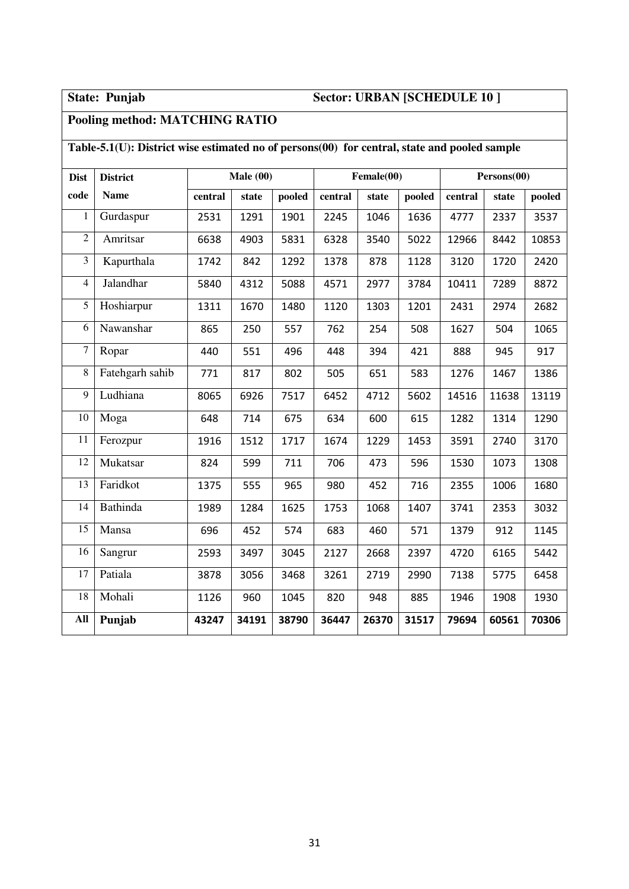**State: Punjab** **Sector: URBAN [SCHEDULE 10 ]**

**Pooling method: MATCHING RATIO**

**Table-5.1(U): District wise estimated no of persons(00) for central, state and pooled sample**

| Dist code | District Name | Male (00) | | | Female(00) | | | Persons(00) | | |
|---|---|---|---|---|---|---|---|---|---|---|
| | | central | state | pooled | central | state | pooled | central | state | pooled |
| 1 | Gurdaspur | 2531 | 1291 | 1901 | 2245 | 1046 | 1636 | 4777 | 2337 | 3537 |
| 2 | Amritsar | 6638 | 4903 | 5831 | 6328 | 3540 | 5022 | 12966 | 8442 | 10853 |
| 3 | Kapurthala | 1742 | 842 | 1292 | 1378 | 878 | 1128 | 3120 | 1720 | 2420 |
| 4 | Jalandhar | 5840 | 4312 | 5088 | 4571 | 2977 | 3784 | 10411 | 7289 | 8872 |
| 5 | Hoshiarpur | 1311 | 1670 | 1480 | 1120 | 1303 | 1201 | 2431 | 2974 | 2682 |
| 6 | Nawanshar | 865 | 250 | 557 | 762 | 254 | 508 | 1627 | 504 | 1065 |
| 7 | Ropar | 440 | 551 | 496 | 448 | 394 | 421 | 888 | 945 | 917 |
| 8 | Fatehgarh sahib | 771 | 817 | 802 | 505 | 651 | 583 | 1276 | 1467 | 1386 |
| 9 | Ludhiana | 8065 | 6926 | 7517 | 6452 | 4712 | 5602 | 14516 | 11638 | 13119 |
| 10 | Moga | 648 | 714 | 675 | 634 | 600 | 615 | 1282 | 1314 | 1290 |
| 11 | Ferozpur | 1916 | 1512 | 1717 | 1674 | 1229 | 1453 | 3591 | 2740 | 3170 |
| 12 | Mukatsar | 824 | 599 | 711 | 706 | 473 | 596 | 1530 | 1073 | 1308 |
| 13 | Faridkot | 1375 | 555 | 965 | 980 | 452 | 716 | 2355 | 1006 | 1680 |
| 14 | Bathinda | 1989 | 1284 | 1625 | 1753 | 1068 | 1407 | 3741 | 2353 | 3032 |
| 15 | Mansa | 696 | 452 | 574 | 683 | 460 | 571 | 1379 | 912 | 1145 |
| 16 | Sangrur | 2593 | 3497 | 3045 | 2127 | 2668 | 2397 | 4720 | 6165 | 5442 |
| 17 | Patiala | 3878 | 3056 | 3468 | 3261 | 2719 | 2990 | 7138 | 5775 | 6458 |
| 18 | Mohali | 1126 | 960 | 1045 | 820 | 948 | 885 | 1946 | 1908 | 1930 |
| **All** | **Punjab** | **43247** | **34191** | **38790** | **36447** | **26370** | **31517** | **79694** | **60561** | **70306** |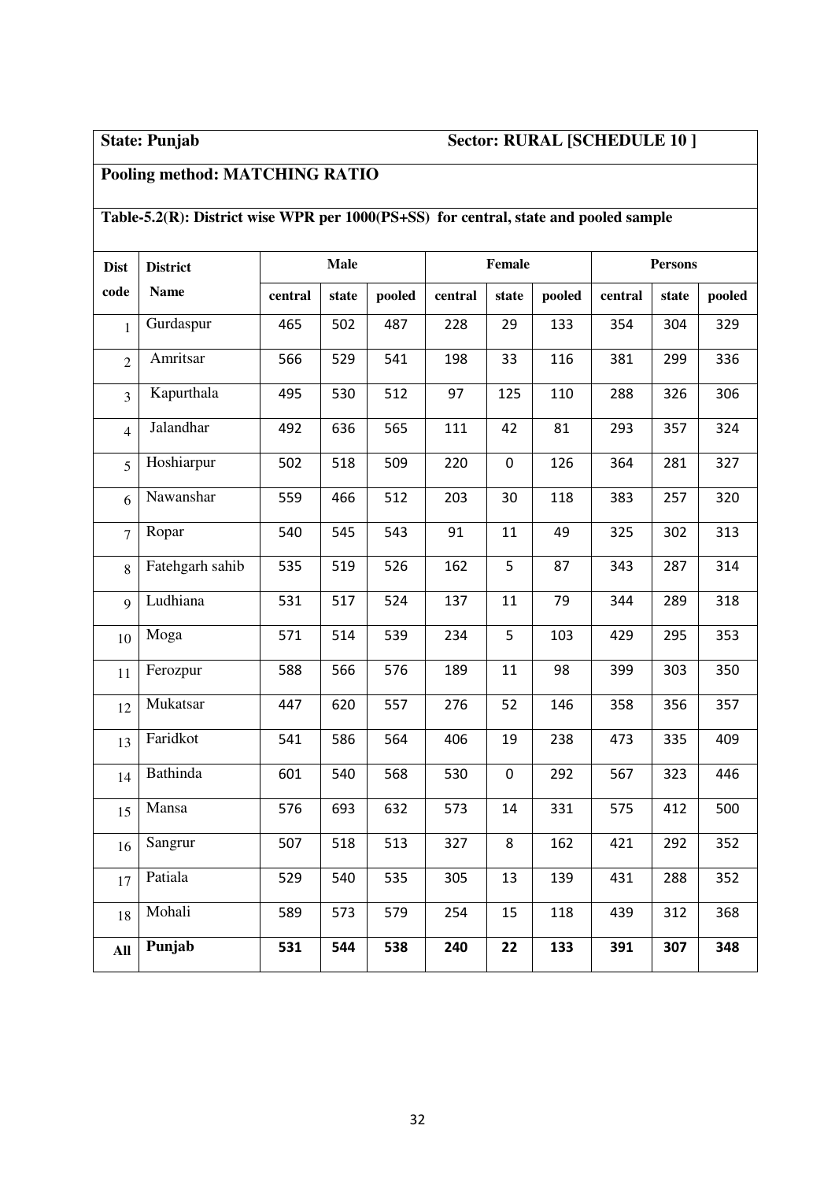**State: Punjab** **Sector: RURAL [SCHEDULE 10 ]**

**Pooling method: MATCHING RATIO**

**Table-5.2(R): District wise WPR per 1000(PS+SS) for central, state and pooled sample**

| Dist code | District Name | Male | | | Female | | | Persons | | |
|---|---|---|---|---|---|---|---|---|---|---|
| | | central | state | pooled | central | state | pooled | central | state | pooled |
| 1 | Gurdaspur | 465 | 502 | 487 | 228 | 29 | 133 | 354 | 304 | 329 |
| 2 | Amritsar | 566 | 529 | 541 | 198 | 33 | 116 | 381 | 299 | 336 |
| 3 | Kapurthala | 495 | 530 | 512 | 97 | 125 | 110 | 288 | 326 | 306 |
| 4 | Jalandhar | 492 | 636 | 565 | 111 | 42 | 81 | 293 | 357 | 324 |
| 5 | Hoshiarpur | 502 | 518 | 509 | 220 | 0 | 126 | 364 | 281 | 327 |
| 6 | Nawanshar | 559 | 466 | 512 | 203 | 30 | 118 | 383 | 257 | 320 |
| 7 | Ropar | 540 | 545 | 543 | 91 | 11 | 49 | 325 | 302 | 313 |
| 8 | Fatehgarh sahib | 535 | 519 | 526 | 162 | 5 | 87 | 343 | 287 | 314 |
| 9 | Ludhiana | 531 | 517 | 524 | 137 | 11 | 79 | 344 | 289 | 318 |
| 10 | Moga | 571 | 514 | 539 | 234 | 5 | 103 | 429 | 295 | 353 |
| 11 | Ferozpur | 588 | 566 | 576 | 189 | 11 | 98 | 399 | 303 | 350 |
| 12 | Mukatsar | 447 | 620 | 557 | 276 | 52 | 146 | 358 | 356 | 357 |
| 13 | Faridkot | 541 | 586 | 564 | 406 | 19 | 238 | 473 | 335 | 409 |
| 14 | Bathinda | 601 | 540 | 568 | 530 | 0 | 292 | 567 | 323 | 446 |
| 15 | Mansa | 576 | 693 | 632 | 573 | 14 | 331 | 575 | 412 | 500 |
| 16 | Sangrur | 507 | 518 | 513 | 327 | 8 | 162 | 421 | 292 | 352 |
| 17 | Patiala | 529 | 540 | 535 | 305 | 13 | 139 | 431 | 288 | 352 |
| 18 | Mohali | 589 | 573 | 579 | 254 | 15 | 118 | 439 | 312 | 368 |
| **All** | **Punjab** | **531** | **544** | **538** | **240** | **22** | **133** | **391** | **307** | **348** |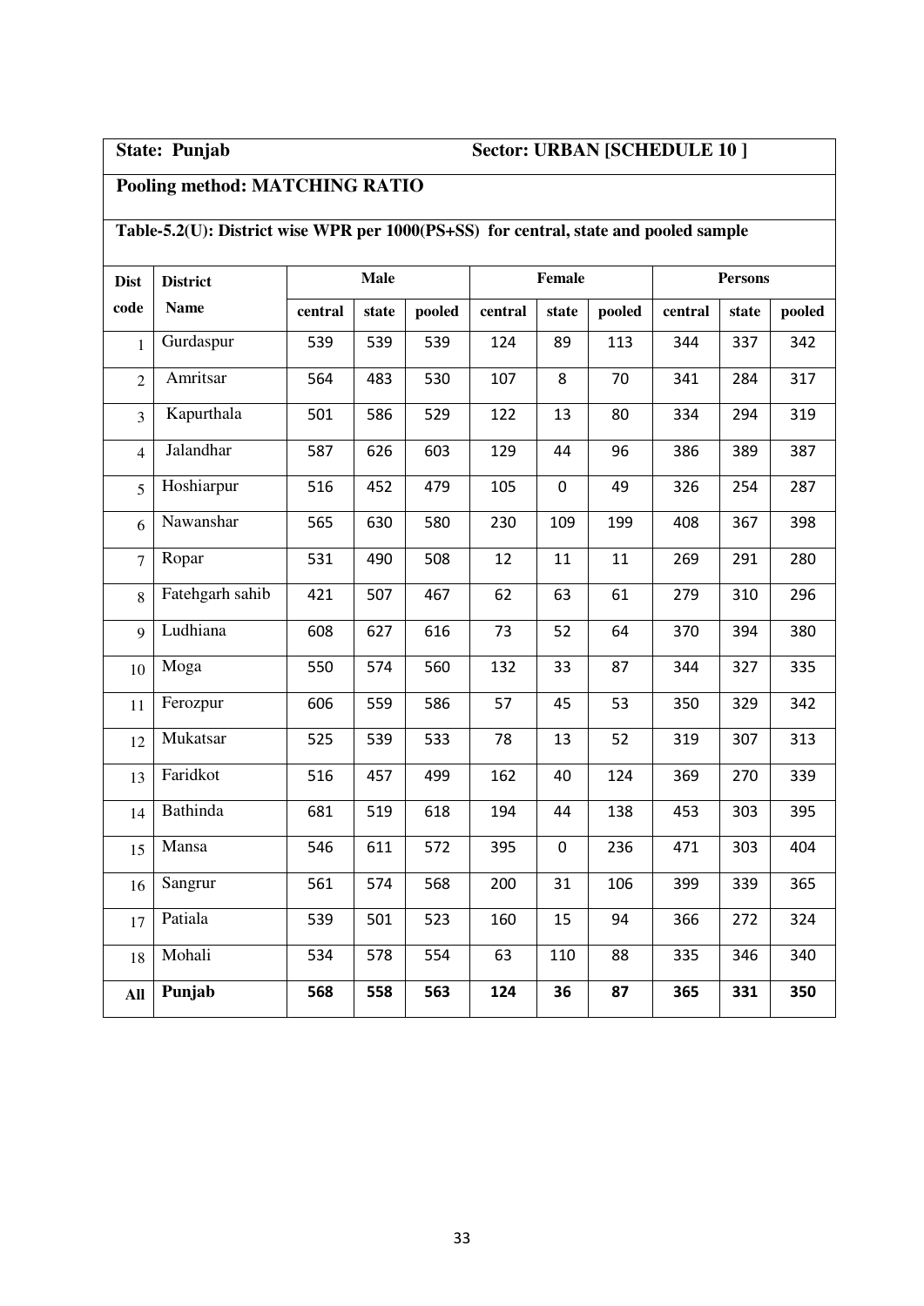**State: Punjab** **Sector: URBAN [SCHEDULE 10 ]**

**Pooling method: MATCHING RATIO**

**Table-5.2(U): District wise WPR per 1000(PS+SS) for central, state and pooled sample**

| Dist code | District Name | Male | | | Female | | | Persons | | |
|---|---|---|---|---|---|---|---|---|---|---|
| | | central | state | pooled | central | state | pooled | central | state | pooled |
| 1 | Gurdaspur | 539 | 539 | 539 | 124 | 89 | 113 | 344 | 337 | 342 |
| 2 | Amritsar | 564 | 483 | 530 | 107 | 8 | 70 | 341 | 284 | 317 |
| 3 | Kapurthala | 501 | 586 | 529 | 122 | 13 | 80 | 334 | 294 | 319 |
| 4 | Jalandhar | 587 | 626 | 603 | 129 | 44 | 96 | 386 | 389 | 387 |
| 5 | Hoshiarpur | 516 | 452 | 479 | 105 | 0 | 49 | 326 | 254 | 287 |
| 6 | Nawanshar | 565 | 630 | 580 | 230 | 109 | 199 | 408 | 367 | 398 |
| 7 | Ropar | 531 | 490 | 508 | 12 | 11 | 11 | 269 | 291 | 280 |
| 8 | Fatehgarh sahib | 421 | 507 | 467 | 62 | 63 | 61 | 279 | 310 | 296 |
| 9 | Ludhiana | 608 | 627 | 616 | 73 | 52 | 64 | 370 | 394 | 380 |
| 10 | Moga | 550 | 574 | 560 | 132 | 33 | 87 | 344 | 327 | 335 |
| 11 | Ferozpur | 606 | 559 | 586 | 57 | 45 | 53 | 350 | 329 | 342 |
| 12 | Mukatsar | 525 | 539 | 533 | 78 | 13 | 52 | 319 | 307 | 313 |
| 13 | Faridkot | 516 | 457 | 499 | 162 | 40 | 124 | 369 | 270 | 339 |
| 14 | Bathinda | 681 | 519 | 618 | 194 | 44 | 138 | 453 | 303 | 395 |
| 15 | Mansa | 546 | 611 | 572 | 395 | 0 | 236 | 471 | 303 | 404 |
| 16 | Sangrur | 561 | 574 | 568 | 200 | 31 | 106 | 399 | 339 | 365 |
| 17 | Patiala | 539 | 501 | 523 | 160 | 15 | 94 | 366 | 272 | 324 |
| 18 | Mohali | 534 | 578 | 554 | 63 | 110 | 88 | 335 | 346 | 340 |
| **All** | **Punjab** | **568** | **558** | **563** | **124** | **36** | **87** | **365** | **331** | **350** |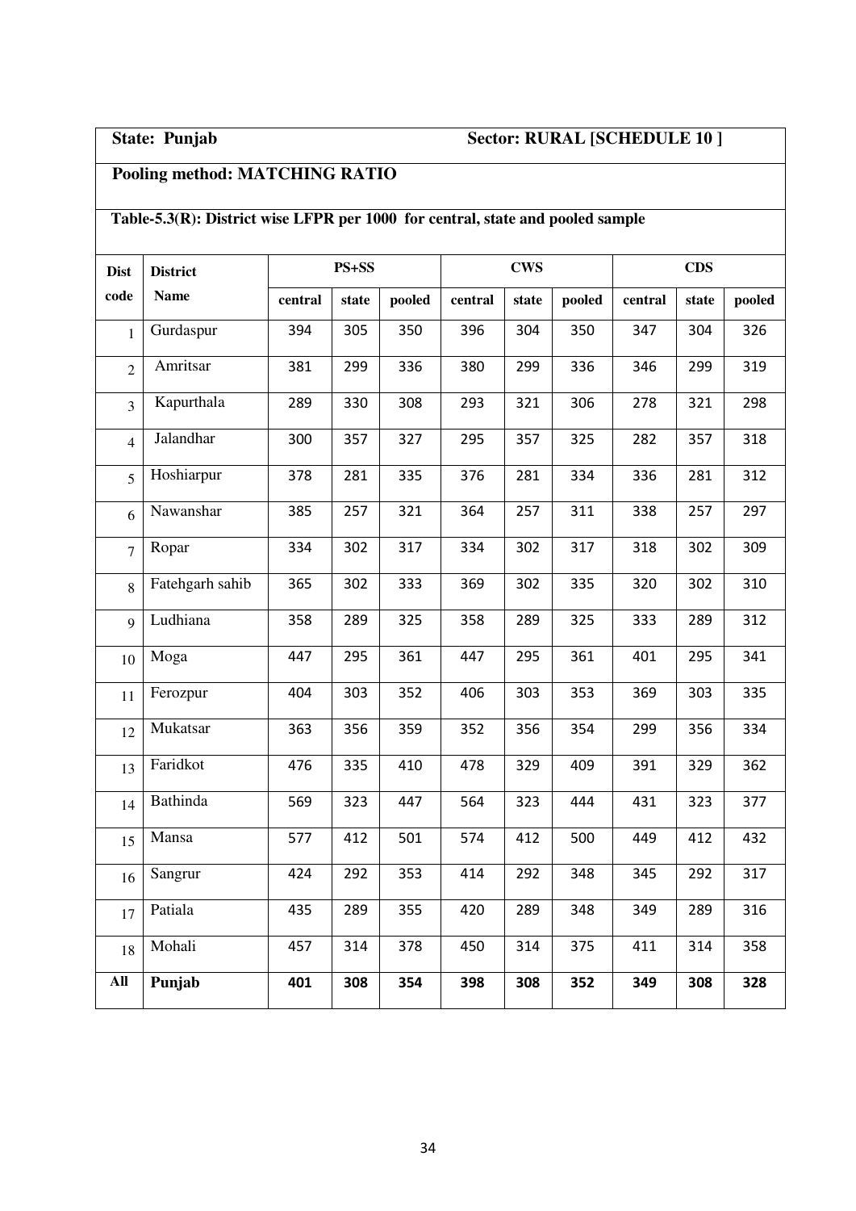**State: Punjab** **Sector: RURAL [SCHEDULE 10 ]**

**Pooling method: MATCHING RATIO**

**Table-5.3(R): District wise LFPR per 1000 for central, state and pooled sample**

| Dist code | District Name | PS+SS | | | CWS | | | CDS | | |
|---|---|---|---|---|---|---|---|---|---|---|
| | | central | state | pooled | central | state | pooled | central | state | pooled |
| 1 | Gurdaspur | 394 | 305 | 350 | 396 | 304 | 350 | 347 | 304 | 326 |
| 2 | Amritsar | 381 | 299 | 336 | 380 | 299 | 336 | 346 | 299 | 319 |
| 3 | Kapurthala | 289 | 330 | 308 | 293 | 321 | 306 | 278 | 321 | 298 |
| 4 | Jalandhar | 300 | 357 | 327 | 295 | 357 | 325 | 282 | 357 | 318 |
| 5 | Hoshiarpur | 378 | 281 | 335 | 376 | 281 | 334 | 336 | 281 | 312 |
| 6 | Nawanshar | 385 | 257 | 321 | 364 | 257 | 311 | 338 | 257 | 297 |
| 7 | Ropar | 334 | 302 | 317 | 334 | 302 | 317 | 318 | 302 | 309 |
| 8 | Fatehgarh sahib | 365 | 302 | 333 | 369 | 302 | 335 | 320 | 302 | 310 |
| 9 | Ludhiana | 358 | 289 | 325 | 358 | 289 | 325 | 333 | 289 | 312 |
| 10 | Moga | 447 | 295 | 361 | 447 | 295 | 361 | 401 | 295 | 341 |
| 11 | Ferozpur | 404 | 303 | 352 | 406 | 303 | 353 | 369 | 303 | 335 |
| 12 | Mukatsar | 363 | 356 | 359 | 352 | 356 | 354 | 299 | 356 | 334 |
| 13 | Faridkot | 476 | 335 | 410 | 478 | 329 | 409 | 391 | 329 | 362 |
| 14 | Bathinda | 569 | 323 | 447 | 564 | 323 | 444 | 431 | 323 | 377 |
| 15 | Mansa | 577 | 412 | 501 | 574 | 412 | 500 | 449 | 412 | 432 |
| 16 | Sangrur | 424 | 292 | 353 | 414 | 292 | 348 | 345 | 292 | 317 |
| 17 | Patiala | 435 | 289 | 355 | 420 | 289 | 348 | 349 | 289 | 316 |
| 18 | Mohali | 457 | 314 | 378 | 450 | 314 | 375 | 411 | 314 | 358 |
| **All** | **Punjab** | **401** | **308** | **354** | **398** | **308** | **352** | **349** | **308** | **328** |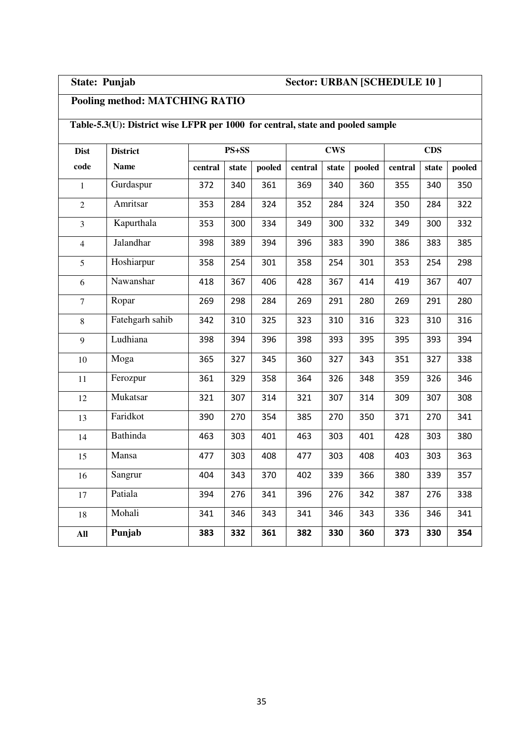**State: Punjab** **Sector: URBAN [SCHEDULE 10 ]**

**Pooling method: MATCHING RATIO**

**Table-5.3(U): District wise LFPR per 1000 for central, state and pooled sample**

| Dist code | District Name | PS+SS | | | CWS | | | CDS | | |
|---|---|---|---|---|---|---|---|---|---|---|
| | | central | state | pooled | central | state | pooled | central | state | pooled |
| 1 | Gurdaspur | 372 | 340 | 361 | 369 | 340 | 360 | 355 | 340 | 350 |
| 2 | Amritsar | 353 | 284 | 324 | 352 | 284 | 324 | 350 | 284 | 322 |
| 3 | Kapurthala | 353 | 300 | 334 | 349 | 300 | 332 | 349 | 300 | 332 |
| 4 | Jalandhar | 398 | 389 | 394 | 396 | 383 | 390 | 386 | 383 | 385 |
| 5 | Hoshiarpur | 358 | 254 | 301 | 358 | 254 | 301 | 353 | 254 | 298 |
| 6 | Nawanshar | 418 | 367 | 406 | 428 | 367 | 414 | 419 | 367 | 407 |
| 7 | Ropar | 269 | 298 | 284 | 269 | 291 | 280 | 269 | 291 | 280 |
| 8 | Fatehgarh sahib | 342 | 310 | 325 | 323 | 310 | 316 | 323 | 310 | 316 |
| 9 | Ludhiana | 398 | 394 | 396 | 398 | 393 | 395 | 395 | 393 | 394 |
| 10 | Moga | 365 | 327 | 345 | 360 | 327 | 343 | 351 | 327 | 338 |
| 11 | Ferozpur | 361 | 329 | 358 | 364 | 326 | 348 | 359 | 326 | 346 |
| 12 | Mukatsar | 321 | 307 | 314 | 321 | 307 | 314 | 309 | 307 | 308 |
| 13 | Faridkot | 390 | 270 | 354 | 385 | 270 | 350 | 371 | 270 | 341 |
| 14 | Bathinda | 463 | 303 | 401 | 463 | 303 | 401 | 428 | 303 | 380 |
| 15 | Mansa | 477 | 303 | 408 | 477 | 303 | 408 | 403 | 303 | 363 |
| 16 | Sangrur | 404 | 343 | 370 | 402 | 339 | 366 | 380 | 339 | 357 |
| 17 | Patiala | 394 | 276 | 341 | 396 | 276 | 342 | 387 | 276 | 338 |
| 18 | Mohali | 341 | 346 | 343 | 341 | 346 | 343 | 336 | 346 | 341 |
| **All** | **Punjab** | **383** | **332** | **361** | **382** | **330** | **360** | **373** | **330** | **354** |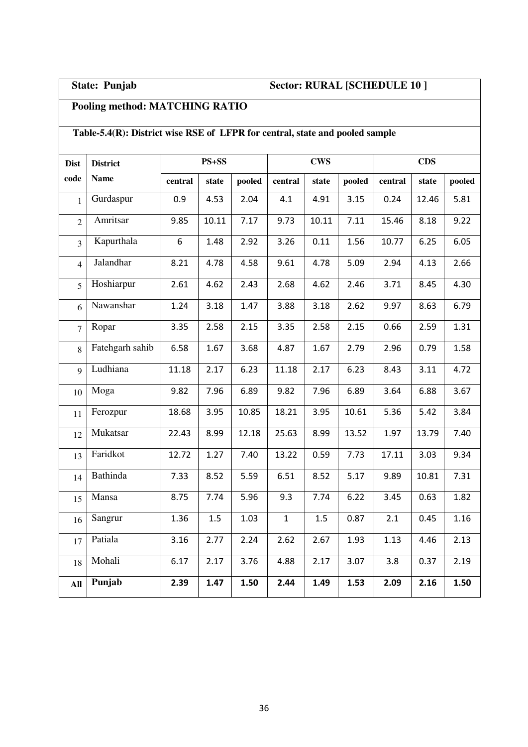**State: Punjab** **Sector: RURAL [SCHEDULE 10 ]**

**Pooling method: MATCHING RATIO**

**Table-5.4(R): District wise RSE of LFPR for central, state and pooled sample**

| Dist code | District Name | PS+SS | | | CWS | | | CDS | | |
|---|---|---|---|---|---|---|---|---|---|---|
| | | central | state | pooled | central | state | pooled | central | state | pooled |
| 1 | Gurdaspur | 0.9 | 4.53 | 2.04 | 4.1 | 4.91 | 3.15 | 0.24 | 12.46 | 5.81 |
| 2 | Amritsar | 9.85 | 10.11 | 7.17 | 9.73 | 10.11 | 7.11 | 15.46 | 8.18 | 9.22 |
| 3 | Kapurthala | 6 | 1.48 | 2.92 | 3.26 | 0.11 | 1.56 | 10.77 | 6.25 | 6.05 |
| 4 | Jalandhar | 8.21 | 4.78 | 4.58 | 9.61 | 4.78 | 5.09 | 2.94 | 4.13 | 2.66 |
| 5 | Hoshiarpur | 2.61 | 4.62 | 2.43 | 2.68 | 4.62 | 2.46 | 3.71 | 8.45 | 4.30 |
| 6 | Nawanshar | 1.24 | 3.18 | 1.47 | 3.88 | 3.18 | 2.62 | 9.97 | 8.63 | 6.79 |
| 7 | Ropar | 3.35 | 2.58 | 2.15 | 3.35 | 2.58 | 2.15 | 0.66 | 2.59 | 1.31 |
| 8 | Fatehgarh sahib | 6.58 | 1.67 | 3.68 | 4.87 | 1.67 | 2.79 | 2.96 | 0.79 | 1.58 |
| 9 | Ludhiana | 11.18 | 2.17 | 6.23 | 11.18 | 2.17 | 6.23 | 8.43 | 3.11 | 4.72 |
| 10 | Moga | 9.82 | 7.96 | 6.89 | 9.82 | 7.96 | 6.89 | 3.64 | 6.88 | 3.67 |
| 11 | Ferozpur | 18.68 | 3.95 | 10.85 | 18.21 | 3.95 | 10.61 | 5.36 | 5.42 | 3.84 |
| 12 | Mukatsar | 22.43 | 8.99 | 12.18 | 25.63 | 8.99 | 13.52 | 1.97 | 13.79 | 7.40 |
| 13 | Faridkot | 12.72 | 1.27 | 7.40 | 13.22 | 0.59 | 7.73 | 17.11 | 3.03 | 9.34 |
| 14 | Bathinda | 7.33 | 8.52 | 5.59 | 6.51 | 8.52 | 5.17 | 9.89 | 10.81 | 7.31 |
| 15 | Mansa | 8.75 | 7.74 | 5.96 | 9.3 | 7.74 | 6.22 | 3.45 | 0.63 | 1.82 |
| 16 | Sangrur | 1.36 | 1.5 | 1.03 | 1 | 1.5 | 0.87 | 2.1 | 0.45 | 1.16 |
| 17 | Patiala | 3.16 | 2.77 | 2.24 | 2.62 | 2.67 | 1.93 | 1.13 | 4.46 | 2.13 |
| 18 | Mohali | 6.17 | 2.17 | 3.76 | 4.88 | 2.17 | 3.07 | 3.8 | 0.37 | 2.19 |
| **All** | **Punjab** | **2.39** | **1.47** | **1.50** | **2.44** | **1.49** | **1.53** | **2.09** | **2.16** | **1.50** |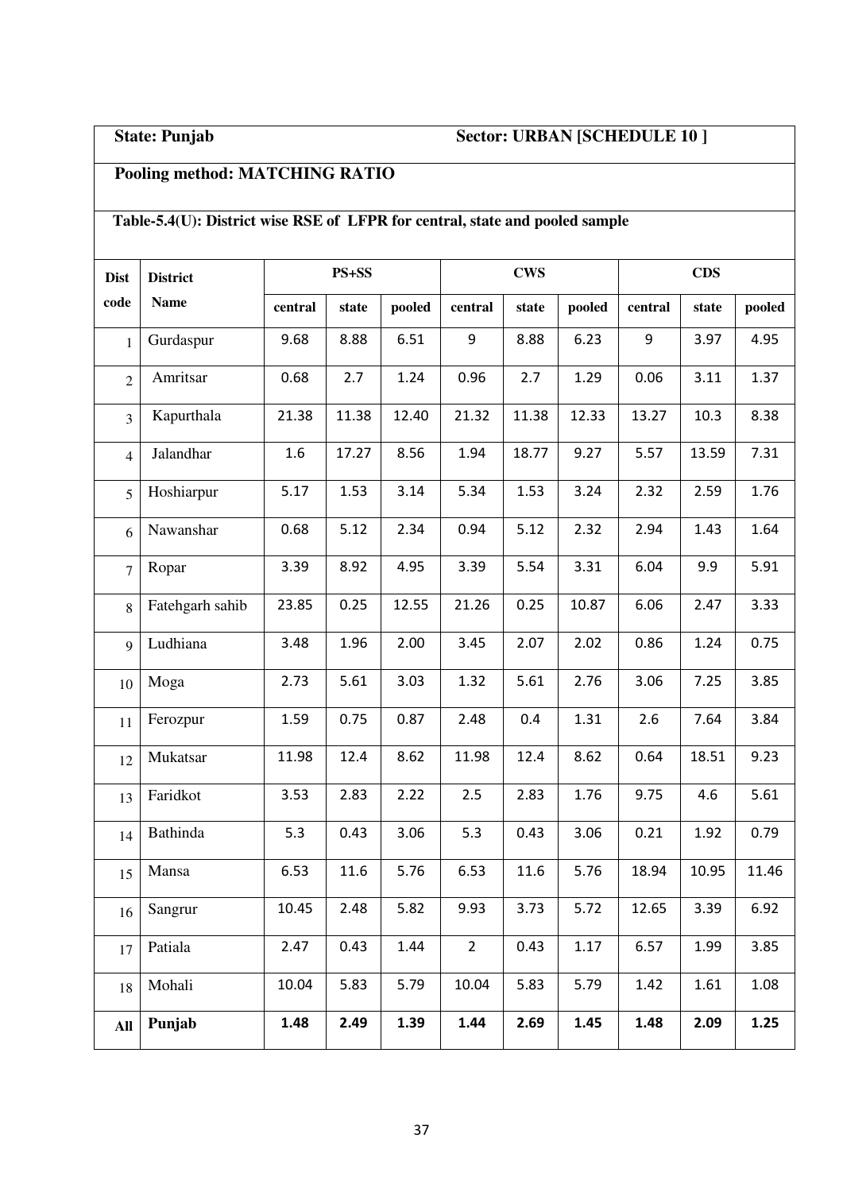**State: Punjab** **Sector: URBAN [SCHEDULE 10 ]**

**Pooling method: MATCHING RATIO**

**Table-5.4(U): District wise RSE of LFPR for central, state and pooled sample**

| Dist code | District Name | PS+SS | | | CWS | | | CDS | | |
|---|---|---|---|---|---|---|---|---|---|---|
| | | central | state | pooled | central | state | pooled | central | state | pooled |
| 1 | Gurdaspur | 9.68 | 8.88 | 6.51 | 9 | 8.88 | 6.23 | 9 | 3.97 | 4.95 |
| 2 | Amritsar | 0.68 | 2.7 | 1.24 | 0.96 | 2.7 | 1.29 | 0.06 | 3.11 | 1.37 |
| 3 | Kapurthala | 21.38 | 11.38 | 12.40 | 21.32 | 11.38 | 12.33 | 13.27 | 10.3 | 8.38 |
| 4 | Jalandhar | 1.6 | 17.27 | 8.56 | 1.94 | 18.77 | 9.27 | 5.57 | 13.59 | 7.31 |
| 5 | Hoshiarpur | 5.17 | 1.53 | 3.14 | 5.34 | 1.53 | 3.24 | 2.32 | 2.59 | 1.76 |
| 6 | Nawanshar | 0.68 | 5.12 | 2.34 | 0.94 | 5.12 | 2.32 | 2.94 | 1.43 | 1.64 |
| 7 | Ropar | 3.39 | 8.92 | 4.95 | 3.39 | 5.54 | 3.31 | 6.04 | 9.9 | 5.91 |
| 8 | Fatehgarh sahib | 23.85 | 0.25 | 12.55 | 21.26 | 0.25 | 10.87 | 6.06 | 2.47 | 3.33 |
| 9 | Ludhiana | 3.48 | 1.96 | 2.00 | 3.45 | 2.07 | 2.02 | 0.86 | 1.24 | 0.75 |
| 10 | Moga | 2.73 | 5.61 | 3.03 | 1.32 | 5.61 | 2.76 | 3.06 | 7.25 | 3.85 |
| 11 | Ferozpur | 1.59 | 0.75 | 0.87 | 2.48 | 0.4 | 1.31 | 2.6 | 7.64 | 3.84 |
| 12 | Mukatsar | 11.98 | 12.4 | 8.62 | 11.98 | 12.4 | 8.62 | 0.64 | 18.51 | 9.23 |
| 13 | Faridkot | 3.53 | 2.83 | 2.22 | 2.5 | 2.83 | 1.76 | 9.75 | 4.6 | 5.61 |
| 14 | Bathinda | 5.3 | 0.43 | 3.06 | 5.3 | 0.43 | 3.06 | 0.21 | 1.92 | 0.79 |
| 15 | Mansa | 6.53 | 11.6 | 5.76 | 6.53 | 11.6 | 5.76 | 18.94 | 10.95 | 11.46 |
| 16 | Sangrur | 10.45 | 2.48 | 5.82 | 9.93 | 3.73 | 5.72 | 12.65 | 3.39 | 6.92 |
| 17 | Patiala | 2.47 | 0.43 | 1.44 | 2 | 0.43 | 1.17 | 6.57 | 1.99 | 3.85 |
| 18 | Mohali | 10.04 | 5.83 | 5.79 | 10.04 | 5.83 | 5.79 | 1.42 | 1.61 | 1.08 |
| **All** | **Punjab** | **1.48** | **2.49** | **1.39** | **1.44** | **2.69** | **1.45** | **1.48** | **2.09** | **1.25** |